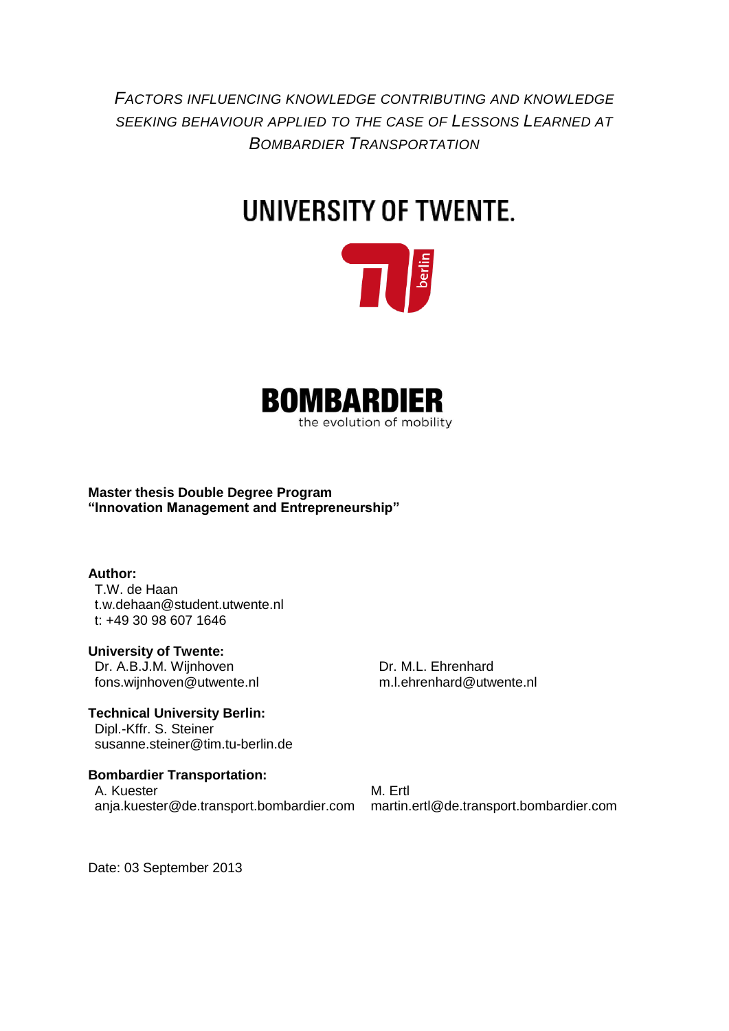*FACTORS INFLUENCING KNOWLEDGE CONTRIBUTING AND KNOWLEDGE SEEKING BEHAVIOUR APPLIED TO THE CASE OF LESSONS LEARNED AT BOMBARDIER TRANSPORTATION*

UNIVERSITY OF TWENTE.

BOMBARDIER
the evolution of mobility

**Master thesis Double Degree Program**
**"Innovation Management and Entrepreneurship"**

**Author:**
T.W. de Haan
t.w.dehaan@student.utwente.nl
t: +49 30 98 607 1646

**University of Twente:**
Dr. A.B.J.M. Wijnhoven
fons.wijnhoven@utwente.nl

Dr. M.L. Ehrenhard
m.l.ehrenhard@utwente.nl

**Technical University Berlin:**
Dipl.-Kffr. S. Steiner
susanne.steiner@tim.tu-berlin.de

**Bombardier Transportation:**
A. Kuester
anja.kuester@de.transport.bombardier.com

M. Ertl
martin.ertl@de.transport.bombardier.com

Date: 03 September 2013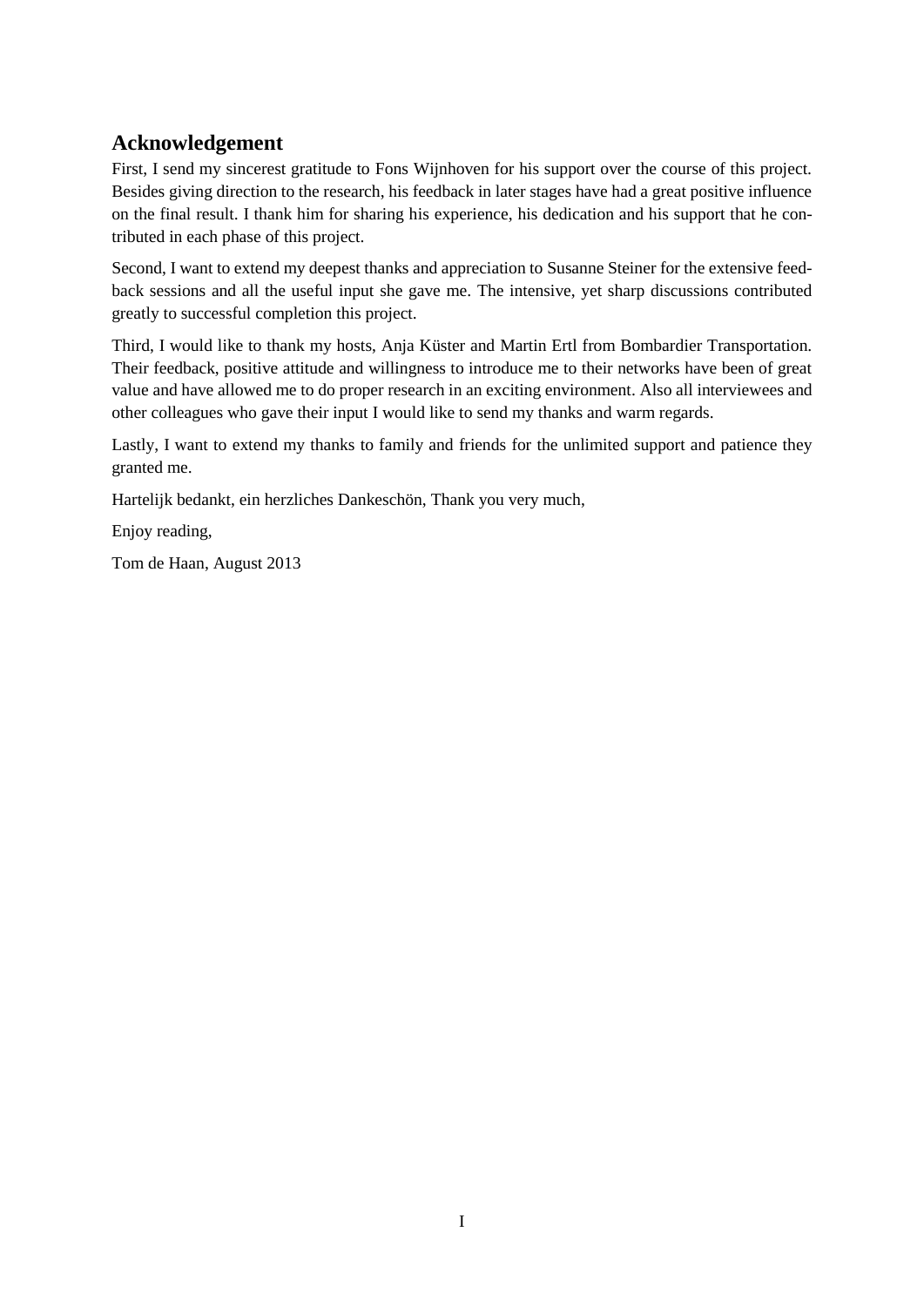## Acknowledgement

First, I send my sincerest gratitude to Fons Wijnhoven for his support over the course of this project. Besides giving direction to the research, his feedback in later stages have had a great positive influence on the final result. I thank him for sharing his experience, his dedication and his support that he contributed in each phase of this project.

Second, I want to extend my deepest thanks and appreciation to Susanne Steiner for the extensive feedback sessions and all the useful input she gave me. The intensive, yet sharp discussions contributed greatly to successful completion this project.

Third, I would like to thank my hosts, Anja Küster and Martin Ertl from Bombardier Transportation. Their feedback, positive attitude and willingness to introduce me to their networks have been of great value and have allowed me to do proper research in an exciting environment. Also all interviewees and other colleagues who gave their input I would like to send my thanks and warm regards.

Lastly, I want to extend my thanks to family and friends for the unlimited support and patience they granted me.

Hartelijk bedankt, ein herzliches Dankeschön, Thank you very much,

Enjoy reading,

Tom de Haan, August 2013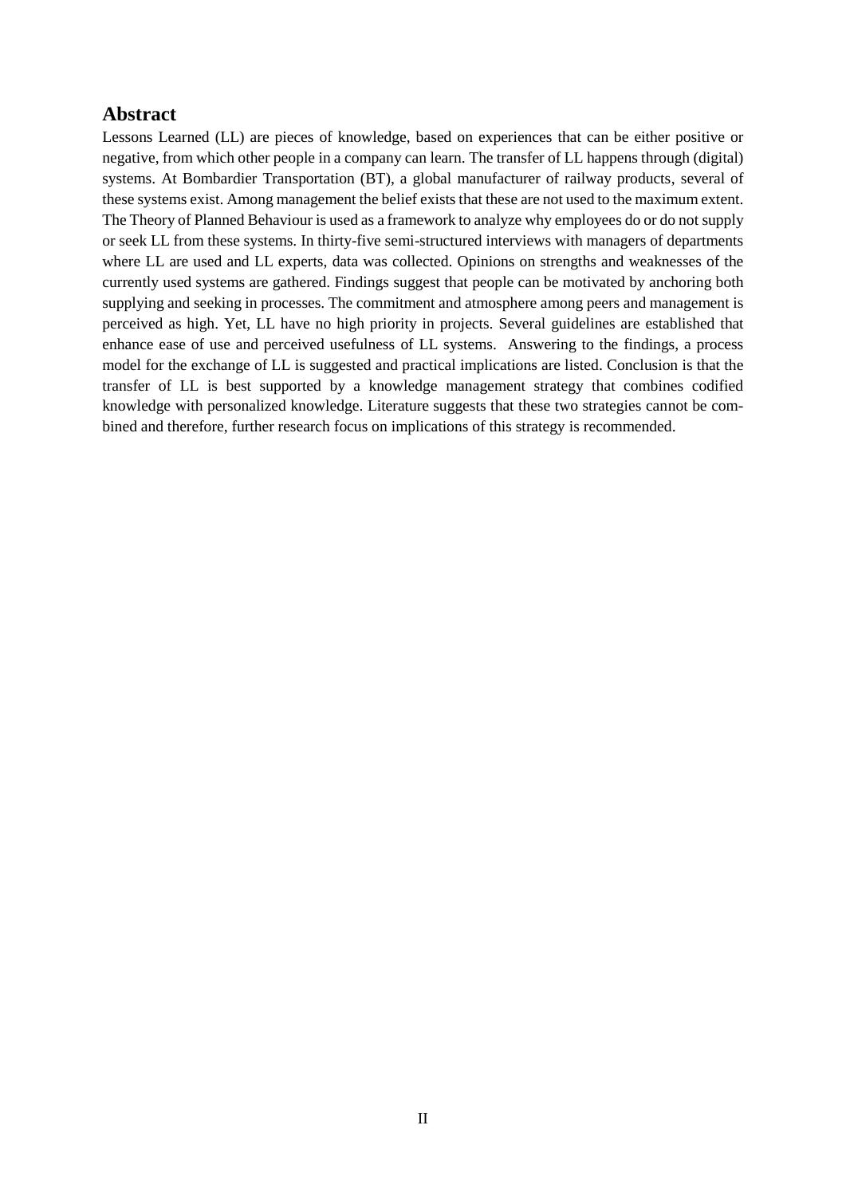## Abstract

Lessons Learned (LL) are pieces of knowledge, based on experiences that can be either positive or negative, from which other people in a company can learn. The transfer of LL happens through (digital) systems. At Bombardier Transportation (BT), a global manufacturer of railway products, several of these systems exist. Among management the belief exists that these are not used to the maximum extent. The Theory of Planned Behaviour is used as a framework to analyze why employees do or do not supply or seek LL from these systems. In thirty-five semi-structured interviews with managers of departments where LL are used and LL experts, data was collected. Opinions on strengths and weaknesses of the currently used systems are gathered. Findings suggest that people can be motivated by anchoring both supplying and seeking in processes. The commitment and atmosphere among peers and management is perceived as high. Yet, LL have no high priority in projects. Several guidelines are established that enhance ease of use and perceived usefulness of LL systems. Answering to the findings, a process model for the exchange of LL is suggested and practical implications are listed. Conclusion is that the transfer of LL is best supported by a knowledge management strategy that combines codified knowledge with personalized knowledge. Literature suggests that these two strategies cannot be combined and therefore, further research focus on implications of this strategy is recommended.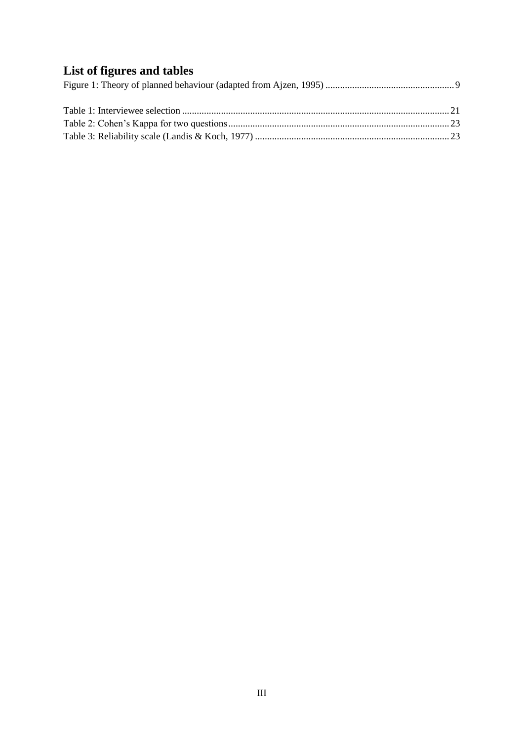# List of figures and tables

Figure 1: Theory of planned behaviour (adapted from Ajzen, 1995) .......... 9

Table 1: Interviewee selection .......... 21
Table 2: Cohen's Kappa for two questions .......... 23
Table 3: Reliability scale (Landis & Koch, 1977) .......... 23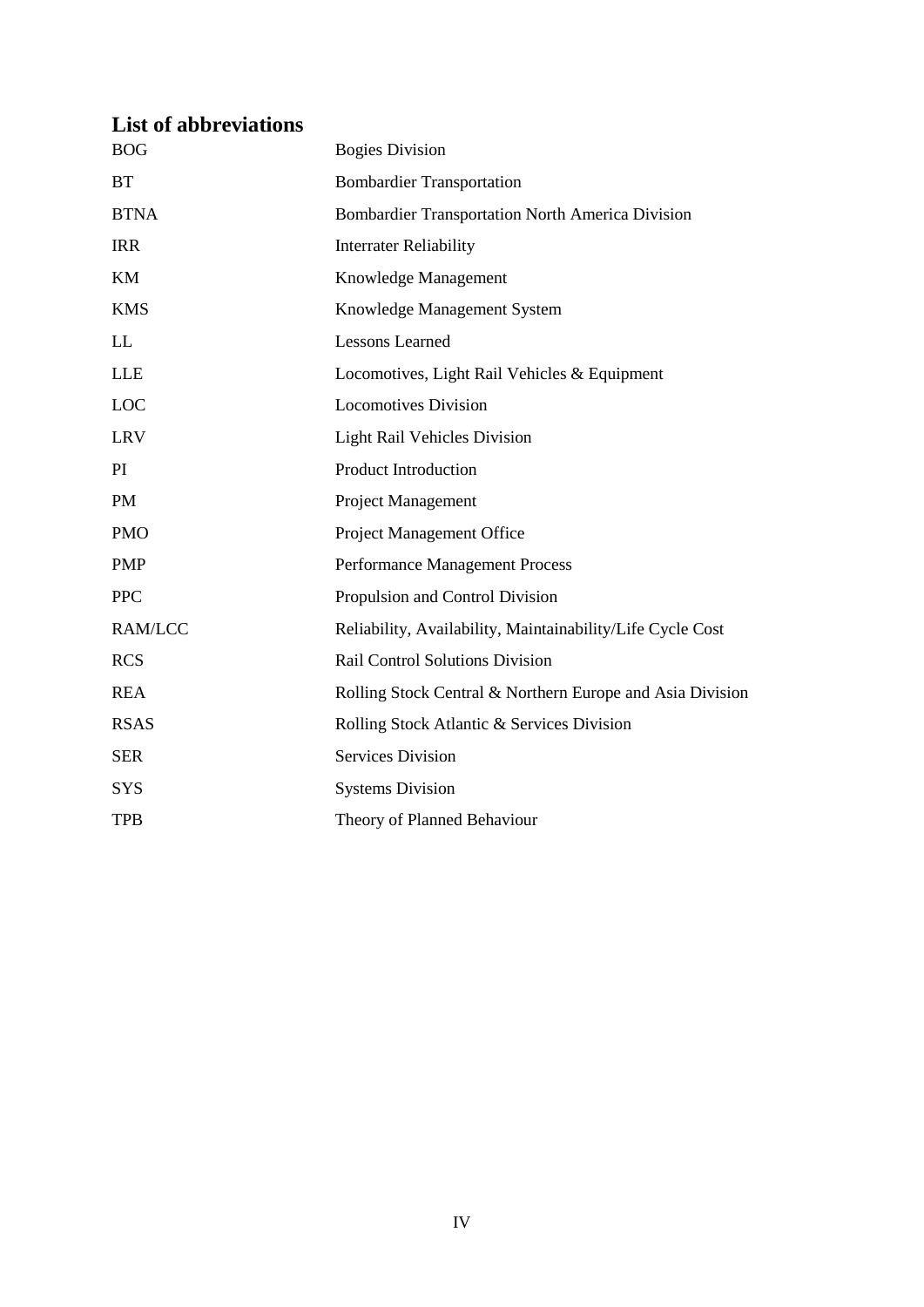# List of abbreviations

| | |
|---|---|
| BOG | Bogies Division |
| BT | Bombardier Transportation |
| BTNA | Bombardier Transportation North America Division |
| IRR | Interrater Reliability |
| KM | Knowledge Management |
| KMS | Knowledge Management System |
| LL | Lessons Learned |
| LLE | Locomotives, Light Rail Vehicles & Equipment |
| LOC | Locomotives Division |
| LRV | Light Rail Vehicles Division |
| PI | Product Introduction |
| PM | Project Management |
| PMO | Project Management Office |
| PMP | Performance Management Process |
| PPC | Propulsion and Control Division |
| RAM/LCC | Reliability, Availability, Maintainability/Life Cycle Cost |
| RCS | Rail Control Solutions Division |
| REA | Rolling Stock Central & Northern Europe and Asia Division |
| RSAS | Rolling Stock Atlantic & Services Division |
| SER | Services Division |
| SYS | Systems Division |
| TPB | Theory of Planned Behaviour |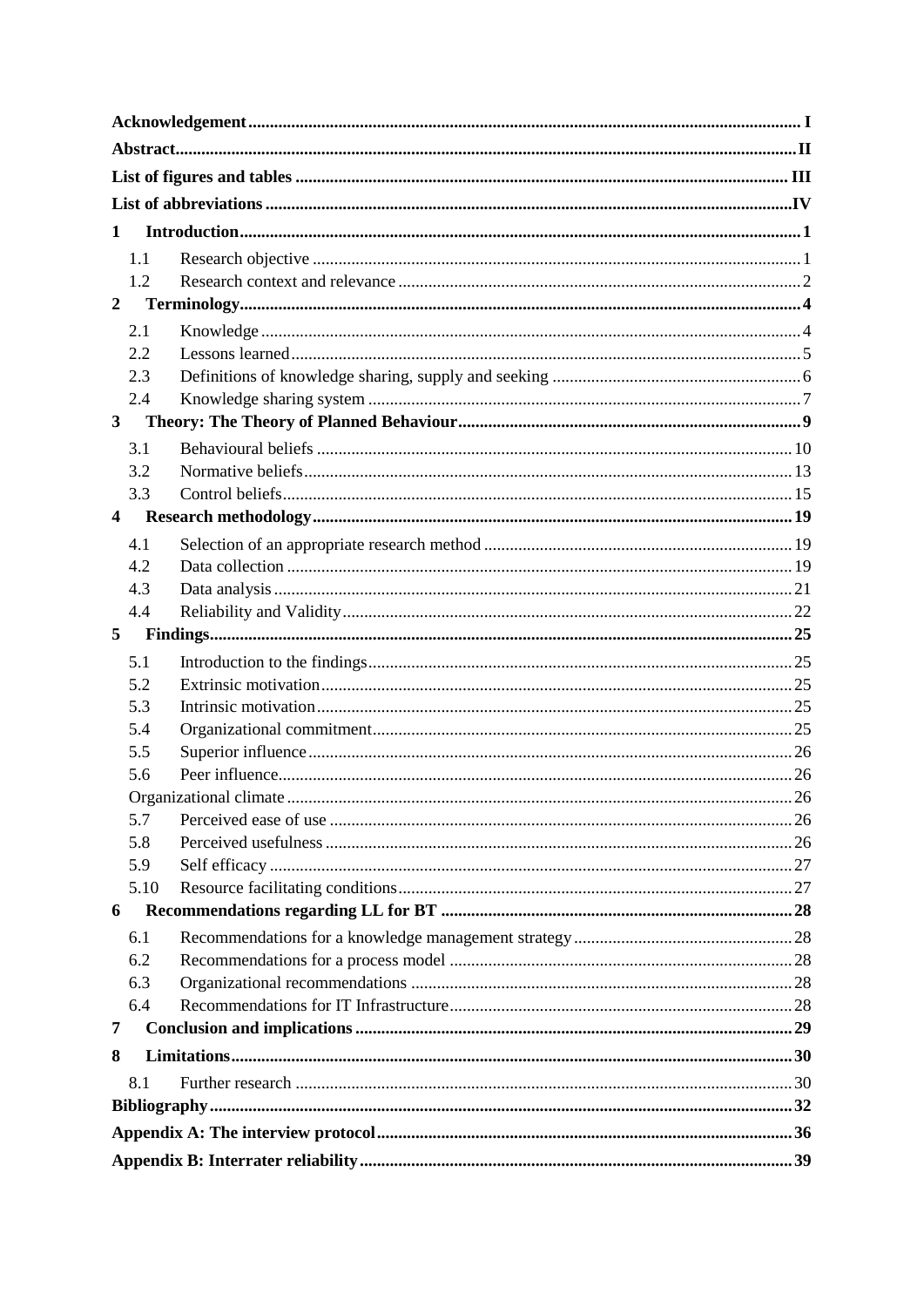Acknowledgement ........ I
Abstract ........ II
List of figures and tables ........ III
List of abbreviations ........ IV

1 Introduction ........ 1
- 1.1 Research objective ........ 1
- 1.2 Research context and relevance ........ 2

2 Terminology ........ 4
- 2.1 Knowledge ........ 4
- 2.2 Lessons learned ........ 5
- 2.3 Definitions of knowledge sharing, supply and seeking ........ 6
- 2.4 Knowledge sharing system ........ 7

3 Theory: The Theory of Planned Behaviour ........ 9
- 3.1 Behavioural beliefs ........ 10
- 3.2 Normative beliefs ........ 13
- 3.3 Control beliefs ........ 15

4 Research methodology ........ 19
- 4.1 Selection of an appropriate research method ........ 19
- 4.2 Data collection ........ 19
- 4.3 Data analysis ........ 21
- 4.4 Reliability and Validity ........ 22

5 Findings ........ 25
- 5.1 Introduction to the findings ........ 25
- 5.2 Extrinsic motivation ........ 25
- 5.3 Intrinsic motivation ........ 25
- 5.4 Organizational commitment ........ 25
- 5.5 Superior influence ........ 26
- 5.6 Peer influence ........ 26
- Organizational climate ........ 26
- 5.7 Perceived ease of use ........ 26
- 5.8 Perceived usefulness ........ 26
- 5.9 Self efficacy ........ 27
- 5.10 Resource facilitating conditions ........ 27

6 Recommendations regarding LL for BT ........ 28
- 6.1 Recommendations for a knowledge management strategy ........ 28
- 6.2 Recommendations for a process model ........ 28
- 6.3 Organizational recommendations ........ 28
- 6.4 Recommendations for IT Infrastructure ........ 28

7 Conclusion and implications ........ 29

8 Limitations ........ 30
- 8.1 Further research ........ 30

Bibliography ........ 32
Appendix A: The interview protocol ........ 36
Appendix B: Interrater reliability ........ 39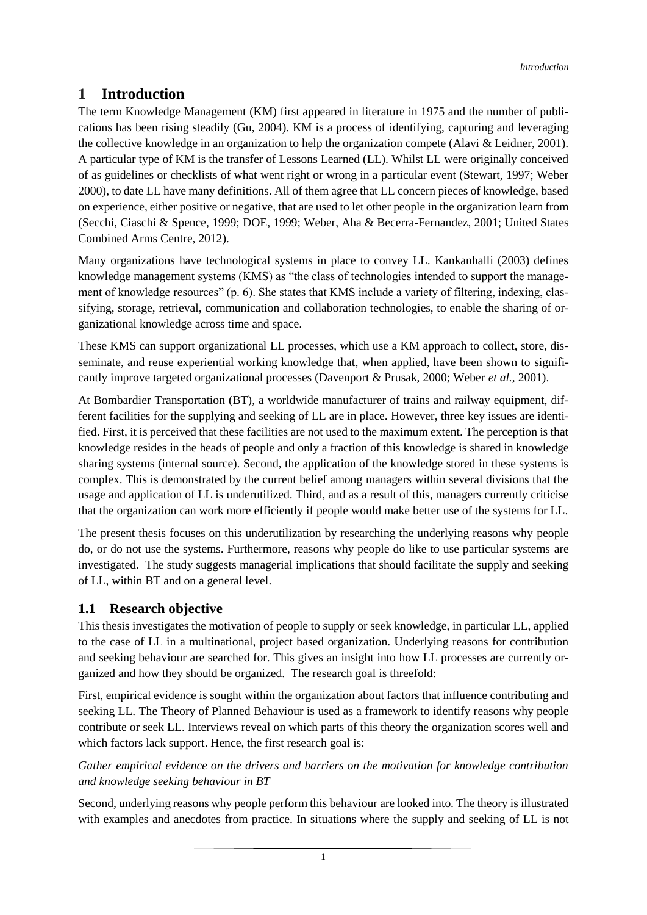# 1 Introduction

The term Knowledge Management (KM) first appeared in literature in 1975 and the number of publications has been rising steadily (Gu, 2004). KM is a process of identifying, capturing and leveraging the collective knowledge in an organization to help the organization compete (Alavi & Leidner, 2001). A particular type of KM is the transfer of Lessons Learned (LL). Whilst LL were originally conceived of as guidelines or checklists of what went right or wrong in a particular event (Stewart, 1997; Weber 2000), to date LL have many definitions. All of them agree that LL concern pieces of knowledge, based on experience, either positive or negative, that are used to let other people in the organization learn from (Secchi, Ciaschi & Spence, 1999; DOE, 1999; Weber, Aha & Becerra-Fernandez, 2001; United States Combined Arms Centre, 2012).

Many organizations have technological systems in place to convey LL. Kankanhalli (2003) defines knowledge management systems (KMS) as "the class of technologies intended to support the management of knowledge resources" (p. 6). She states that KMS include a variety of filtering, indexing, classifying, storage, retrieval, communication and collaboration technologies, to enable the sharing of organizational knowledge across time and space.

These KMS can support organizational LL processes, which use a KM approach to collect, store, disseminate, and reuse experiential working knowledge that, when applied, have been shown to significantly improve targeted organizational processes (Davenport & Prusak, 2000; Weber *et al.*, 2001).

At Bombardier Transportation (BT), a worldwide manufacturer of trains and railway equipment, different facilities for the supplying and seeking of LL are in place. However, three key issues are identified. First, it is perceived that these facilities are not used to the maximum extent. The perception is that knowledge resides in the heads of people and only a fraction of this knowledge is shared in knowledge sharing systems (internal source). Second, the application of the knowledge stored in these systems is complex. This is demonstrated by the current belief among managers within several divisions that the usage and application of LL is underutilized. Third, and as a result of this, managers currently criticise that the organization can work more efficiently if people would make better use of the systems for LL.

The present thesis focuses on this underutilization by researching the underlying reasons why people do, or do not use the systems. Furthermore, reasons why people do like to use particular systems are investigated. The study suggests managerial implications that should facilitate the supply and seeking of LL, within BT and on a general level.

## 1.1 Research objective

This thesis investigates the motivation of people to supply or seek knowledge, in particular LL, applied to the case of LL in a multinational, project based organization. Underlying reasons for contribution and seeking behaviour are searched for. This gives an insight into how LL processes are currently organized and how they should be organized. The research goal is threefold:

First, empirical evidence is sought within the organization about factors that influence contributing and seeking LL. The Theory of Planned Behaviour is used as a framework to identify reasons why people contribute or seek LL. Interviews reveal on which parts of this theory the organization scores well and which factors lack support. Hence, the first research goal is:

*Gather empirical evidence on the drivers and barriers on the motivation for knowledge contribution and knowledge seeking behaviour in BT*

Second, underlying reasons why people perform this behaviour are looked into. The theory is illustrated with examples and anecdotes from practice. In situations where the supply and seeking of LL is not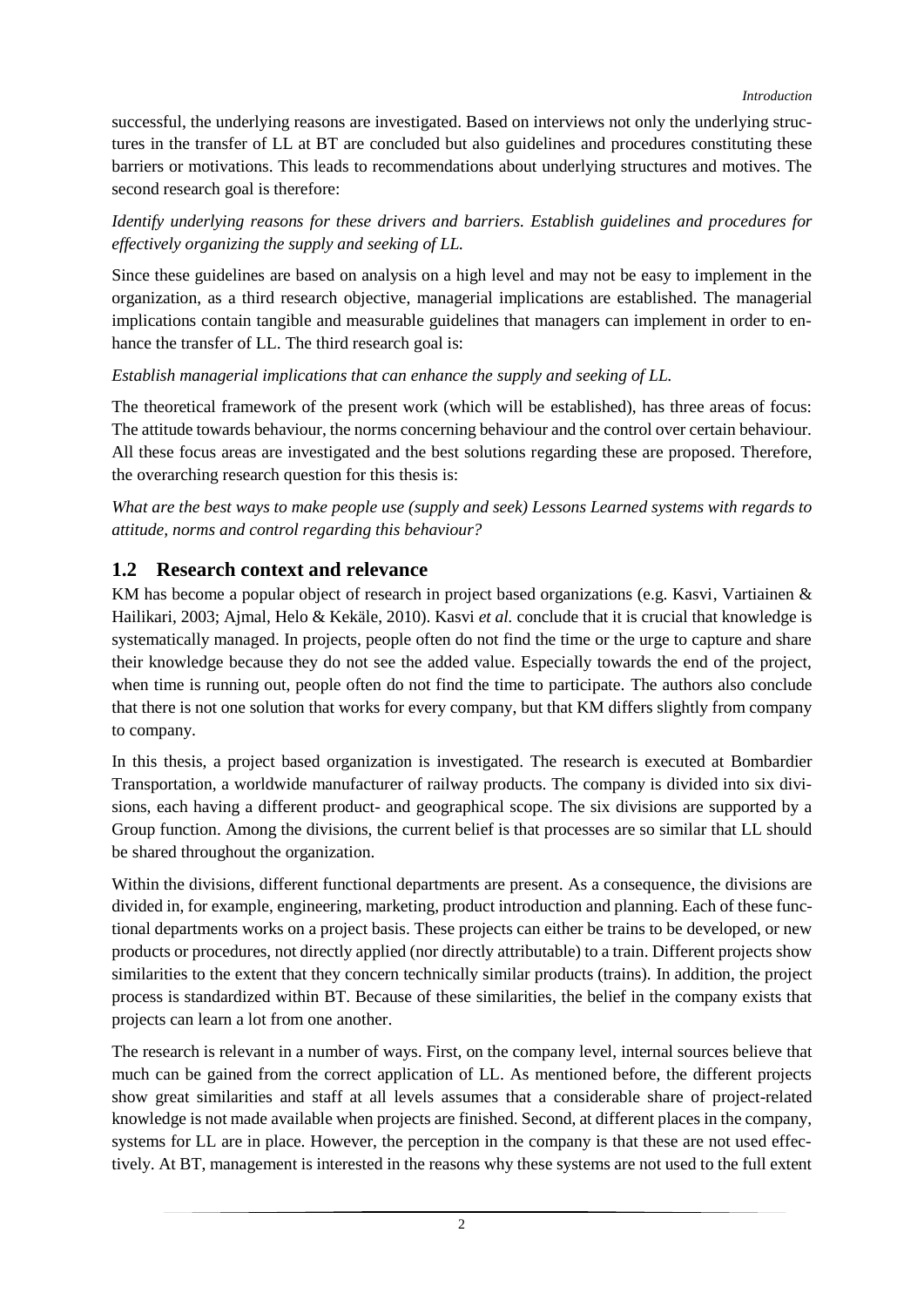successful, the underlying reasons are investigated. Based on interviews not only the underlying structures in the transfer of LL at BT are concluded but also guidelines and procedures constituting these barriers or motivations. This leads to recommendations about underlying structures and motives. The second research goal is therefore:

*Identify underlying reasons for these drivers and barriers. Establish guidelines and procedures for effectively organizing the supply and seeking of LL.*

Since these guidelines are based on analysis on a high level and may not be easy to implement in the organization, as a third research objective, managerial implications are established. The managerial implications contain tangible and measurable guidelines that managers can implement in order to enhance the transfer of LL. The third research goal is:

*Establish managerial implications that can enhance the supply and seeking of LL.*

The theoretical framework of the present work (which will be established), has three areas of focus: The attitude towards behaviour, the norms concerning behaviour and the control over certain behaviour. All these focus areas are investigated and the best solutions regarding these are proposed. Therefore, the overarching research question for this thesis is:

*What are the best ways to make people use (supply and seek) Lessons Learned systems with regards to attitude, norms and control regarding this behaviour?*

## 1.2 Research context and relevance

KM has become a popular object of research in project based organizations (e.g. Kasvi, Vartiainen & Hailikari, 2003; Ajmal, Helo & Kekäle, 2010). Kasvi *et al.* conclude that it is crucial that knowledge is systematically managed. In projects, people often do not find the time or the urge to capture and share their knowledge because they do not see the added value. Especially towards the end of the project, when time is running out, people often do not find the time to participate. The authors also conclude that there is not one solution that works for every company, but that KM differs slightly from company to company.

In this thesis, a project based organization is investigated. The research is executed at Bombardier Transportation, a worldwide manufacturer of railway products. The company is divided into six divisions, each having a different product- and geographical scope. The six divisions are supported by a Group function. Among the divisions, the current belief is that processes are so similar that LL should be shared throughout the organization.

Within the divisions, different functional departments are present. As a consequence, the divisions are divided in, for example, engineering, marketing, product introduction and planning. Each of these functional departments works on a project basis. These projects can either be trains to be developed, or new products or procedures, not directly applied (nor directly attributable) to a train. Different projects show similarities to the extent that they concern technically similar products (trains). In addition, the project process is standardized within BT. Because of these similarities, the belief in the company exists that projects can learn a lot from one another.

The research is relevant in a number of ways. First, on the company level, internal sources believe that much can be gained from the correct application of LL. As mentioned before, the different projects show great similarities and staff at all levels assumes that a considerable share of project-related knowledge is not made available when projects are finished. Second, at different places in the company, systems for LL are in place. However, the perception in the company is that these are not used effectively. At BT, management is interested in the reasons why these systems are not used to the full extent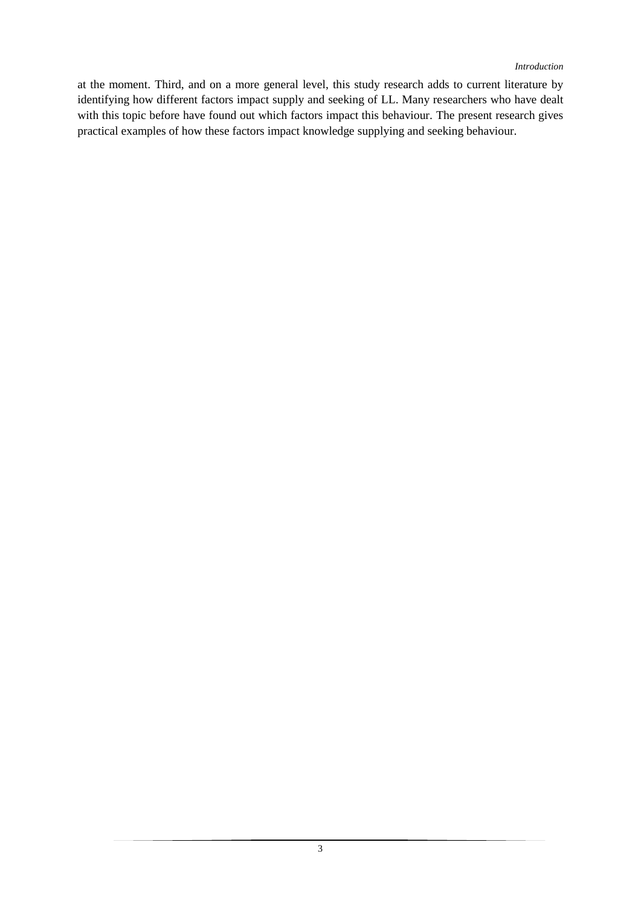at the moment. Third, and on a more general level, this study research adds to current literature by identifying how different factors impact supply and seeking of LL. Many researchers who have dealt with this topic before have found out which factors impact this behaviour. The present research gives practical examples of how these factors impact knowledge supplying and seeking behaviour.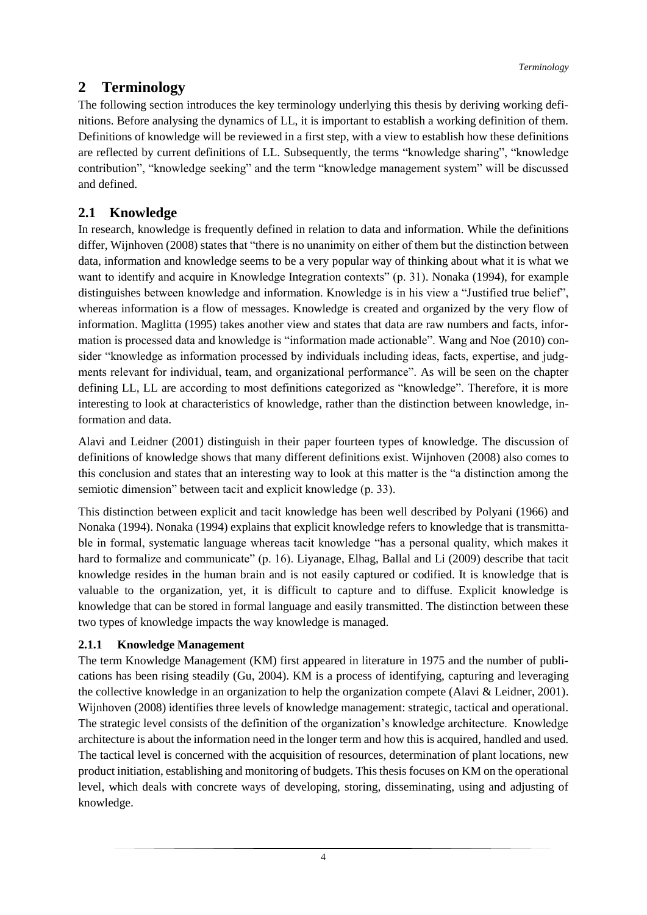# 2 Terminology

The following section introduces the key terminology underlying this thesis by deriving working definitions. Before analysing the dynamics of LL, it is important to establish a working definition of them. Definitions of knowledge will be reviewed in a first step, with a view to establish how these definitions are reflected by current definitions of LL. Subsequently, the terms "knowledge sharing", "knowledge contribution", "knowledge seeking" and the term "knowledge management system" will be discussed and defined.

## 2.1 Knowledge

In research, knowledge is frequently defined in relation to data and information. While the definitions differ, Wijnhoven (2008) states that "there is no unanimity on either of them but the distinction between data, information and knowledge seems to be a very popular way of thinking about what it is what we want to identify and acquire in Knowledge Integration contexts" (p. 31). Nonaka (1994), for example distinguishes between knowledge and information. Knowledge is in his view a "Justified true belief", whereas information is a flow of messages. Knowledge is created and organized by the very flow of information. Maglitta (1995) takes another view and states that data are raw numbers and facts, information is processed data and knowledge is "information made actionable". Wang and Noe (2010) consider "knowledge as information processed by individuals including ideas, facts, expertise, and judgments relevant for individual, team, and organizational performance". As will be seen on the chapter defining LL, LL are according to most definitions categorized as "knowledge". Therefore, it is more interesting to look at characteristics of knowledge, rather than the distinction between knowledge, information and data.

Alavi and Leidner (2001) distinguish in their paper fourteen types of knowledge. The discussion of definitions of knowledge shows that many different definitions exist. Wijnhoven (2008) also comes to this conclusion and states that an interesting way to look at this matter is the "a distinction among the semiotic dimension" between tacit and explicit knowledge (p. 33).

This distinction between explicit and tacit knowledge has been well described by Polyani (1966) and Nonaka (1994). Nonaka (1994) explains that explicit knowledge refers to knowledge that is transmittable in formal, systematic language whereas tacit knowledge "has a personal quality, which makes it hard to formalize and communicate" (p. 16). Liyanage, Elhag, Ballal and Li (2009) describe that tacit knowledge resides in the human brain and is not easily captured or codified. It is knowledge that is valuable to the organization, yet, it is difficult to capture and to diffuse. Explicit knowledge is knowledge that can be stored in formal language and easily transmitted. The distinction between these two types of knowledge impacts the way knowledge is managed.

### 2.1.1 Knowledge Management

The term Knowledge Management (KM) first appeared in literature in 1975 and the number of publications has been rising steadily (Gu, 2004). KM is a process of identifying, capturing and leveraging the collective knowledge in an organization to help the organization compete (Alavi & Leidner, 2001). Wijnhoven (2008) identifies three levels of knowledge management: strategic, tactical and operational. The strategic level consists of the definition of the organization's knowledge architecture. Knowledge architecture is about the information need in the longer term and how this is acquired, handled and used. The tactical level is concerned with the acquisition of resources, determination of plant locations, new product initiation, establishing and monitoring of budgets. This thesis focuses on KM on the operational level, which deals with concrete ways of developing, storing, disseminating, using and adjusting of knowledge.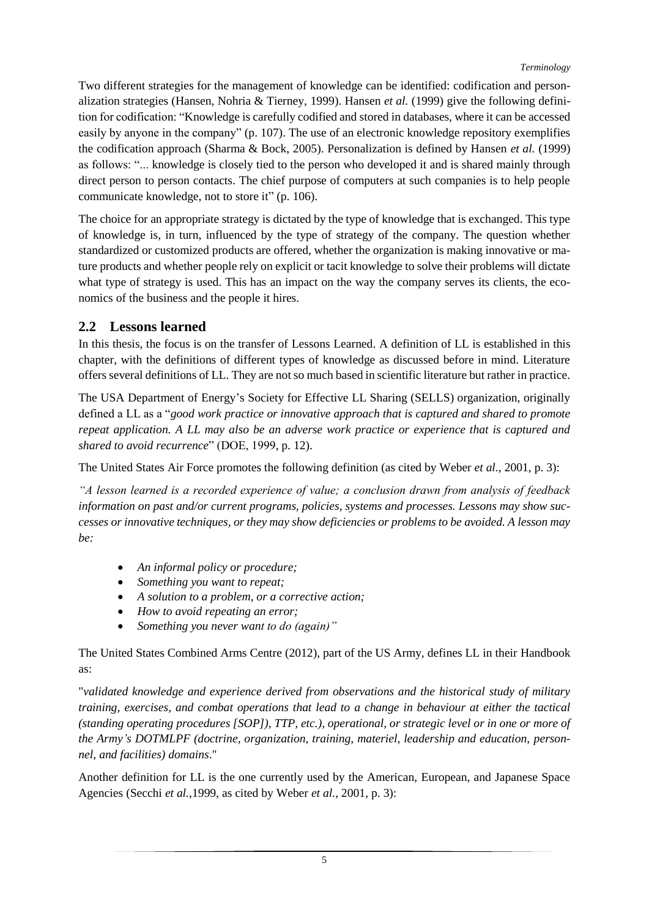Two different strategies for the management of knowledge can be identified: codification and personalization strategies (Hansen, Nohria & Tierney, 1999). Hansen *et al.* (1999) give the following definition for codification: "Knowledge is carefully codified and stored in databases, where it can be accessed easily by anyone in the company" (p. 107). The use of an electronic knowledge repository exemplifies the codification approach (Sharma & Bock, 2005). Personalization is defined by Hansen *et al.* (1999) as follows: "... knowledge is closely tied to the person who developed it and is shared mainly through direct person to person contacts. The chief purpose of computers at such companies is to help people communicate knowledge, not to store it" (p. 106).

The choice for an appropriate strategy is dictated by the type of knowledge that is exchanged. This type of knowledge is, in turn, influenced by the type of strategy of the company. The question whether standardized or customized products are offered, whether the organization is making innovative or mature products and whether people rely on explicit or tacit knowledge to solve their problems will dictate what type of strategy is used. This has an impact on the way the company serves its clients, the economics of the business and the people it hires.

## 2.2 Lessons learned

In this thesis, the focus is on the transfer of Lessons Learned. A definition of LL is established in this chapter, with the definitions of different types of knowledge as discussed before in mind. Literature offers several definitions of LL. They are not so much based in scientific literature but rather in practice.

The USA Department of Energy's Society for Effective LL Sharing (SELLS) organization, originally defined a LL as a "*good work practice or innovative approach that is captured and shared to promote repeat application. A LL may also be an adverse work practice or experience that is captured and shared to avoid recurrence*" (DOE, 1999, p. 12).

The United States Air Force promotes the following definition (as cited by Weber *et al.*, 2001, p. 3):

*"A lesson learned is a recorded experience of value; a conclusion drawn from analysis of feedback information on past and/or current programs, policies, systems and processes. Lessons may show successes or innovative techniques, or they may show deficiencies or problems to be avoided. A lesson may be:*

- *An informal policy or procedure;*
- *Something you want to repeat;*
- *A solution to a problem, or a corrective action;*
- *How to avoid repeating an error;*
- *Something you never want to do (again)"*

The United States Combined Arms Centre (2012), part of the US Army, defines LL in their Handbook as:

"*validated knowledge and experience derived from observations and the historical study of military training, exercises, and combat operations that lead to a change in behaviour at either the tactical (standing operating procedures [SOP]), TTP, etc.), operational, or strategic level or in one or more of the Army's DOTMLPF (doctrine, organization, training, materiel, leadership and education, personnel, and facilities) domains*."

Another definition for LL is the one currently used by the American, European, and Japanese Space Agencies (Secchi *et al.*,1999, as cited by Weber *et al.*, 2001, p. 3):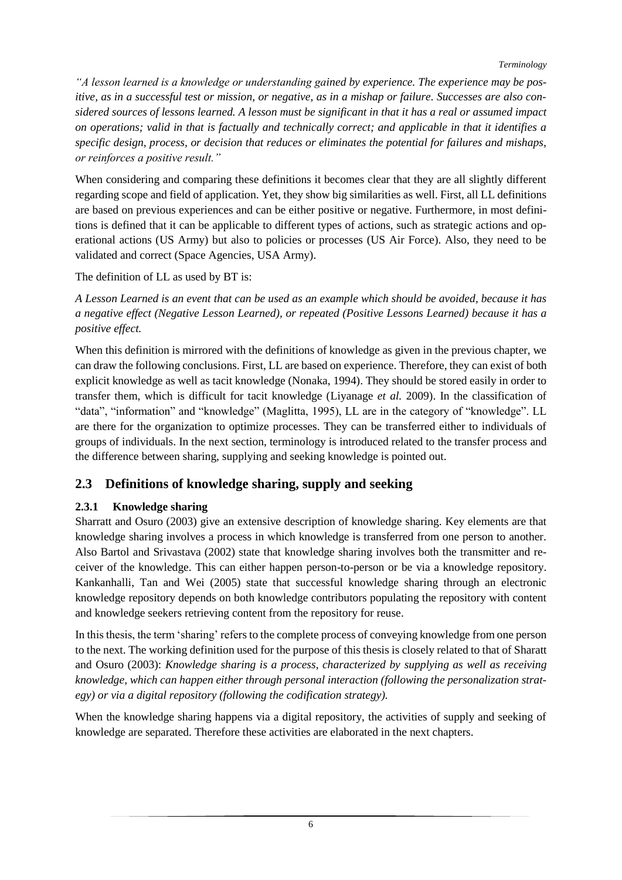*"A lesson learned is a knowledge or understanding gained by experience. The experience may be positive, as in a successful test or mission, or negative, as in a mishap or failure. Successes are also considered sources of lessons learned. A lesson must be significant in that it has a real or assumed impact on operations; valid in that is factually and technically correct; and applicable in that it identifies a specific design, process, or decision that reduces or eliminates the potential for failures and mishaps, or reinforces a positive result."*

When considering and comparing these definitions it becomes clear that they are all slightly different regarding scope and field of application. Yet, they show big similarities as well. First, all LL definitions are based on previous experiences and can be either positive or negative. Furthermore, in most definitions is defined that it can be applicable to different types of actions, such as strategic actions and operational actions (US Army) but also to policies or processes (US Air Force). Also, they need to be validated and correct (Space Agencies, USA Army).

The definition of LL as used by BT is:

*A Lesson Learned is an event that can be used as an example which should be avoided, because it has a negative effect (Negative Lesson Learned), or repeated (Positive Lessons Learned) because it has a positive effect.*

When this definition is mirrored with the definitions of knowledge as given in the previous chapter, we can draw the following conclusions. First, LL are based on experience. Therefore, they can exist of both explicit knowledge as well as tacit knowledge (Nonaka, 1994). They should be stored easily in order to transfer them, which is difficult for tacit knowledge (Liyanage *et al.* 2009). In the classification of "data", "information" and "knowledge" (Maglitta, 1995), LL are in the category of "knowledge". LL are there for the organization to optimize processes. They can be transferred either to individuals of groups of individuals. In the next section, terminology is introduced related to the transfer process and the difference between sharing, supplying and seeking knowledge is pointed out.

## 2.3 Definitions of knowledge sharing, supply and seeking

### 2.3.1 Knowledge sharing

Sharratt and Osuro (2003) give an extensive description of knowledge sharing. Key elements are that knowledge sharing involves a process in which knowledge is transferred from one person to another. Also Bartol and Srivastava (2002) state that knowledge sharing involves both the transmitter and receiver of the knowledge. This can either happen person-to-person or be via a knowledge repository. Kankanhalli, Tan and Wei (2005) state that successful knowledge sharing through an electronic knowledge repository depends on both knowledge contributors populating the repository with content and knowledge seekers retrieving content from the repository for reuse.

In this thesis, the term 'sharing' refers to the complete process of conveying knowledge from one person to the next. The working definition used for the purpose of this thesis is closely related to that of Sharatt and Osuro (2003): *Knowledge sharing is a process, characterized by supplying as well as receiving knowledge, which can happen either through personal interaction (following the personalization strategy) or via a digital repository (following the codification strategy).*

When the knowledge sharing happens via a digital repository, the activities of supply and seeking of knowledge are separated. Therefore these activities are elaborated in the next chapters.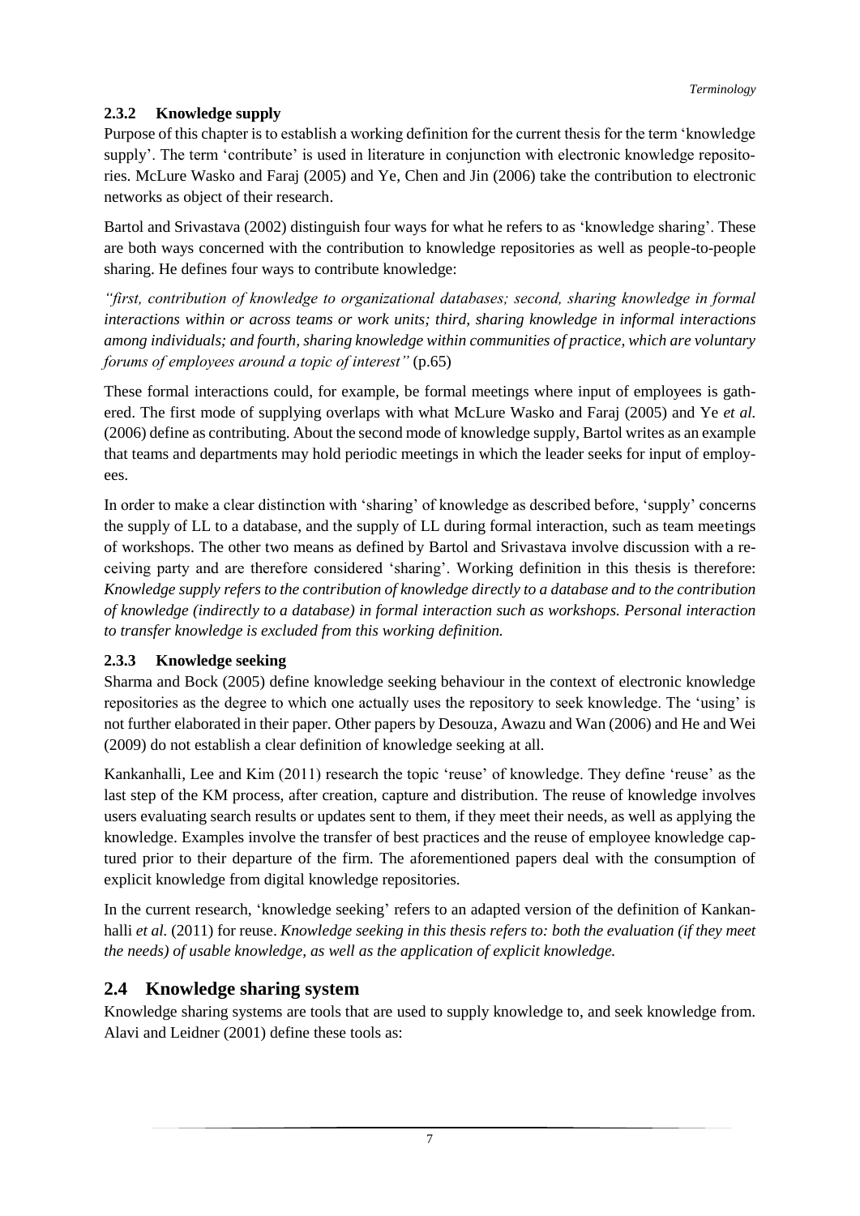### 2.3.2 Knowledge supply

Purpose of this chapter is to establish a working definition for the current thesis for the term 'knowledge supply'. The term 'contribute' is used in literature in conjunction with electronic knowledge repositories. McLure Wasko and Faraj (2005) and Ye, Chen and Jin (2006) take the contribution to electronic networks as object of their research.

Bartol and Srivastava (2002) distinguish four ways for what he refers to as 'knowledge sharing'. These are both ways concerned with the contribution to knowledge repositories as well as people-to-people sharing. He defines four ways to contribute knowledge:

*"first, contribution of knowledge to organizational databases; second, sharing knowledge in formal interactions within or across teams or work units; third, sharing knowledge in informal interactions among individuals; and fourth, sharing knowledge within communities of practice, which are voluntary forums of employees around a topic of interest"* (p.65)

These formal interactions could, for example, be formal meetings where input of employees is gathered. The first mode of supplying overlaps with what McLure Wasko and Faraj (2005) and Ye *et al.* (2006) define as contributing. About the second mode of knowledge supply, Bartol writes as an example that teams and departments may hold periodic meetings in which the leader seeks for input of employees.

In order to make a clear distinction with 'sharing' of knowledge as described before, 'supply' concerns the supply of LL to a database, and the supply of LL during formal interaction, such as team meetings of workshops. The other two means as defined by Bartol and Srivastava involve discussion with a receiving party and are therefore considered 'sharing'. Working definition in this thesis is therefore: *Knowledge supply refers to the contribution of knowledge directly to a database and to the contribution of knowledge (indirectly to a database) in formal interaction such as workshops. Personal interaction to transfer knowledge is excluded from this working definition.*

### 2.3.3 Knowledge seeking

Sharma and Bock (2005) define knowledge seeking behaviour in the context of electronic knowledge repositories as the degree to which one actually uses the repository to seek knowledge. The 'using' is not further elaborated in their paper. Other papers by Desouza, Awazu and Wan (2006) and He and Wei (2009) do not establish a clear definition of knowledge seeking at all.

Kankanhalli, Lee and Kim (2011) research the topic 'reuse' of knowledge. They define 'reuse' as the last step of the KM process, after creation, capture and distribution. The reuse of knowledge involves users evaluating search results or updates sent to them, if they meet their needs, as well as applying the knowledge. Examples involve the transfer of best practices and the reuse of employee knowledge captured prior to their departure of the firm. The aforementioned papers deal with the consumption of explicit knowledge from digital knowledge repositories.

In the current research, 'knowledge seeking' refers to an adapted version of the definition of Kankanhalli *et al.* (2011) for reuse. *Knowledge seeking in this thesis refers to: both the evaluation (if they meet the needs) of usable knowledge, as well as the application of explicit knowledge.*

## 2.4 Knowledge sharing system

Knowledge sharing systems are tools that are used to supply knowledge to, and seek knowledge from. Alavi and Leidner (2001) define these tools as: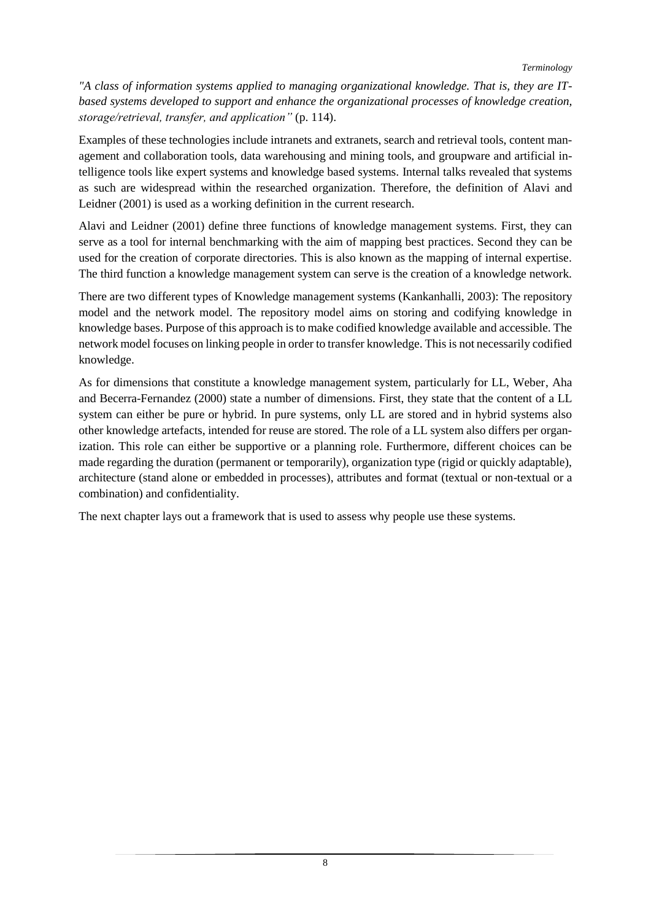*"A class of information systems applied to managing organizational knowledge. That is, they are IT-based systems developed to support and enhance the organizational processes of knowledge creation, storage/retrieval, transfer, and application"* (p. 114).

Examples of these technologies include intranets and extranets, search and retrieval tools, content management and collaboration tools, data warehousing and mining tools, and groupware and artificial intelligence tools like expert systems and knowledge based systems. Internal talks revealed that systems as such are widespread within the researched organization. Therefore, the definition of Alavi and Leidner (2001) is used as a working definition in the current research.

Alavi and Leidner (2001) define three functions of knowledge management systems. First, they can serve as a tool for internal benchmarking with the aim of mapping best practices. Second they can be used for the creation of corporate directories. This is also known as the mapping of internal expertise. The third function a knowledge management system can serve is the creation of a knowledge network.

There are two different types of Knowledge management systems (Kankanhalli, 2003): The repository model and the network model. The repository model aims on storing and codifying knowledge in knowledge bases. Purpose of this approach is to make codified knowledge available and accessible. The network model focuses on linking people in order to transfer knowledge. This is not necessarily codified knowledge.

As for dimensions that constitute a knowledge management system, particularly for LL, Weber, Aha and Becerra-Fernandez (2000) state a number of dimensions. First, they state that the content of a LL system can either be pure or hybrid. In pure systems, only LL are stored and in hybrid systems also other knowledge artefacts, intended for reuse are stored. The role of a LL system also differs per organization. This role can either be supportive or a planning role. Furthermore, different choices can be made regarding the duration (permanent or temporarily), organization type (rigid or quickly adaptable), architecture (stand alone or embedded in processes), attributes and format (textual or non-textual or a combination) and confidentiality.

The next chapter lays out a framework that is used to assess why people use these systems.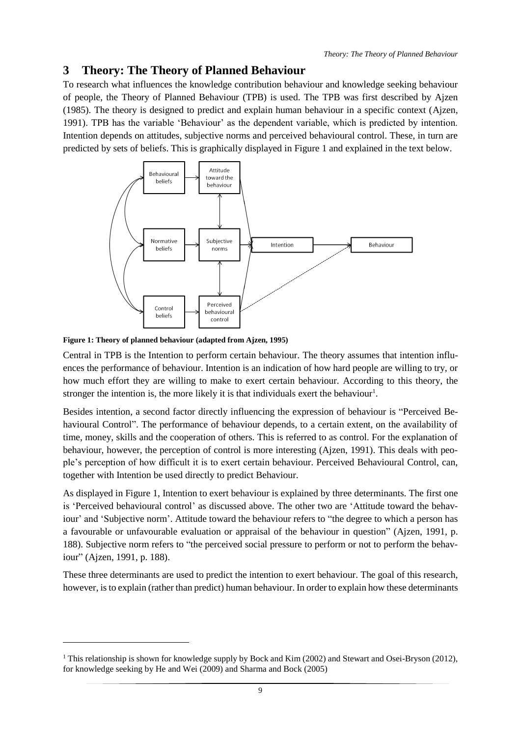# 3 Theory: The Theory of Planned Behaviour

To research what influences the knowledge contribution behaviour and knowledge seeking behaviour of people, the Theory of Planned Behaviour (TPB) is used. The TPB was first described by Ajzen (1985). The theory is designed to predict and explain human behaviour in a specific context (Ajzen, 1991). TPB has the variable 'Behaviour' as the dependent variable, which is predicted by intention. Intention depends on attitudes, subjective norms and perceived behavioural control. These, in turn are predicted by sets of beliefs. This is graphically displayed in Figure 1 and explained in the text below.

**Figure 1: Theory of planned behaviour (adapted from Ajzen, 1995)**

Central in TPB is the Intention to perform certain behaviour. The theory assumes that intention influences the performance of behaviour. Intention is an indication of how hard people are willing to try, or how much effort they are willing to make to exert certain behaviour. According to this theory, the stronger the intention is, the more likely it is that individuals exert the behaviour[1].

Besides intention, a second factor directly influencing the expression of behaviour is "Perceived Behavioural Control". The performance of behaviour depends, to a certain extent, on the availability of time, money, skills and the cooperation of others. This is referred to as control. For the explanation of behaviour, however, the perception of control is more interesting (Ajzen, 1991). This deals with people's perception of how difficult it is to exert certain behaviour. Perceived Behavioural Control, can, together with Intention be used directly to predict Behaviour.

As displayed in Figure 1, Intention to exert behaviour is explained by three determinants. The first one is 'Perceived behavioural control' as discussed above. The other two are 'Attitude toward the behaviour' and 'Subjective norm'. Attitude toward the behaviour refers to "the degree to which a person has a favourable or unfavourable evaluation or appraisal of the behaviour in question" (Ajzen, 1991, p. 188). Subjective norm refers to "the perceived social pressure to perform or not to perform the behaviour" (Ajzen, 1991, p. 188).

These three determinants are used to predict the intention to exert behaviour. The goal of this research, however, is to explain (rather than predict) human behaviour. In order to explain how these determinants

[1] This relationship is shown for knowledge supply by Bock and Kim (2002) and Stewart and Osei-Bryson (2012), for knowledge seeking by He and Wei (2009) and Sharma and Bock (2005)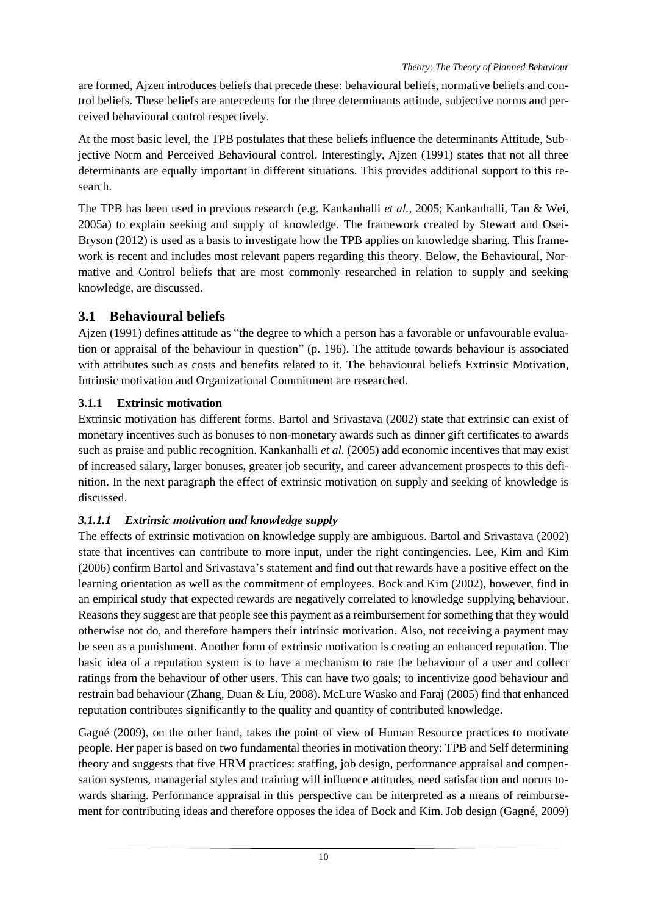are formed, Ajzen introduces beliefs that precede these: behavioural beliefs, normative beliefs and control beliefs. These beliefs are antecedents for the three determinants attitude, subjective norms and perceived behavioural control respectively.

At the most basic level, the TPB postulates that these beliefs influence the determinants Attitude, Subjective Norm and Perceived Behavioural control. Interestingly, Ajzen (1991) states that not all three determinants are equally important in different situations. This provides additional support to this research.

The TPB has been used in previous research (e.g. Kankanhalli *et al.*, 2005; Kankanhalli, Tan & Wei, 2005a) to explain seeking and supply of knowledge. The framework created by Stewart and Osei-Bryson (2012) is used as a basis to investigate how the TPB applies on knowledge sharing. This framework is recent and includes most relevant papers regarding this theory. Below, the Behavioural, Normative and Control beliefs that are most commonly researched in relation to supply and seeking knowledge, are discussed.

## 3.1 Behavioural beliefs

Ajzen (1991) defines attitude as "the degree to which a person has a favorable or unfavourable evaluation or appraisal of the behaviour in question" (p. 196). The attitude towards behaviour is associated with attributes such as costs and benefits related to it. The behavioural beliefs Extrinsic Motivation, Intrinsic motivation and Organizational Commitment are researched.

### 3.1.1 Extrinsic motivation

Extrinsic motivation has different forms. Bartol and Srivastava (2002) state that extrinsic can exist of monetary incentives such as bonuses to non-monetary awards such as dinner gift certificates to awards such as praise and public recognition. Kankanhalli *et al.* (2005) add economic incentives that may exist of increased salary, larger bonuses, greater job security, and career advancement prospects to this definition. In the next paragraph the effect of extrinsic motivation on supply and seeking of knowledge is discussed.

#### *3.1.1.1 Extrinsic motivation and knowledge supply*

The effects of extrinsic motivation on knowledge supply are ambiguous. Bartol and Srivastava (2002) state that incentives can contribute to more input, under the right contingencies. Lee, Kim and Kim (2006) confirm Bartol and Srivastava's statement and find out that rewards have a positive effect on the learning orientation as well as the commitment of employees. Bock and Kim (2002), however, find in an empirical study that expected rewards are negatively correlated to knowledge supplying behaviour. Reasons they suggest are that people see this payment as a reimbursement for something that they would otherwise not do, and therefore hampers their intrinsic motivation. Also, not receiving a payment may be seen as a punishment. Another form of extrinsic motivation is creating an enhanced reputation. The basic idea of a reputation system is to have a mechanism to rate the behaviour of a user and collect ratings from the behaviour of other users. This can have two goals; to incentivize good behaviour and restrain bad behaviour (Zhang, Duan & Liu, 2008). McLure Wasko and Faraj (2005) find that enhanced reputation contributes significantly to the quality and quantity of contributed knowledge.

Gagné (2009), on the other hand, takes the point of view of Human Resource practices to motivate people. Her paper is based on two fundamental theories in motivation theory: TPB and Self determining theory and suggests that five HRM practices: staffing, job design, performance appraisal and compensation systems, managerial styles and training will influence attitudes, need satisfaction and norms towards sharing. Performance appraisal in this perspective can be interpreted as a means of reimbursement for contributing ideas and therefore opposes the idea of Bock and Kim. Job design (Gagné, 2009)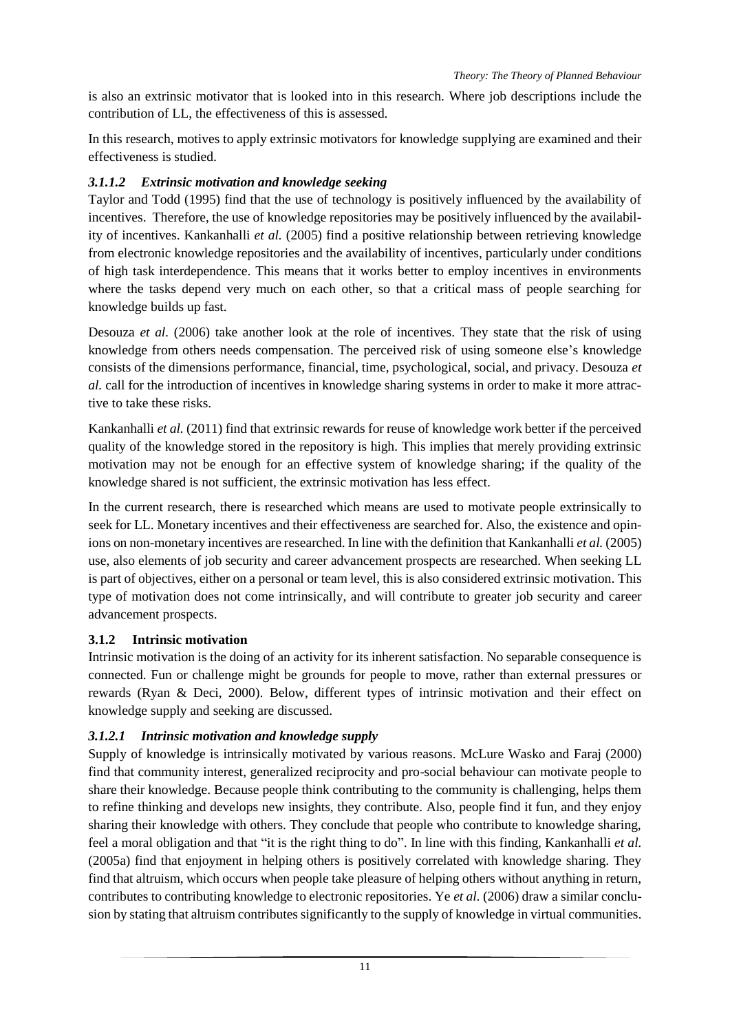is also an extrinsic motivator that is looked into in this research. Where job descriptions include the contribution of LL, the effectiveness of this is assessed.

In this research, motives to apply extrinsic motivators for knowledge supplying are examined and their effectiveness is studied.

#### *3.1.1.2 Extrinsic motivation and knowledge seeking*

Taylor and Todd (1995) find that the use of technology is positively influenced by the availability of incentives. Therefore, the use of knowledge repositories may be positively influenced by the availability of incentives. Kankanhalli *et al.* (2005) find a positive relationship between retrieving knowledge from electronic knowledge repositories and the availability of incentives, particularly under conditions of high task interdependence. This means that it works better to employ incentives in environments where the tasks depend very much on each other, so that a critical mass of people searching for knowledge builds up fast.

Desouza *et al.* (2006) take another look at the role of incentives. They state that the risk of using knowledge from others needs compensation. The perceived risk of using someone else's knowledge consists of the dimensions performance, financial, time, psychological, social, and privacy. Desouza *et al.* call for the introduction of incentives in knowledge sharing systems in order to make it more attractive to take these risks.

Kankanhalli *et al.* (2011) find that extrinsic rewards for reuse of knowledge work better if the perceived quality of the knowledge stored in the repository is high. This implies that merely providing extrinsic motivation may not be enough for an effective system of knowledge sharing; if the quality of the knowledge shared is not sufficient, the extrinsic motivation has less effect.

In the current research, there is researched which means are used to motivate people extrinsically to seek for LL. Monetary incentives and their effectiveness are searched for. Also, the existence and opinions on non-monetary incentives are researched. In line with the definition that Kankanhalli *et al.* (2005) use, also elements of job security and career advancement prospects are researched. When seeking LL is part of objectives, either on a personal or team level, this is also considered extrinsic motivation. This type of motivation does not come intrinsically, and will contribute to greater job security and career advancement prospects.

### **3.1.2 Intrinsic motivation**

Intrinsic motivation is the doing of an activity for its inherent satisfaction. No separable consequence is connected. Fun or challenge might be grounds for people to move, rather than external pressures or rewards (Ryan & Deci, 2000). Below, different types of intrinsic motivation and their effect on knowledge supply and seeking are discussed.

#### *3.1.2.1 Intrinsic motivation and knowledge supply*

Supply of knowledge is intrinsically motivated by various reasons. McLure Wasko and Faraj (2000) find that community interest, generalized reciprocity and pro-social behaviour can motivate people to share their knowledge. Because people think contributing to the community is challenging, helps them to refine thinking and develops new insights, they contribute. Also, people find it fun, and they enjoy sharing their knowledge with others. They conclude that people who contribute to knowledge sharing, feel a moral obligation and that "it is the right thing to do". In line with this finding, Kankanhalli *et al.* (2005a) find that enjoyment in helping others is positively correlated with knowledge sharing. They find that altruism, which occurs when people take pleasure of helping others without anything in return, contributes to contributing knowledge to electronic repositories. Ye *et al.* (2006) draw a similar conclusion by stating that altruism contributes significantly to the supply of knowledge in virtual communities.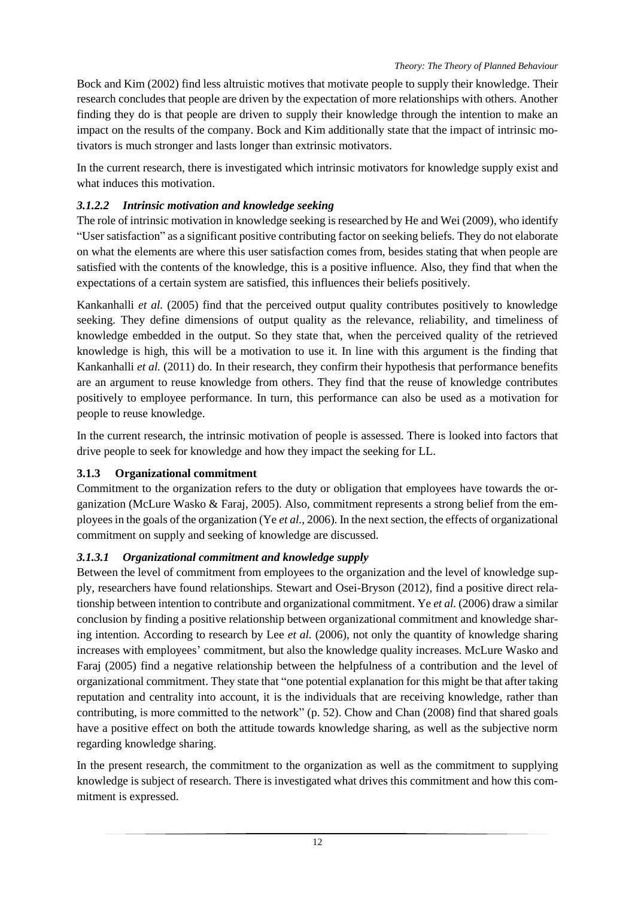Bock and Kim (2002) find less altruistic motives that motivate people to supply their knowledge. Their research concludes that people are driven by the expectation of more relationships with others. Another finding they do is that people are driven to supply their knowledge through the intention to make an impact on the results of the company. Bock and Kim additionally state that the impact of intrinsic motivators is much stronger and lasts longer than extrinsic motivators.

In the current research, there is investigated which intrinsic motivators for knowledge supply exist and what induces this motivation.

#### *3.1.2.2 Intrinsic motivation and knowledge seeking*

The role of intrinsic motivation in knowledge seeking is researched by He and Wei (2009), who identify "User satisfaction" as a significant positive contributing factor on seeking beliefs. They do not elaborate on what the elements are where this user satisfaction comes from, besides stating that when people are satisfied with the contents of the knowledge, this is a positive influence. Also, they find that when the expectations of a certain system are satisfied, this influences their beliefs positively.

Kankanhalli *et al.* (2005) find that the perceived output quality contributes positively to knowledge seeking. They define dimensions of output quality as the relevance, reliability, and timeliness of knowledge embedded in the output. So they state that, when the perceived quality of the retrieved knowledge is high, this will be a motivation to use it. In line with this argument is the finding that Kankanhalli *et al.* (2011) do. In their research, they confirm their hypothesis that performance benefits are an argument to reuse knowledge from others. They find that the reuse of knowledge contributes positively to employee performance. In turn, this performance can also be used as a motivation for people to reuse knowledge.

In the current research, the intrinsic motivation of people is assessed. There is looked into factors that drive people to seek for knowledge and how they impact the seeking for LL.

### 3.1.3 Organizational commitment

Commitment to the organization refers to the duty or obligation that employees have towards the organization (McLure Wasko & Faraj, 2005). Also, commitment represents a strong belief from the employees in the goals of the organization (Ye *et al.*, 2006). In the next section, the effects of organizational commitment on supply and seeking of knowledge are discussed.

#### *3.1.3.1 Organizational commitment and knowledge supply*

Between the level of commitment from employees to the organization and the level of knowledge supply, researchers have found relationships. Stewart and Osei-Bryson (2012), find a positive direct relationship between intention to contribute and organizational commitment. Ye *et al.* (2006) draw a similar conclusion by finding a positive relationship between organizational commitment and knowledge sharing intention. According to research by Lee *et al.* (2006), not only the quantity of knowledge sharing increases with employees' commitment, but also the knowledge quality increases. McLure Wasko and Faraj (2005) find a negative relationship between the helpfulness of a contribution and the level of organizational commitment. They state that "one potential explanation for this might be that after taking reputation and centrality into account, it is the individuals that are receiving knowledge, rather than contributing, is more committed to the network" (p. 52). Chow and Chan (2008) find that shared goals have a positive effect on both the attitude towards knowledge sharing, as well as the subjective norm regarding knowledge sharing.

In the present research, the commitment to the organization as well as the commitment to supplying knowledge is subject of research. There is investigated what drives this commitment and how this commitment is expressed.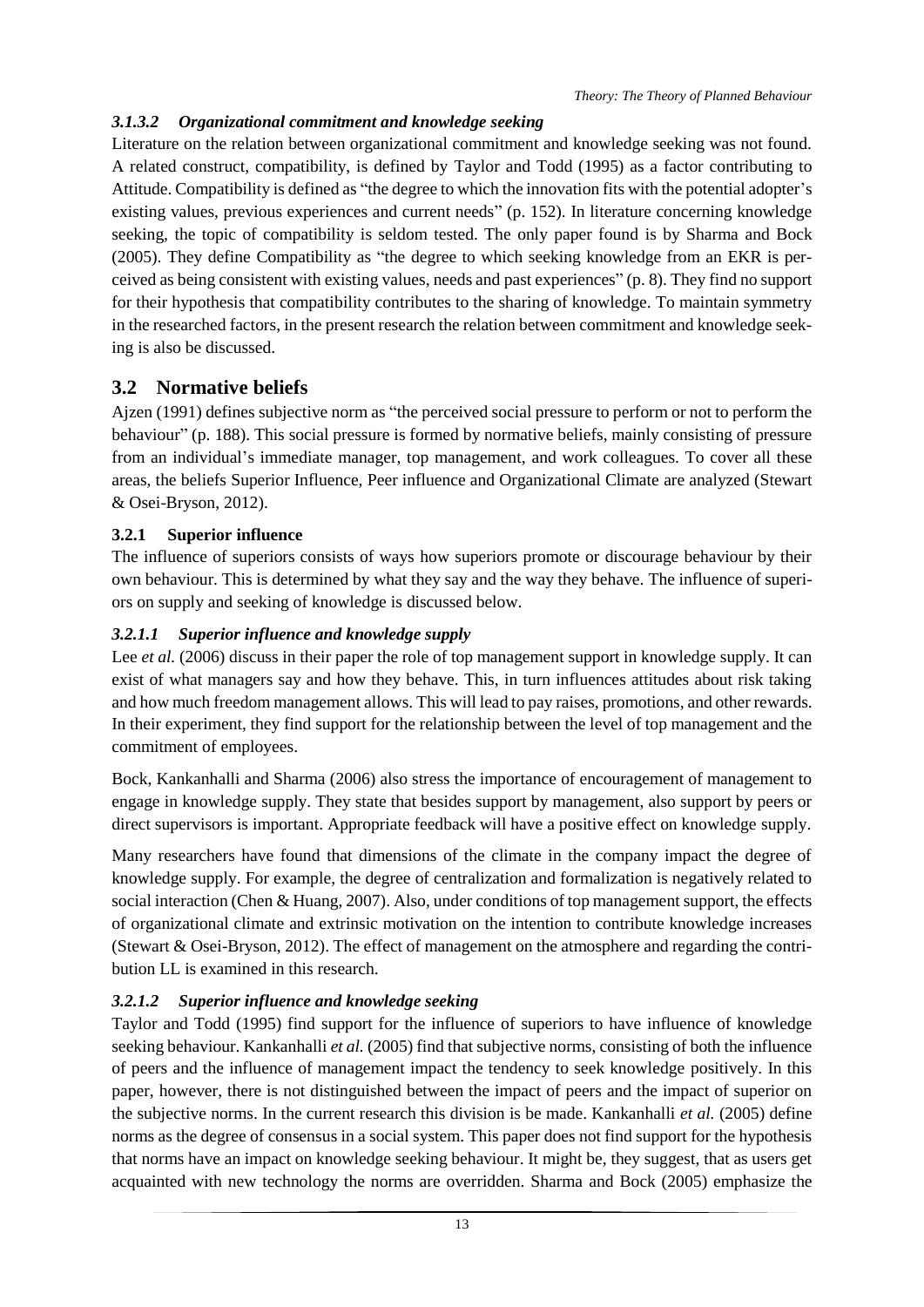#### *3.1.3.2 Organizational commitment and knowledge seeking*

Literature on the relation between organizational commitment and knowledge seeking was not found. A related construct, compatibility, is defined by Taylor and Todd (1995) as a factor contributing to Attitude. Compatibility is defined as "the degree to which the innovation fits with the potential adopter's existing values, previous experiences and current needs" (p. 152). In literature concerning knowledge seeking, the topic of compatibility is seldom tested. The only paper found is by Sharma and Bock (2005). They define Compatibility as "the degree to which seeking knowledge from an EKR is perceived as being consistent with existing values, needs and past experiences" (p. 8). They find no support for their hypothesis that compatibility contributes to the sharing of knowledge. To maintain symmetry in the researched factors, in the present research the relation between commitment and knowledge seeking is also be discussed.

## 3.2 Normative beliefs

Ajzen (1991) defines subjective norm as "the perceived social pressure to perform or not to perform the behaviour" (p. 188). This social pressure is formed by normative beliefs, mainly consisting of pressure from an individual's immediate manager, top management, and work colleagues. To cover all these areas, the beliefs Superior Influence, Peer influence and Organizational Climate are analyzed (Stewart & Osei-Bryson, 2012).

### 3.2.1 Superior influence

The influence of superiors consists of ways how superiors promote or discourage behaviour by their own behaviour. This is determined by what they say and the way they behave. The influence of superiors on supply and seeking of knowledge is discussed below.

#### *3.2.1.1 Superior influence and knowledge supply*

Lee *et al.* (2006) discuss in their paper the role of top management support in knowledge supply. It can exist of what managers say and how they behave. This, in turn influences attitudes about risk taking and how much freedom management allows. This will lead to pay raises, promotions, and other rewards. In their experiment, they find support for the relationship between the level of top management and the commitment of employees.

Bock, Kankanhalli and Sharma (2006) also stress the importance of encouragement of management to engage in knowledge supply. They state that besides support by management, also support by peers or direct supervisors is important. Appropriate feedback will have a positive effect on knowledge supply.

Many researchers have found that dimensions of the climate in the company impact the degree of knowledge supply. For example, the degree of centralization and formalization is negatively related to social interaction (Chen & Huang, 2007). Also, under conditions of top management support, the effects of organizational climate and extrinsic motivation on the intention to contribute knowledge increases (Stewart & Osei-Bryson, 2012). The effect of management on the atmosphere and regarding the contribution LL is examined in this research.

#### *3.2.1.2 Superior influence and knowledge seeking*

Taylor and Todd (1995) find support for the influence of superiors to have influence of knowledge seeking behaviour. Kankanhalli *et al.* (2005) find that subjective norms, consisting of both the influence of peers and the influence of management impact the tendency to seek knowledge positively. In this paper, however, there is not distinguished between the impact of peers and the impact of superior on the subjective norms. In the current research this division is be made. Kankanhalli *et al.* (2005) define norms as the degree of consensus in a social system. This paper does not find support for the hypothesis that norms have an impact on knowledge seeking behaviour. It might be, they suggest, that as users get acquainted with new technology the norms are overridden. Sharma and Bock (2005) emphasize the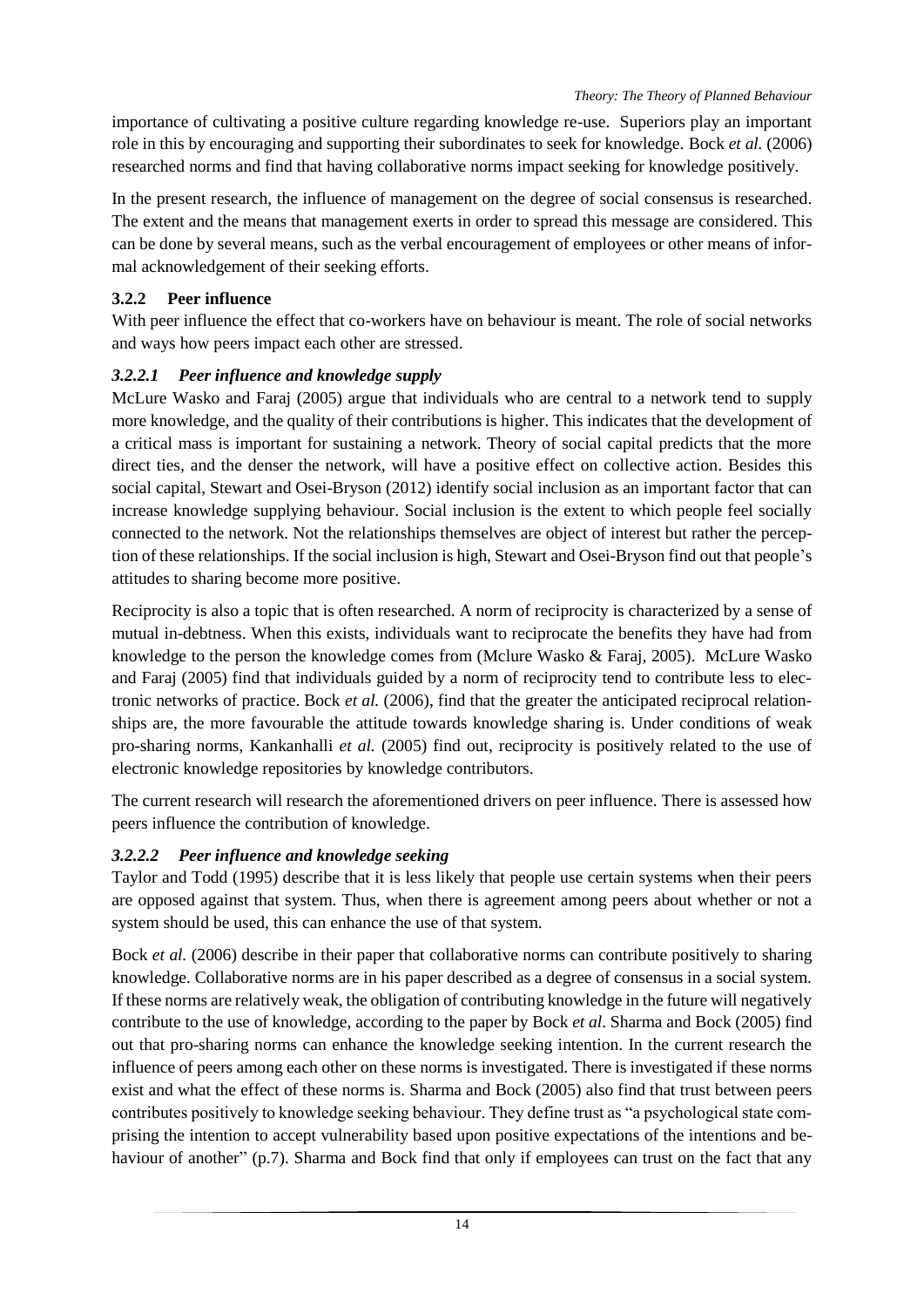importance of cultivating a positive culture regarding knowledge re-use. Superiors play an important role in this by encouraging and supporting their subordinates to seek for knowledge. Bock *et al.* (2006) researched norms and find that having collaborative norms impact seeking for knowledge positively.

In the present research, the influence of management on the degree of social consensus is researched. The extent and the means that management exerts in order to spread this message are considered. This can be done by several means, such as the verbal encouragement of employees or other means of informal acknowledgement of their seeking efforts.

### 3.2.2 Peer influence

With peer influence the effect that co-workers have on behaviour is meant. The role of social networks and ways how peers impact each other are stressed.

#### *3.2.2.1 Peer influence and knowledge supply*

McLure Wasko and Faraj (2005) argue that individuals who are central to a network tend to supply more knowledge, and the quality of their contributions is higher. This indicates that the development of a critical mass is important for sustaining a network. Theory of social capital predicts that the more direct ties, and the denser the network, will have a positive effect on collective action. Besides this social capital, Stewart and Osei-Bryson (2012) identify social inclusion as an important factor that can increase knowledge supplying behaviour. Social inclusion is the extent to which people feel socially connected to the network. Not the relationships themselves are object of interest but rather the perception of these relationships. If the social inclusion is high, Stewart and Osei-Bryson find out that people's attitudes to sharing become more positive.

Reciprocity is also a topic that is often researched. A norm of reciprocity is characterized by a sense of mutual in-debtness. When this exists, individuals want to reciprocate the benefits they have had from knowledge to the person the knowledge comes from (Mclure Wasko & Faraj, 2005). McLure Wasko and Faraj (2005) find that individuals guided by a norm of reciprocity tend to contribute less to electronic networks of practice. Bock *et al.* (2006), find that the greater the anticipated reciprocal relationships are, the more favourable the attitude towards knowledge sharing is. Under conditions of weak pro-sharing norms, Kankanhalli *et al.* (2005) find out, reciprocity is positively related to the use of electronic knowledge repositories by knowledge contributors.

The current research will research the aforementioned drivers on peer influence. There is assessed how peers influence the contribution of knowledge.

#### *3.2.2.2 Peer influence and knowledge seeking*

Taylor and Todd (1995) describe that it is less likely that people use certain systems when their peers are opposed against that system. Thus, when there is agreement among peers about whether or not a system should be used, this can enhance the use of that system.

Bock *et al.* (2006) describe in their paper that collaborative norms can contribute positively to sharing knowledge. Collaborative norms are in his paper described as a degree of consensus in a social system. If these norms are relatively weak, the obligation of contributing knowledge in the future will negatively contribute to the use of knowledge, according to the paper by Bock *et al*. Sharma and Bock (2005) find out that pro-sharing norms can enhance the knowledge seeking intention. In the current research the influence of peers among each other on these norms is investigated. There is investigated if these norms exist and what the effect of these norms is. Sharma and Bock (2005) also find that trust between peers contributes positively to knowledge seeking behaviour. They define trust as "a psychological state comprising the intention to accept vulnerability based upon positive expectations of the intentions and behaviour of another" (p.7). Sharma and Bock find that only if employees can trust on the fact that any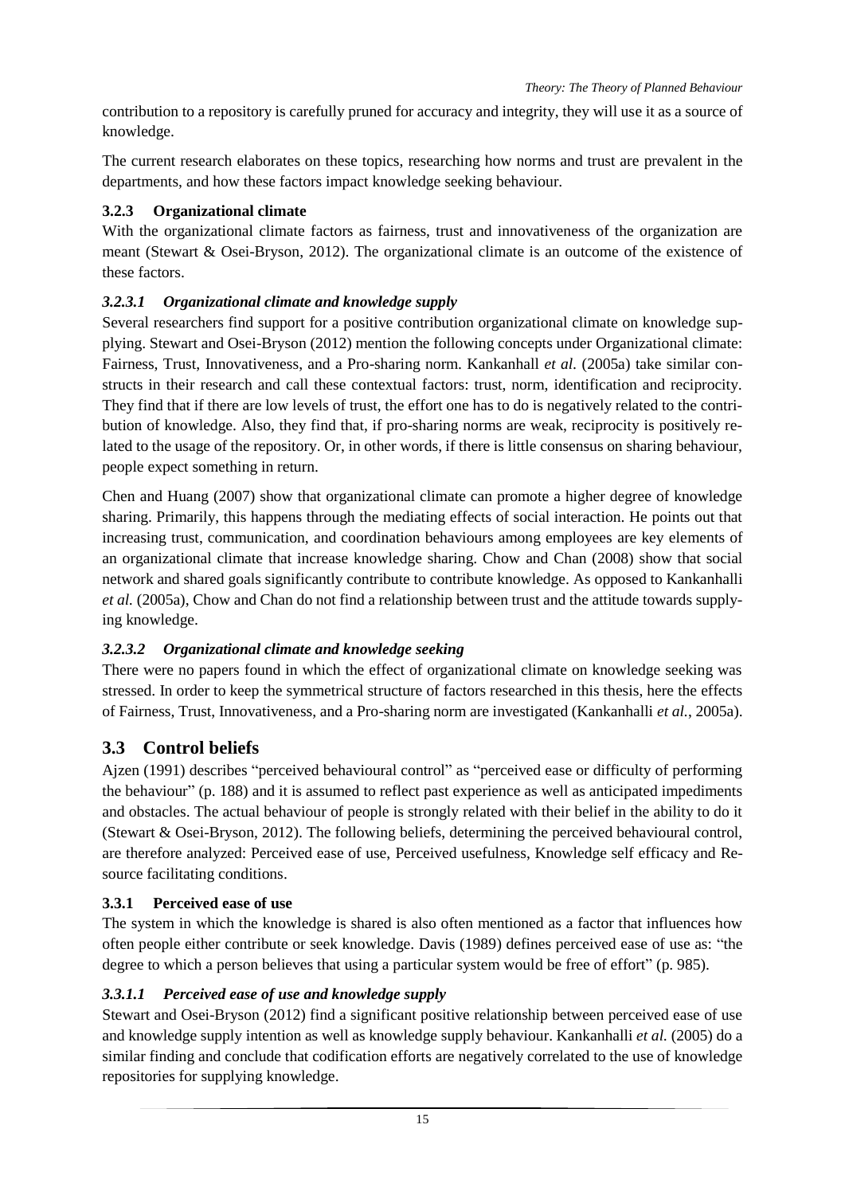contribution to a repository is carefully pruned for accuracy and integrity, they will use it as a source of knowledge.

The current research elaborates on these topics, researching how norms and trust are prevalent in the departments, and how these factors impact knowledge seeking behaviour.

### 3.2.3 Organizational climate

With the organizational climate factors as fairness, trust and innovativeness of the organization are meant (Stewart & Osei-Bryson, 2012). The organizational climate is an outcome of the existence of these factors.

#### *3.2.3.1 Organizational climate and knowledge supply*

Several researchers find support for a positive contribution organizational climate on knowledge supplying. Stewart and Osei-Bryson (2012) mention the following concepts under Organizational climate: Fairness, Trust, Innovativeness, and a Pro-sharing norm. Kankanhall *et al*. (2005a) take similar constructs in their research and call these contextual factors: trust, norm, identification and reciprocity. They find that if there are low levels of trust, the effort one has to do is negatively related to the contribution of knowledge. Also, they find that, if pro-sharing norms are weak, reciprocity is positively related to the usage of the repository. Or, in other words, if there is little consensus on sharing behaviour, people expect something in return.

Chen and Huang (2007) show that organizational climate can promote a higher degree of knowledge sharing. Primarily, this happens through the mediating effects of social interaction. He points out that increasing trust, communication, and coordination behaviours among employees are key elements of an organizational climate that increase knowledge sharing. Chow and Chan (2008) show that social network and shared goals significantly contribute to contribute knowledge. As opposed to Kankanhalli *et al.* (2005a), Chow and Chan do not find a relationship between trust and the attitude towards supplying knowledge.

#### *3.2.3.2 Organizational climate and knowledge seeking*

There were no papers found in which the effect of organizational climate on knowledge seeking was stressed. In order to keep the symmetrical structure of factors researched in this thesis, here the effects of Fairness, Trust, Innovativeness, and a Pro-sharing norm are investigated (Kankanhalli *et al.*, 2005a).

## 3.3 Control beliefs

Ajzen (1991) describes "perceived behavioural control" as "perceived ease or difficulty of performing the behaviour" (p. 188) and it is assumed to reflect past experience as well as anticipated impediments and obstacles. The actual behaviour of people is strongly related with their belief in the ability to do it (Stewart & Osei-Bryson, 2012). The following beliefs, determining the perceived behavioural control, are therefore analyzed: Perceived ease of use, Perceived usefulness, Knowledge self efficacy and Resource facilitating conditions.

### 3.3.1 Perceived ease of use

The system in which the knowledge is shared is also often mentioned as a factor that influences how often people either contribute or seek knowledge. Davis (1989) defines perceived ease of use as: "the degree to which a person believes that using a particular system would be free of effort" (p. 985).

#### *3.3.1.1 Perceived ease of use and knowledge supply*

Stewart and Osei-Bryson (2012) find a significant positive relationship between perceived ease of use and knowledge supply intention as well as knowledge supply behaviour. Kankanhalli *et al.* (2005) do a similar finding and conclude that codification efforts are negatively correlated to the use of knowledge repositories for supplying knowledge.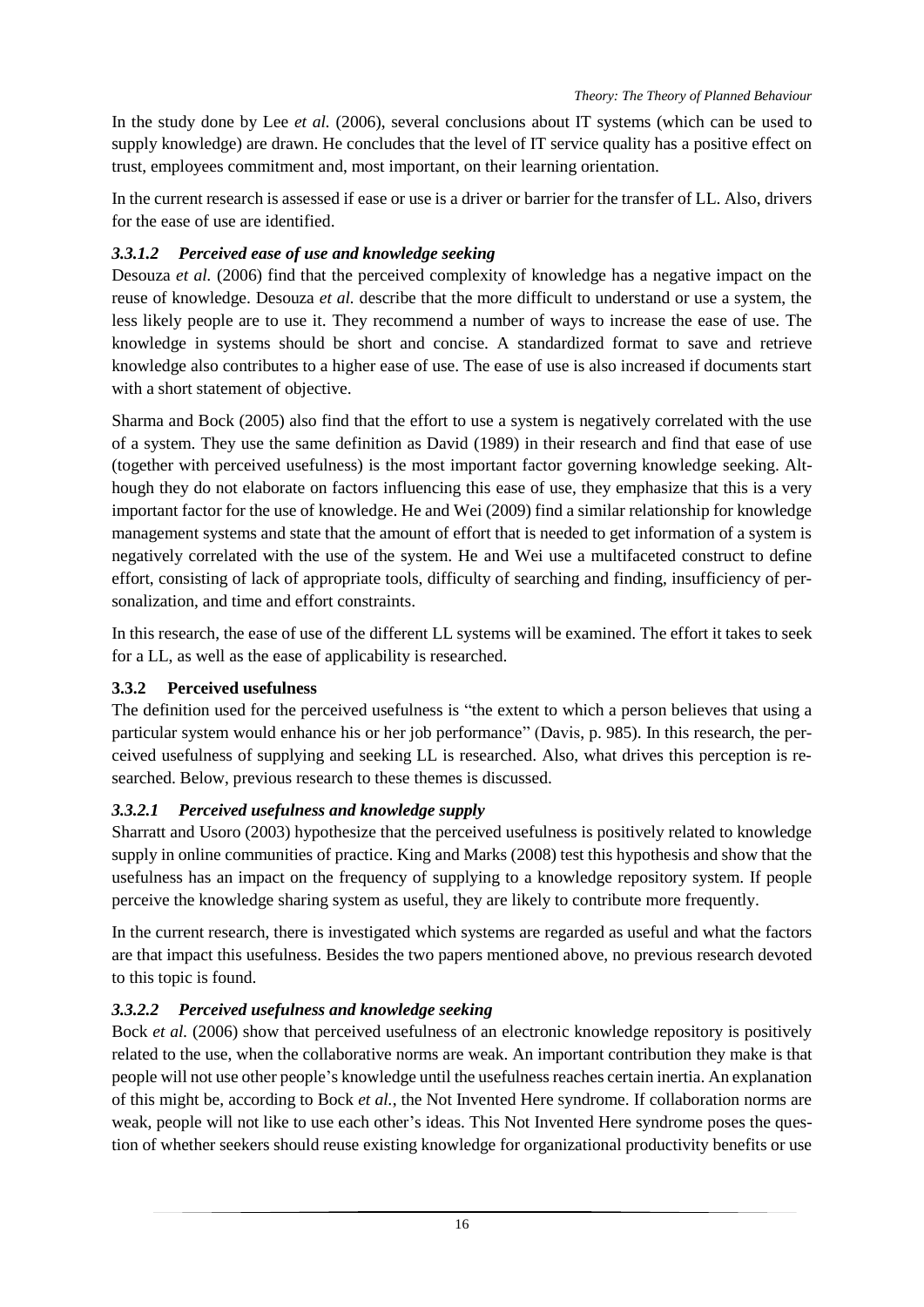In the study done by Lee *et al.* (2006), several conclusions about IT systems (which can be used to supply knowledge) are drawn. He concludes that the level of IT service quality has a positive effect on trust, employees commitment and, most important, on their learning orientation.

In the current research is assessed if ease or use is a driver or barrier for the transfer of LL. Also, drivers for the ease of use are identified.

#### *3.3.1.2 Perceived ease of use and knowledge seeking*

Desouza *et al.* (2006) find that the perceived complexity of knowledge has a negative impact on the reuse of knowledge. Desouza *et al.* describe that the more difficult to understand or use a system, the less likely people are to use it. They recommend a number of ways to increase the ease of use. The knowledge in systems should be short and concise. A standardized format to save and retrieve knowledge also contributes to a higher ease of use. The ease of use is also increased if documents start with a short statement of objective.

Sharma and Bock (2005) also find that the effort to use a system is negatively correlated with the use of a system. They use the same definition as David (1989) in their research and find that ease of use (together with perceived usefulness) is the most important factor governing knowledge seeking. Although they do not elaborate on factors influencing this ease of use, they emphasize that this is a very important factor for the use of knowledge. He and Wei (2009) find a similar relationship for knowledge management systems and state that the amount of effort that is needed to get information of a system is negatively correlated with the use of the system. He and Wei use a multifaceted construct to define effort, consisting of lack of appropriate tools, difficulty of searching and finding, insufficiency of personalization, and time and effort constraints.

In this research, the ease of use of the different LL systems will be examined. The effort it takes to seek for a LL, as well as the ease of applicability is researched.

### 3.3.2 Perceived usefulness

The definition used for the perceived usefulness is "the extent to which a person believes that using a particular system would enhance his or her job performance" (Davis, p. 985). In this research, the perceived usefulness of supplying and seeking LL is researched. Also, what drives this perception is researched. Below, previous research to these themes is discussed.

#### *3.3.2.1 Perceived usefulness and knowledge supply*

Sharratt and Usoro (2003) hypothesize that the perceived usefulness is positively related to knowledge supply in online communities of practice. King and Marks (2008) test this hypothesis and show that the usefulness has an impact on the frequency of supplying to a knowledge repository system. If people perceive the knowledge sharing system as useful, they are likely to contribute more frequently.

In the current research, there is investigated which systems are regarded as useful and what the factors are that impact this usefulness. Besides the two papers mentioned above, no previous research devoted to this topic is found.

#### *3.3.2.2 Perceived usefulness and knowledge seeking*

Bock *et al.* (2006) show that perceived usefulness of an electronic knowledge repository is positively related to the use, when the collaborative norms are weak. An important contribution they make is that people will not use other people's knowledge until the usefulness reaches certain inertia. An explanation of this might be, according to Bock *et al.*, the Not Invented Here syndrome. If collaboration norms are weak, people will not like to use each other's ideas. This Not Invented Here syndrome poses the question of whether seekers should reuse existing knowledge for organizational productivity benefits or use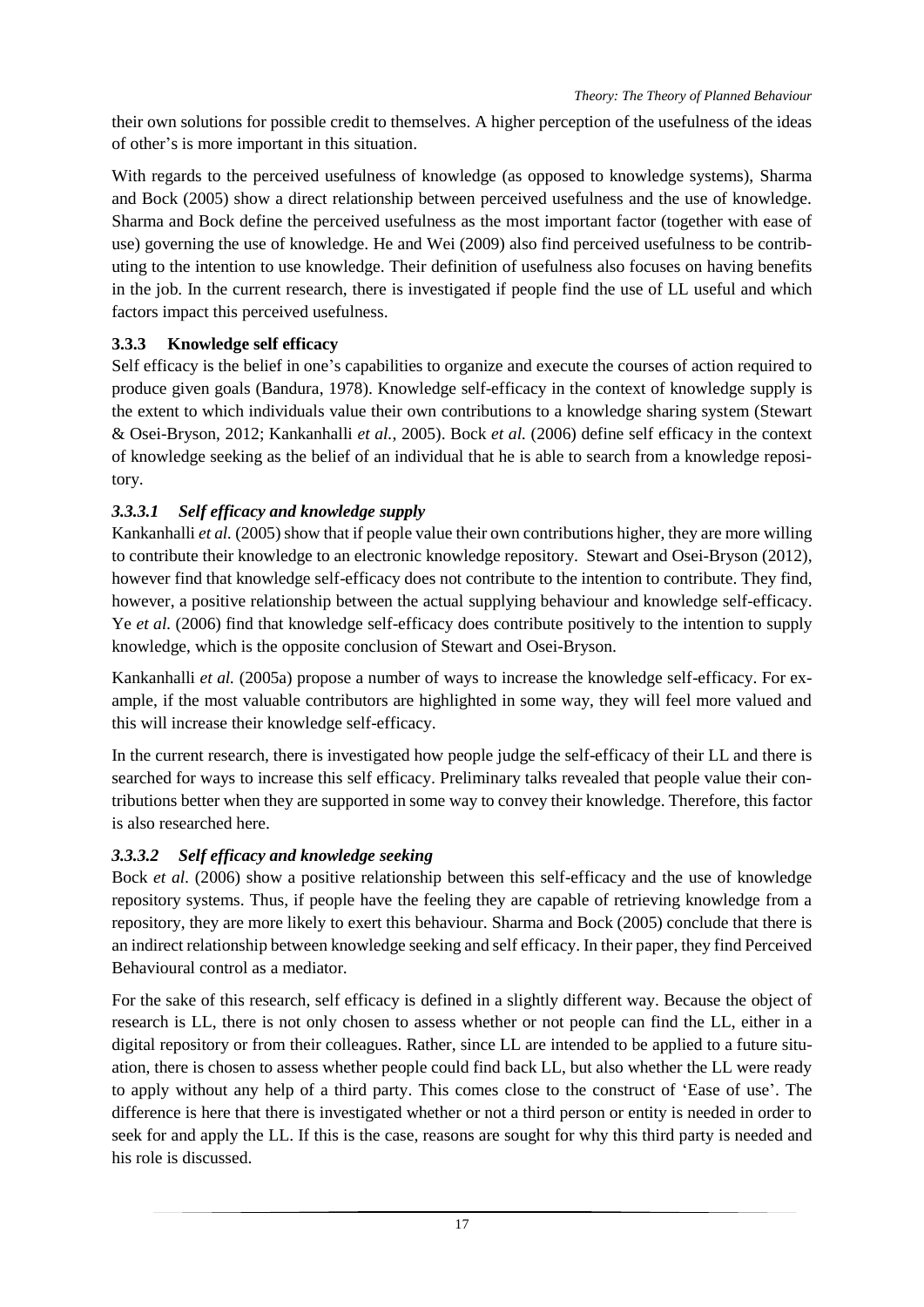their own solutions for possible credit to themselves. A higher perception of the usefulness of the ideas of other's is more important in this situation.

With regards to the perceived usefulness of knowledge (as opposed to knowledge systems), Sharma and Bock (2005) show a direct relationship between perceived usefulness and the use of knowledge. Sharma and Bock define the perceived usefulness as the most important factor (together with ease of use) governing the use of knowledge. He and Wei (2009) also find perceived usefulness to be contributing to the intention to use knowledge. Their definition of usefulness also focuses on having benefits in the job. In the current research, there is investigated if people find the use of LL useful and which factors impact this perceived usefulness.

### 3.3.3 Knowledge self efficacy

Self efficacy is the belief in one's capabilities to organize and execute the courses of action required to produce given goals (Bandura, 1978). Knowledge self-efficacy in the context of knowledge supply is the extent to which individuals value their own contributions to a knowledge sharing system (Stewart & Osei-Bryson, 2012; Kankanhalli *et al.*, 2005). Bock *et al.* (2006) define self efficacy in the context of knowledge seeking as the belief of an individual that he is able to search from a knowledge repository.

#### *3.3.3.1 Self efficacy and knowledge supply*

Kankanhalli *et al.* (2005) show that if people value their own contributions higher, they are more willing to contribute their knowledge to an electronic knowledge repository. Stewart and Osei-Bryson (2012), however find that knowledge self-efficacy does not contribute to the intention to contribute. They find, however, a positive relationship between the actual supplying behaviour and knowledge self-efficacy. Ye *et al.* (2006) find that knowledge self-efficacy does contribute positively to the intention to supply knowledge, which is the opposite conclusion of Stewart and Osei-Bryson.

Kankanhalli *et al.* (2005a) propose a number of ways to increase the knowledge self-efficacy. For example, if the most valuable contributors are highlighted in some way, they will feel more valued and this will increase their knowledge self-efficacy.

In the current research, there is investigated how people judge the self-efficacy of their LL and there is searched for ways to increase this self efficacy. Preliminary talks revealed that people value their contributions better when they are supported in some way to convey their knowledge. Therefore, this factor is also researched here.

#### *3.3.3.2 Self efficacy and knowledge seeking*

Bock *et al.* (2006) show a positive relationship between this self-efficacy and the use of knowledge repository systems. Thus, if people have the feeling they are capable of retrieving knowledge from a repository, they are more likely to exert this behaviour. Sharma and Bock (2005) conclude that there is an indirect relationship between knowledge seeking and self efficacy. In their paper, they find Perceived Behavioural control as a mediator.

For the sake of this research, self efficacy is defined in a slightly different way. Because the object of research is LL, there is not only chosen to assess whether or not people can find the LL, either in a digital repository or from their colleagues. Rather, since LL are intended to be applied to a future situation, there is chosen to assess whether people could find back LL, but also whether the LL were ready to apply without any help of a third party. This comes close to the construct of 'Ease of use'. The difference is here that there is investigated whether or not a third person or entity is needed in order to seek for and apply the LL. If this is the case, reasons are sought for why this third party is needed and his role is discussed.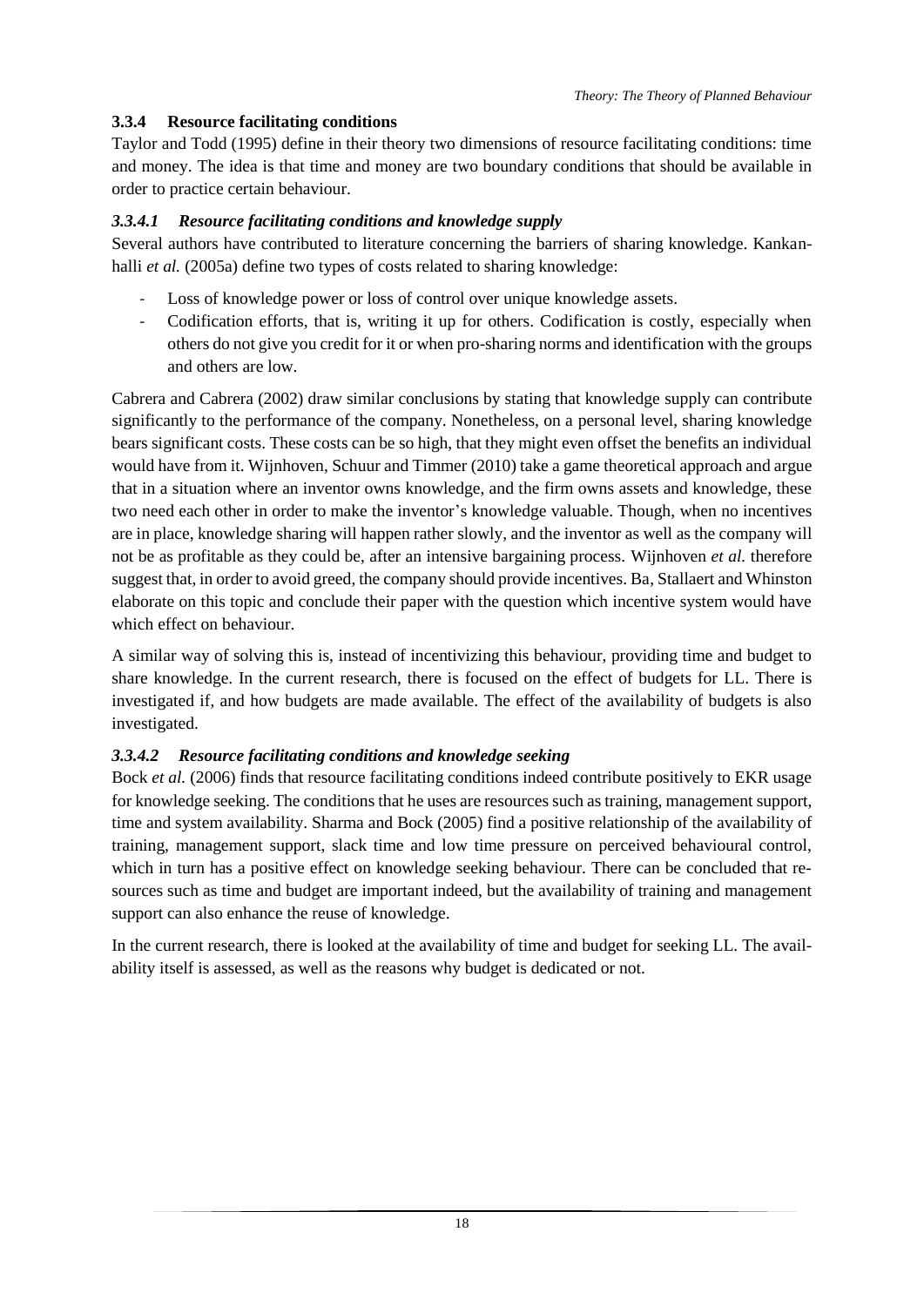### 3.3.4 Resource facilitating conditions

Taylor and Todd (1995) define in their theory two dimensions of resource facilitating conditions: time and money. The idea is that time and money are two boundary conditions that should be available in order to practice certain behaviour.

#### *3.3.4.1 Resource facilitating conditions and knowledge supply*

Several authors have contributed to literature concerning the barriers of sharing knowledge. Kankanhalli *et al.* (2005a) define two types of costs related to sharing knowledge:

- Loss of knowledge power or loss of control over unique knowledge assets.
- Codification efforts, that is, writing it up for others. Codification is costly, especially when others do not give you credit for it or when pro-sharing norms and identification with the groups and others are low.

Cabrera and Cabrera (2002) draw similar conclusions by stating that knowledge supply can contribute significantly to the performance of the company. Nonetheless, on a personal level, sharing knowledge bears significant costs. These costs can be so high, that they might even offset the benefits an individual would have from it. Wijnhoven, Schuur and Timmer (2010) take a game theoretical approach and argue that in a situation where an inventor owns knowledge, and the firm owns assets and knowledge, these two need each other in order to make the inventor's knowledge valuable. Though, when no incentives are in place, knowledge sharing will happen rather slowly, and the inventor as well as the company will not be as profitable as they could be, after an intensive bargaining process. Wijnhoven *et al.* therefore suggest that, in order to avoid greed, the company should provide incentives. Ba, Stallaert and Whinston elaborate on this topic and conclude their paper with the question which incentive system would have which effect on behaviour.

A similar way of solving this is, instead of incentivizing this behaviour, providing time and budget to share knowledge. In the current research, there is focused on the effect of budgets for LL. There is investigated if, and how budgets are made available. The effect of the availability of budgets is also investigated.

#### *3.3.4.2 Resource facilitating conditions and knowledge seeking*

Bock *et al.* (2006) finds that resource facilitating conditions indeed contribute positively to EKR usage for knowledge seeking. The conditions that he uses are resources such as training, management support, time and system availability. Sharma and Bock (2005) find a positive relationship of the availability of training, management support, slack time and low time pressure on perceived behavioural control, which in turn has a positive effect on knowledge seeking behaviour. There can be concluded that resources such as time and budget are important indeed, but the availability of training and management support can also enhance the reuse of knowledge.

In the current research, there is looked at the availability of time and budget for seeking LL. The availability itself is assessed, as well as the reasons why budget is dedicated or not.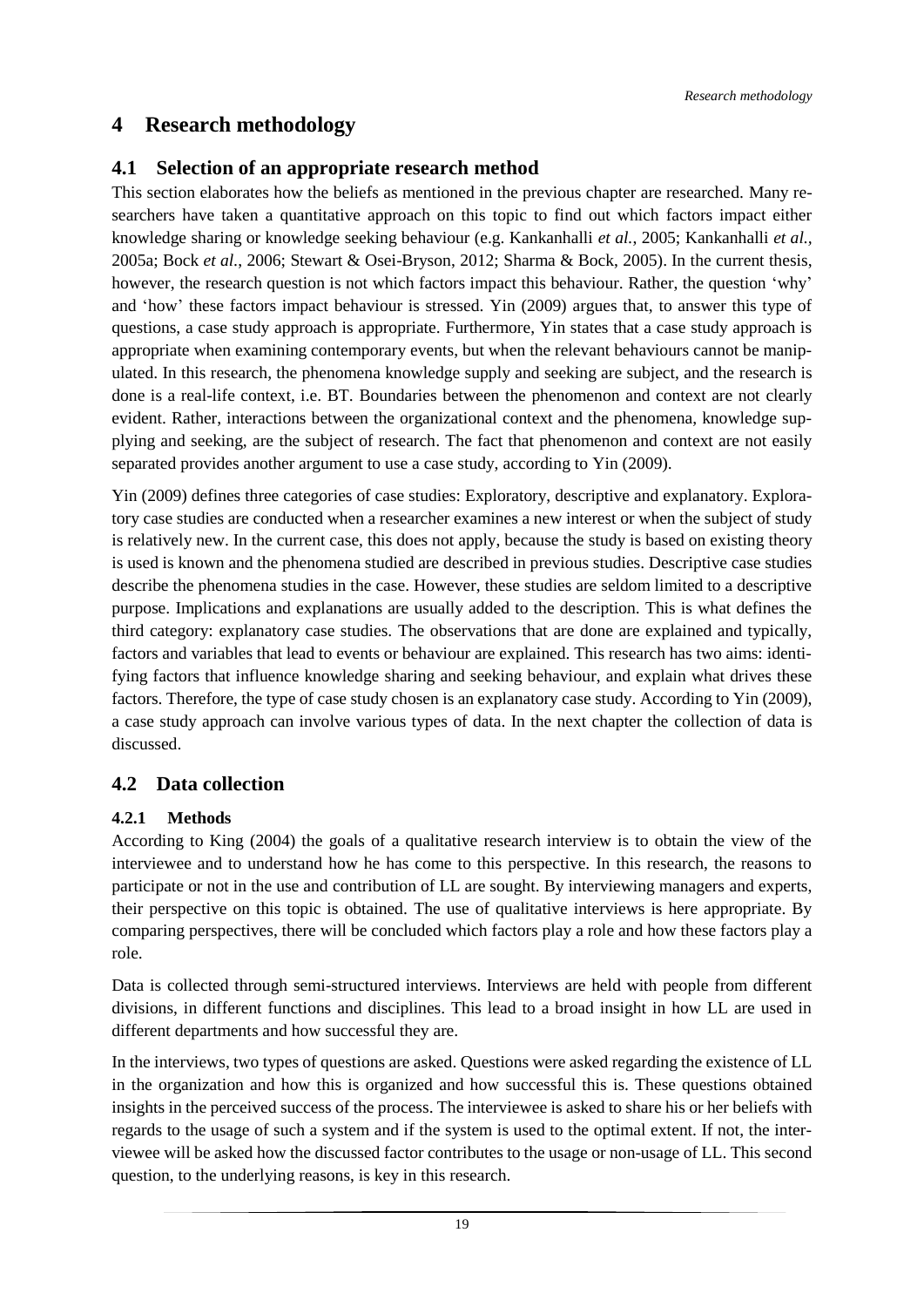# 4 Research methodology

## 4.1 Selection of an appropriate research method

This section elaborates how the beliefs as mentioned in the previous chapter are researched. Many researchers have taken a quantitative approach on this topic to find out which factors impact either knowledge sharing or knowledge seeking behaviour (e.g. Kankanhalli *et al.*, 2005; Kankanhalli *et al.*, 2005a; Bock *et al.*, 2006; Stewart & Osei-Bryson, 2012; Sharma & Bock, 2005). In the current thesis, however, the research question is not which factors impact this behaviour. Rather, the question 'why' and 'how' these factors impact behaviour is stressed. Yin (2009) argues that, to answer this type of questions, a case study approach is appropriate. Furthermore, Yin states that a case study approach is appropriate when examining contemporary events, but when the relevant behaviours cannot be manipulated. In this research, the phenomena knowledge supply and seeking are subject, and the research is done is a real-life context, i.e. BT. Boundaries between the phenomenon and context are not clearly evident. Rather, interactions between the organizational context and the phenomena, knowledge supplying and seeking, are the subject of research. The fact that phenomenon and context are not easily separated provides another argument to use a case study, according to Yin (2009).

Yin (2009) defines three categories of case studies: Exploratory, descriptive and explanatory. Exploratory case studies are conducted when a researcher examines a new interest or when the subject of study is relatively new. In the current case, this does not apply, because the study is based on existing theory is used is known and the phenomena studied are described in previous studies. Descriptive case studies describe the phenomena studies in the case. However, these studies are seldom limited to a descriptive purpose. Implications and explanations are usually added to the description. This is what defines the third category: explanatory case studies. The observations that are done are explained and typically, factors and variables that lead to events or behaviour are explained. This research has two aims: identifying factors that influence knowledge sharing and seeking behaviour, and explain what drives these factors. Therefore, the type of case study chosen is an explanatory case study. According to Yin (2009), a case study approach can involve various types of data. In the next chapter the collection of data is discussed.

## 4.2 Data collection

### 4.2.1 Methods

According to King (2004) the goals of a qualitative research interview is to obtain the view of the interviewee and to understand how he has come to this perspective. In this research, the reasons to participate or not in the use and contribution of LL are sought. By interviewing managers and experts, their perspective on this topic is obtained. The use of qualitative interviews is here appropriate. By comparing perspectives, there will be concluded which factors play a role and how these factors play a role.

Data is collected through semi-structured interviews. Interviews are held with people from different divisions, in different functions and disciplines. This lead to a broad insight in how LL are used in different departments and how successful they are.

In the interviews, two types of questions are asked. Questions were asked regarding the existence of LL in the organization and how this is organized and how successful this is. These questions obtained insights in the perceived success of the process. The interviewee is asked to share his or her beliefs with regards to the usage of such a system and if the system is used to the optimal extent. If not, the interviewee will be asked how the discussed factor contributes to the usage or non-usage of LL. This second question, to the underlying reasons, is key in this research.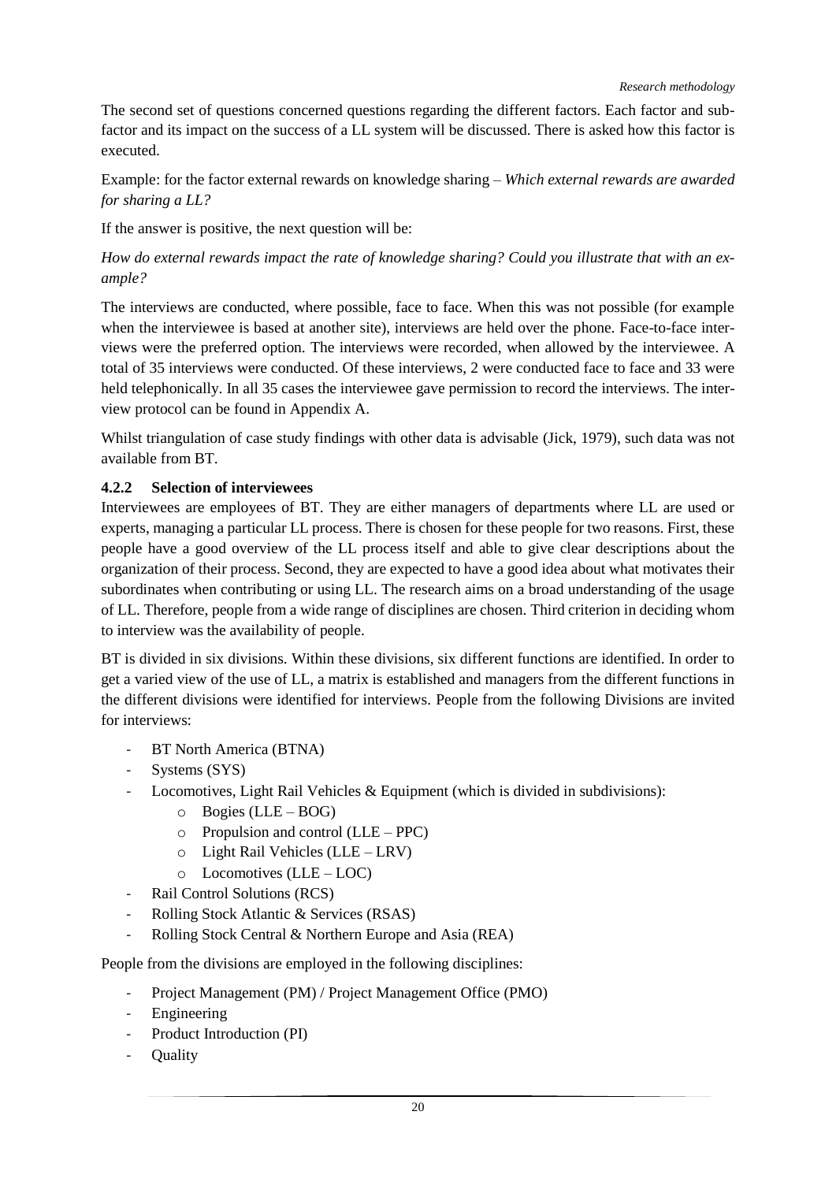The second set of questions concerned questions regarding the different factors. Each factor and sub-factor and its impact on the success of a LL system will be discussed. There is asked how this factor is executed.

Example: for the factor external rewards on knowledge sharing – *Which external rewards are awarded for sharing a LL?*

If the answer is positive, the next question will be:

*How do external rewards impact the rate of knowledge sharing? Could you illustrate that with an example?*

The interviews are conducted, where possible, face to face. When this was not possible (for example when the interviewee is based at another site), interviews are held over the phone. Face-to-face interviews were the preferred option. The interviews were recorded, when allowed by the interviewee. A total of 35 interviews were conducted. Of these interviews, 2 were conducted face to face and 33 were held telephonically. In all 35 cases the interviewee gave permission to record the interviews. The interview protocol can be found in Appendix A.

Whilst triangulation of case study findings with other data is advisable (Jick, 1979), such data was not available from BT.

### 4.2.2 Selection of interviewees

Interviewees are employees of BT. They are either managers of departments where LL are used or experts, managing a particular LL process. There is chosen for these people for two reasons. First, these people have a good overview of the LL process itself and able to give clear descriptions about the organization of their process. Second, they are expected to have a good idea about what motivates their subordinates when contributing or using LL. The research aims on a broad understanding of the usage of LL. Therefore, people from a wide range of disciplines are chosen. Third criterion in deciding whom to interview was the availability of people.

BT is divided in six divisions. Within these divisions, six different functions are identified. In order to get a varied view of the use of LL, a matrix is established and managers from the different functions in the different divisions were identified for interviews. People from the following Divisions are invited for interviews:

- BT North America (BTNA)
- Systems (SYS)
- Locomotives, Light Rail Vehicles & Equipment (which is divided in subdivisions):
  - Bogies (LLE – BOG)
  - Propulsion and control (LLE – PPC)
  - Light Rail Vehicles (LLE – LRV)
  - Locomotives (LLE – LOC)
- Rail Control Solutions (RCS)
- Rolling Stock Atlantic & Services (RSAS)
- Rolling Stock Central & Northern Europe and Asia (REA)

People from the divisions are employed in the following disciplines:

- Project Management (PM) / Project Management Office (PMO)
- Engineering
- Product Introduction (PI)
- Quality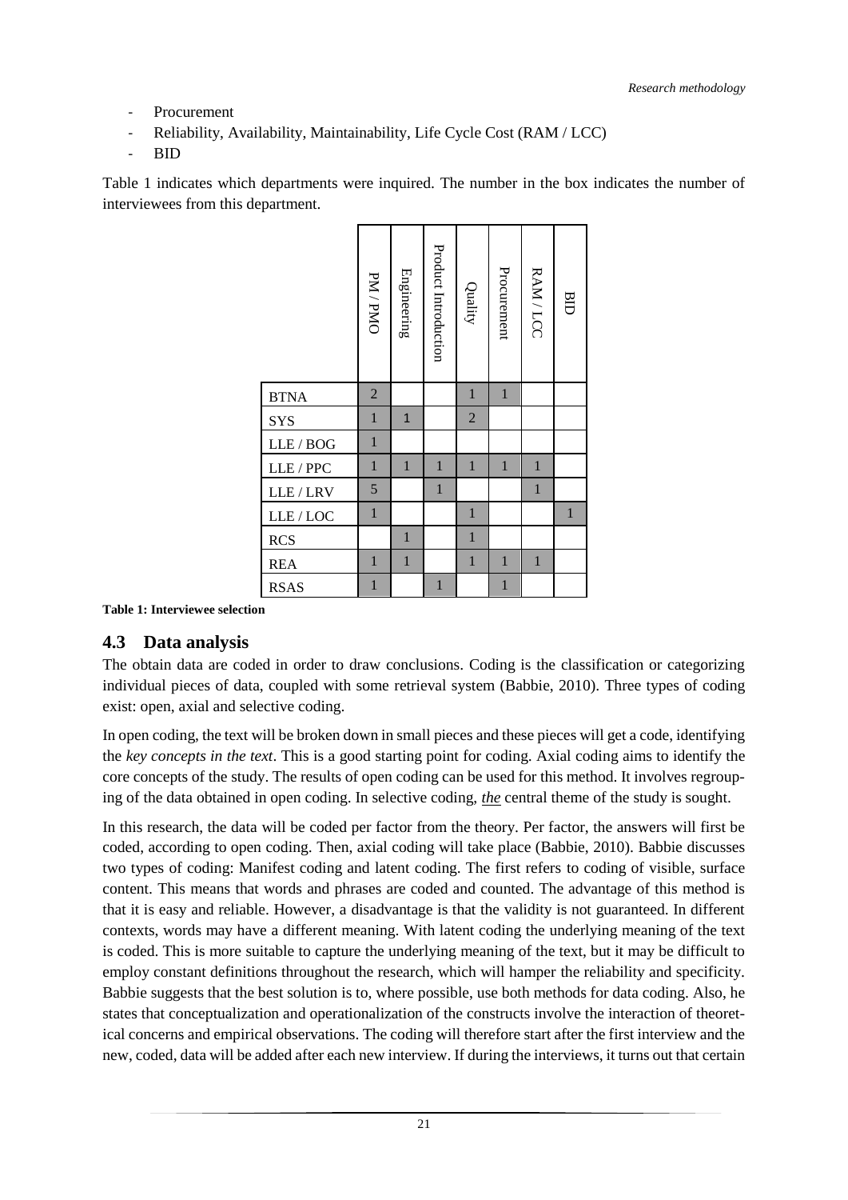- Procurement
- Reliability, Availability, Maintainability, Life Cycle Cost (RAM / LCC)
- BID

Table 1 indicates which departments were inquired. The number in the box indicates the number of interviewees from this department.

| | PM / PMO | Engineering | Product Introduction | Quality | Procurement | RAM / LCC | BID |
|---|---|---|---|---|---|---|---|
| BTNA | 2 | | | 1 | 1 | | |
| SYS | 1 | 1 | | 2 | | | |
| LLE / BOG | 1 | | | | | | |
| LLE / PPC | 1 | 1 | 1 | 1 | 1 | 1 | |
| LLE / LRV | 5 | | 1 | | | 1 | |
| LLE / LOC | 1 | | | 1 | | | 1 |
| RCS | | 1 | | 1 | | | |
| REA | 1 | 1 | | 1 | 1 | 1 | |
| RSAS | 1 | | 1 | | 1 | | |

**Table 1: Interviewee selection**

## 4.3 Data analysis

The obtain data are coded in order to draw conclusions. Coding is the classification or categorizing individual pieces of data, coupled with some retrieval system (Babbie, 2010). Three types of coding exist: open, axial and selective coding.

In open coding, the text will be broken down in small pieces and these pieces will get a code, identifying the *key concepts in the text*. This is a good starting point for coding. Axial coding aims to identify the core concepts of the study. The results of open coding can be used for this method. It involves regrouping of the data obtained in open coding. In selective coding, ***the*** central theme of the study is sought.

In this research, the data will be coded per factor from the theory. Per factor, the answers will first be coded, according to open coding. Then, axial coding will take place (Babbie, 2010). Babbie discusses two types of coding: Manifest coding and latent coding. The first refers to coding of visible, surface content. This means that words and phrases are coded and counted. The advantage of this method is that it is easy and reliable. However, a disadvantage is that the validity is not guaranteed. In different contexts, words may have a different meaning. With latent coding the underlying meaning of the text is coded. This is more suitable to capture the underlying meaning of the text, but it may be difficult to employ constant definitions throughout the research, which will hamper the reliability and specificity. Babbie suggests that the best solution is to, where possible, use both methods for data coding. Also, he states that conceptualization and operationalization of the constructs involve the interaction of theoretical concerns and empirical observations. The coding will therefore start after the first interview and the new, coded, data will be added after each new interview. If during the interviews, it turns out that certain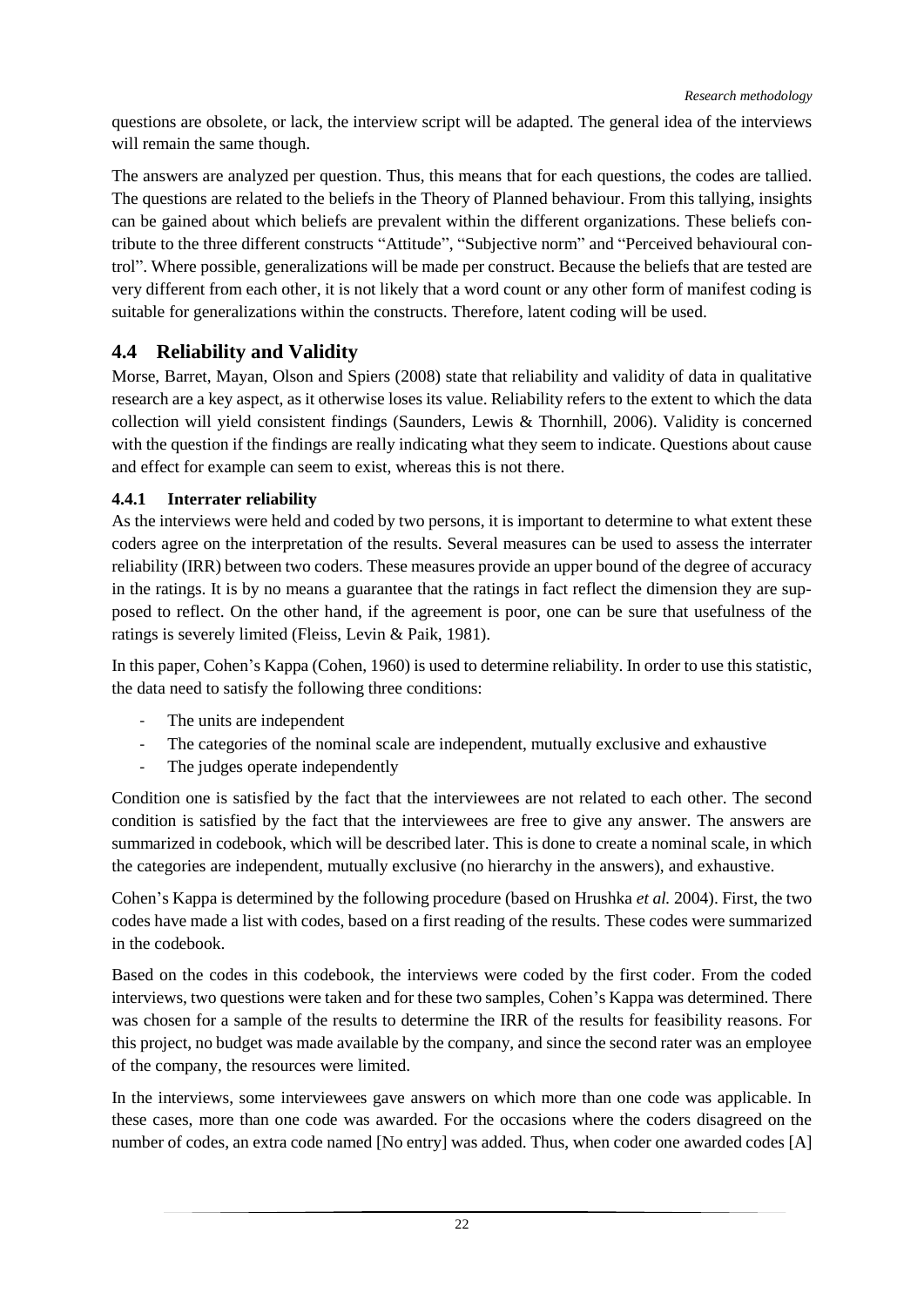questions are obsolete, or lack, the interview script will be adapted. The general idea of the interviews will remain the same though.

The answers are analyzed per question. Thus, this means that for each questions, the codes are tallied. The questions are related to the beliefs in the Theory of Planned behaviour. From this tallying, insights can be gained about which beliefs are prevalent within the different organizations. These beliefs contribute to the three different constructs "Attitude", "Subjective norm" and "Perceived behavioural control". Where possible, generalizations will be made per construct. Because the beliefs that are tested are very different from each other, it is not likely that a word count or any other form of manifest coding is suitable for generalizations within the constructs. Therefore, latent coding will be used.

## 4.4 Reliability and Validity

Morse, Barret, Mayan, Olson and Spiers (2008) state that reliability and validity of data in qualitative research are a key aspect, as it otherwise loses its value. Reliability refers to the extent to which the data collection will yield consistent findings (Saunders, Lewis & Thornhill, 2006). Validity is concerned with the question if the findings are really indicating what they seem to indicate. Questions about cause and effect for example can seem to exist, whereas this is not there.

### 4.4.1 Interrater reliability

As the interviews were held and coded by two persons, it is important to determine to what extent these coders agree on the interpretation of the results. Several measures can be used to assess the interrater reliability (IRR) between two coders. These measures provide an upper bound of the degree of accuracy in the ratings. It is by no means a guarantee that the ratings in fact reflect the dimension they are supposed to reflect. On the other hand, if the agreement is poor, one can be sure that usefulness of the ratings is severely limited (Fleiss, Levin & Paik, 1981).

In this paper, Cohen's Kappa (Cohen, 1960) is used to determine reliability. In order to use this statistic, the data need to satisfy the following three conditions:

- The units are independent
- The categories of the nominal scale are independent, mutually exclusive and exhaustive
- The judges operate independently

Condition one is satisfied by the fact that the interviewees are not related to each other. The second condition is satisfied by the fact that the interviewees are free to give any answer. The answers are summarized in codebook, which will be described later. This is done to create a nominal scale, in which the categories are independent, mutually exclusive (no hierarchy in the answers), and exhaustive.

Cohen's Kappa is determined by the following procedure (based on Hrushka *et al.* 2004). First, the two codes have made a list with codes, based on a first reading of the results. These codes were summarized in the codebook.

Based on the codes in this codebook, the interviews were coded by the first coder. From the coded interviews, two questions were taken and for these two samples, Cohen's Kappa was determined. There was chosen for a sample of the results to determine the IRR of the results for feasibility reasons. For this project, no budget was made available by the company, and since the second rater was an employee of the company, the resources were limited.

In the interviews, some interviewees gave answers on which more than one code was applicable. In these cases, more than one code was awarded. For the occasions where the coders disagreed on the number of codes, an extra code named [No entry] was added. Thus, when coder one awarded codes [A]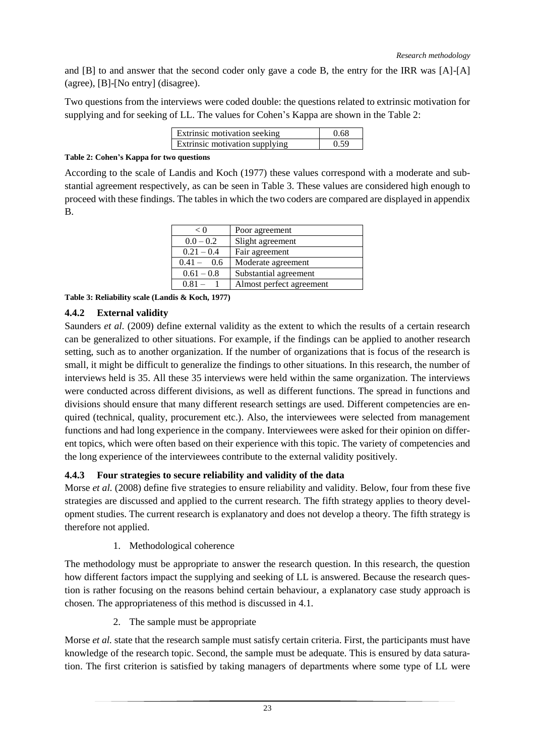and [B] to and answer that the second coder only gave a code B, the entry for the IRR was [A]-[A] (agree), [B]-[No entry] (disagree).

Two questions from the interviews were coded double: the questions related to extrinsic motivation for supplying and for seeking of LL. The values for Cohen's Kappa are shown in the Table 2:

| | |
|---|---|
| Extrinsic motivation seeking | 0.68 |
| Extrinsic motivation supplying | 0.59 |

**Table 2: Cohen's Kappa for two questions**

According to the scale of Landis and Koch (1977) these values correspond with a moderate and substantial agreement respectively, as can be seen in Table 3. These values are considered high enough to proceed with these findings. The tables in which the two coders are compared are displayed in appendix B.

| | |
|---|---|
| < 0 | Poor agreement |
| 0.0 – 0.2 | Slight agreement |
| 0.21 – 0.4 | Fair agreement |
| 0.41 – 0.6 | Moderate agreement |
| 0.61 – 0.8 | Substantial agreement |
| 0.81 – 1 | Almost perfect agreement |

**Table 3: Reliability scale (Landis & Koch, 1977)**

### 4.4.2 External validity

Saunders *et al.* (2009) define external validity as the extent to which the results of a certain research can be generalized to other situations. For example, if the findings can be applied to another research setting, such as to another organization. If the number of organizations that is focus of the research is small, it might be difficult to generalize the findings to other situations. In this research, the number of interviews held is 35. All these 35 interviews were held within the same organization. The interviews were conducted across different divisions, as well as different functions. The spread in functions and divisions should ensure that many different research settings are used. Different competencies are enquired (technical, quality, procurement etc.). Also, the interviewees were selected from management functions and had long experience in the company. Interviewees were asked for their opinion on different topics, which were often based on their experience with this topic. The variety of competencies and the long experience of the interviewees contribute to the external validity positively.

### 4.4.3 Four strategies to secure reliability and validity of the data

Morse *et al.* (2008) define five strategies to ensure reliability and validity. Below, four from these five strategies are discussed and applied to the current research. The fifth strategy applies to theory development studies. The current research is explanatory and does not develop a theory. The fifth strategy is therefore not applied.

1. Methodological coherence

The methodology must be appropriate to answer the research question. In this research, the question how different factors impact the supplying and seeking of LL is answered. Because the research question is rather focusing on the reasons behind certain behaviour, a explanatory case study approach is chosen. The appropriateness of this method is discussed in 4.1.

2. The sample must be appropriate

Morse *et al.* state that the research sample must satisfy certain criteria. First, the participants must have knowledge of the research topic. Second, the sample must be adequate. This is ensured by data saturation. The first criterion is satisfied by taking managers of departments where some type of LL were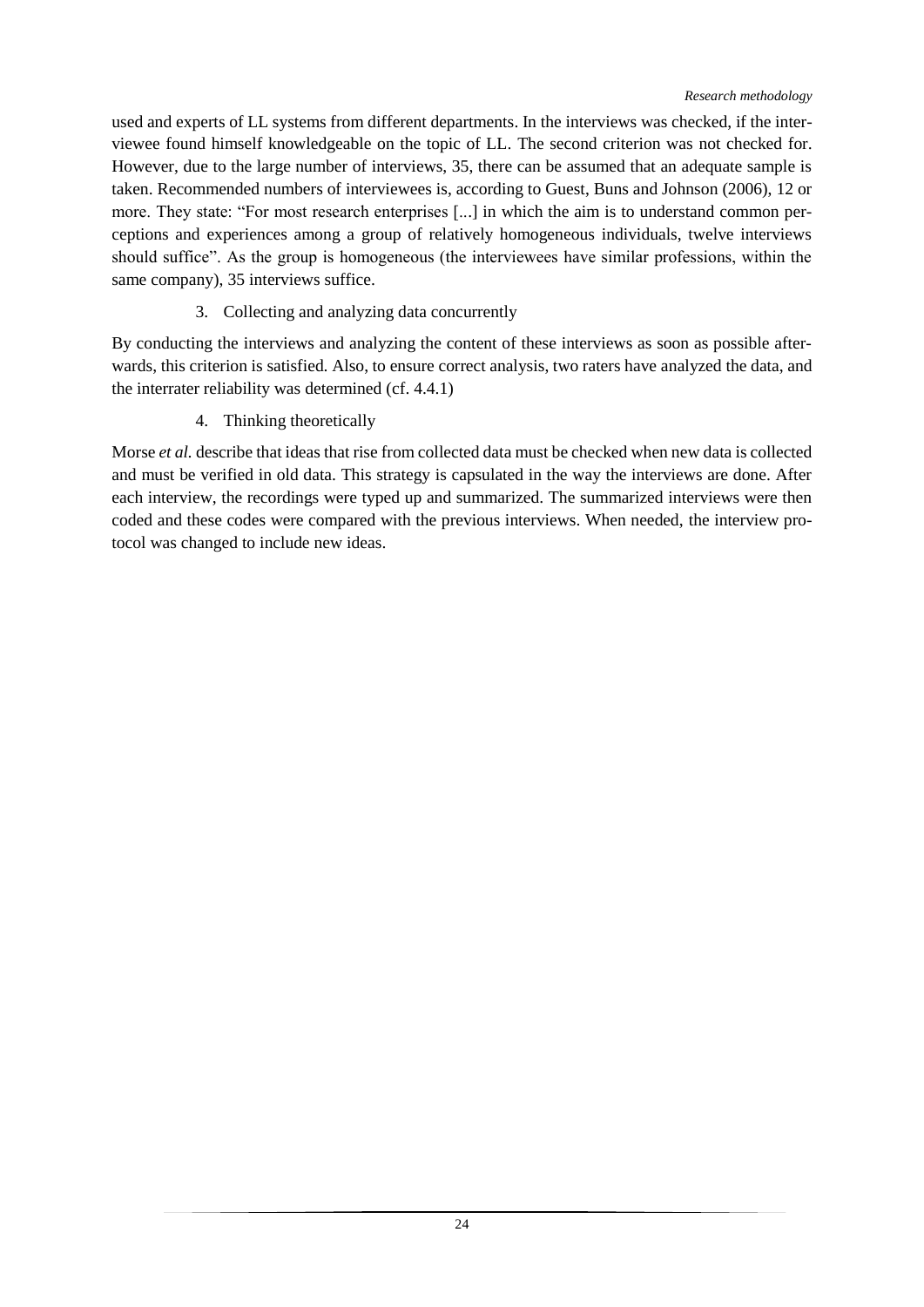used and experts of LL systems from different departments. In the interviews was checked, if the interviewee found himself knowledgeable on the topic of LL. The second criterion was not checked for. However, due to the large number of interviews, 35, there can be assumed that an adequate sample is taken. Recommended numbers of interviewees is, according to Guest, Buns and Johnson (2006), 12 or more. They state: "For most research enterprises [...] in which the aim is to understand common perceptions and experiences among a group of relatively homogeneous individuals, twelve interviews should suffice". As the group is homogeneous (the interviewees have similar professions, within the same company), 35 interviews suffice.

3. Collecting and analyzing data concurrently

By conducting the interviews and analyzing the content of these interviews as soon as possible afterwards, this criterion is satisfied. Also, to ensure correct analysis, two raters have analyzed the data, and the interrater reliability was determined (cf. 4.4.1)

4. Thinking theoretically

Morse *et al.* describe that ideas that rise from collected data must be checked when new data is collected and must be verified in old data. This strategy is capsulated in the way the interviews are done. After each interview, the recordings were typed up and summarized. The summarized interviews were then coded and these codes were compared with the previous interviews. When needed, the interview protocol was changed to include new ideas.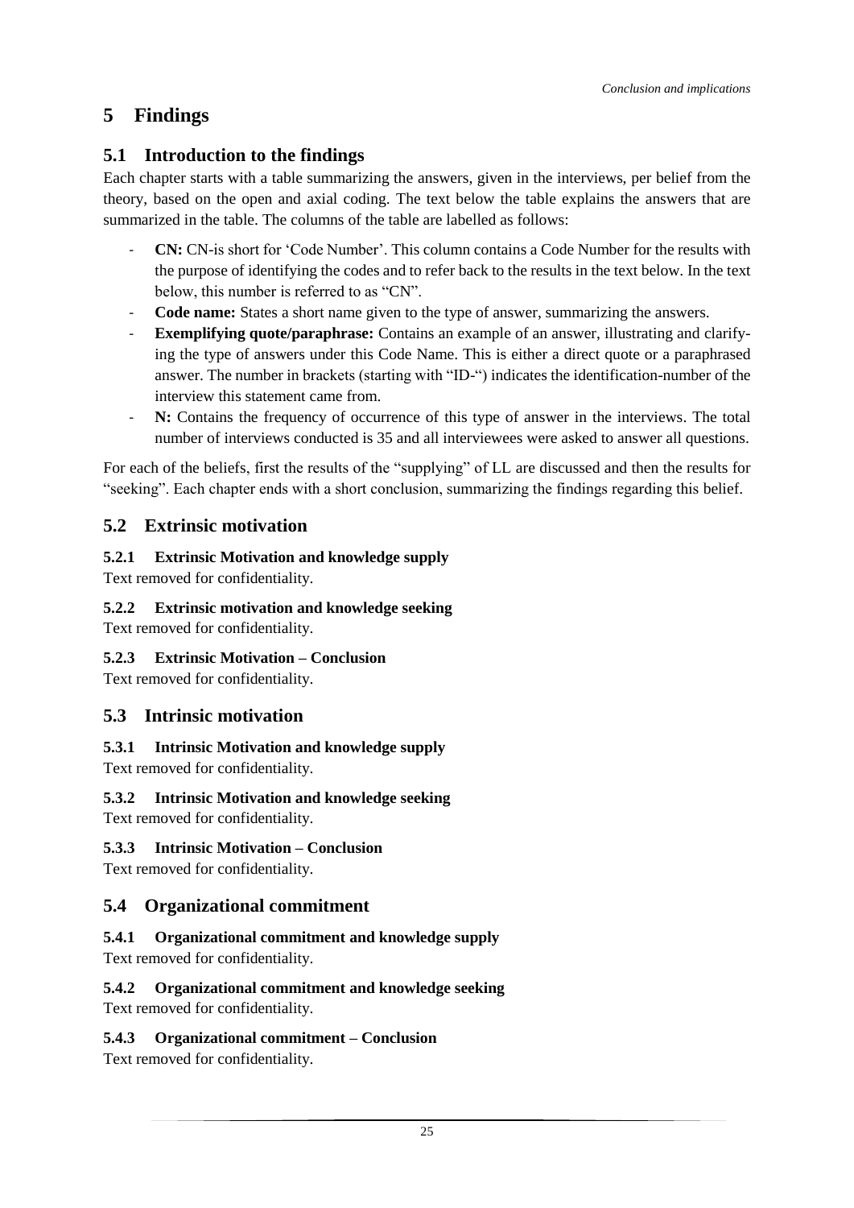# 5 Findings

## 5.1 Introduction to the findings

Each chapter starts with a table summarizing the answers, given in the interviews, per belief from the theory, based on the open and axial coding. The text below the table explains the answers that are summarized in the table. The columns of the table are labelled as follows:

- **CN:** CN-is short for 'Code Number'. This column contains a Code Number for the results with the purpose of identifying the codes and to refer back to the results in the text below. In the text below, this number is referred to as "CN".
- **Code name:** States a short name given to the type of answer, summarizing the answers.
- **Exemplifying quote/paraphrase:** Contains an example of an answer, illustrating and clarifying the type of answers under this Code Name. This is either a direct quote or a paraphrased answer. The number in brackets (starting with "ID-") indicates the identification-number of the interview this statement came from.
- **N:** Contains the frequency of occurrence of this type of answer in the interviews. The total number of interviews conducted is 35 and all interviewees were asked to answer all questions.

For each of the beliefs, first the results of the "supplying" of LL are discussed and then the results for "seeking". Each chapter ends with a short conclusion, summarizing the findings regarding this belief.

## 5.2 Extrinsic motivation

### 5.2.1 Extrinsic Motivation and knowledge supply

Text removed for confidentiality.

### 5.2.2 Extrinsic motivation and knowledge seeking

Text removed for confidentiality.

### 5.2.3 Extrinsic Motivation – Conclusion

Text removed for confidentiality.

## 5.3 Intrinsic motivation

### 5.3.1 Intrinsic Motivation and knowledge supply

Text removed for confidentiality.

### 5.3.2 Intrinsic Motivation and knowledge seeking

Text removed for confidentiality.

### 5.3.3 Intrinsic Motivation – Conclusion

Text removed for confidentiality.

## 5.4 Organizational commitment

### 5.4.1 Organizational commitment and knowledge supply

Text removed for confidentiality.

### 5.4.2 Organizational commitment and knowledge seeking

Text removed for confidentiality.

### 5.4.3 Organizational commitment – Conclusion

Text removed for confidentiality.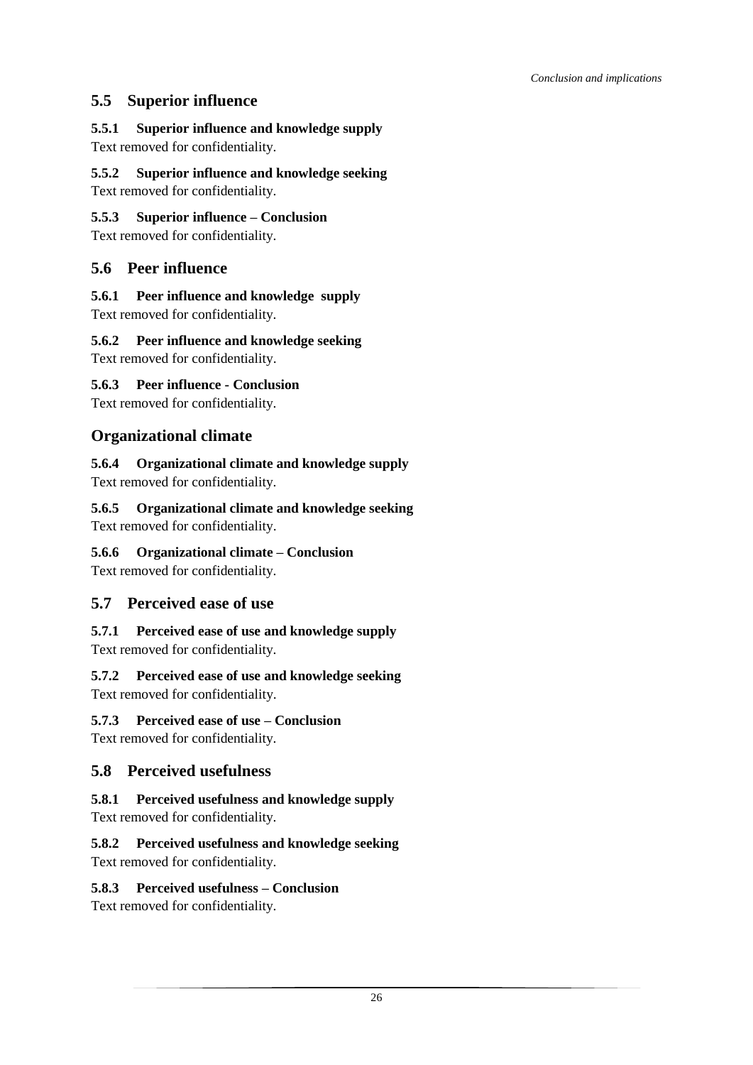## 5.5 Superior influence

### 5.5.1 Superior influence and knowledge supply

Text removed for confidentiality.

### 5.5.2 Superior influence and knowledge seeking

Text removed for confidentiality.

### 5.5.3 Superior influence – Conclusion

Text removed for confidentiality.

## 5.6 Peer influence

### 5.6.1 Peer influence and knowledge supply

Text removed for confidentiality.

### 5.6.2 Peer influence and knowledge seeking

Text removed for confidentiality.

### 5.6.3 Peer influence - Conclusion

Text removed for confidentiality.

## Organizational climate

### 5.6.4 Organizational climate and knowledge supply

Text removed for confidentiality.

### 5.6.5 Organizational climate and knowledge seeking

Text removed for confidentiality.

### 5.6.6 Organizational climate – Conclusion

Text removed for confidentiality.

## 5.7 Perceived ease of use

### 5.7.1 Perceived ease of use and knowledge supply

Text removed for confidentiality.

### 5.7.2 Perceived ease of use and knowledge seeking

Text removed for confidentiality.

### 5.7.3 Perceived ease of use – Conclusion

Text removed for confidentiality.

## 5.8 Perceived usefulness

### 5.8.1 Perceived usefulness and knowledge supply

Text removed for confidentiality.

### 5.8.2 Perceived usefulness and knowledge seeking

Text removed for confidentiality.

### 5.8.3 Perceived usefulness – Conclusion

Text removed for confidentiality.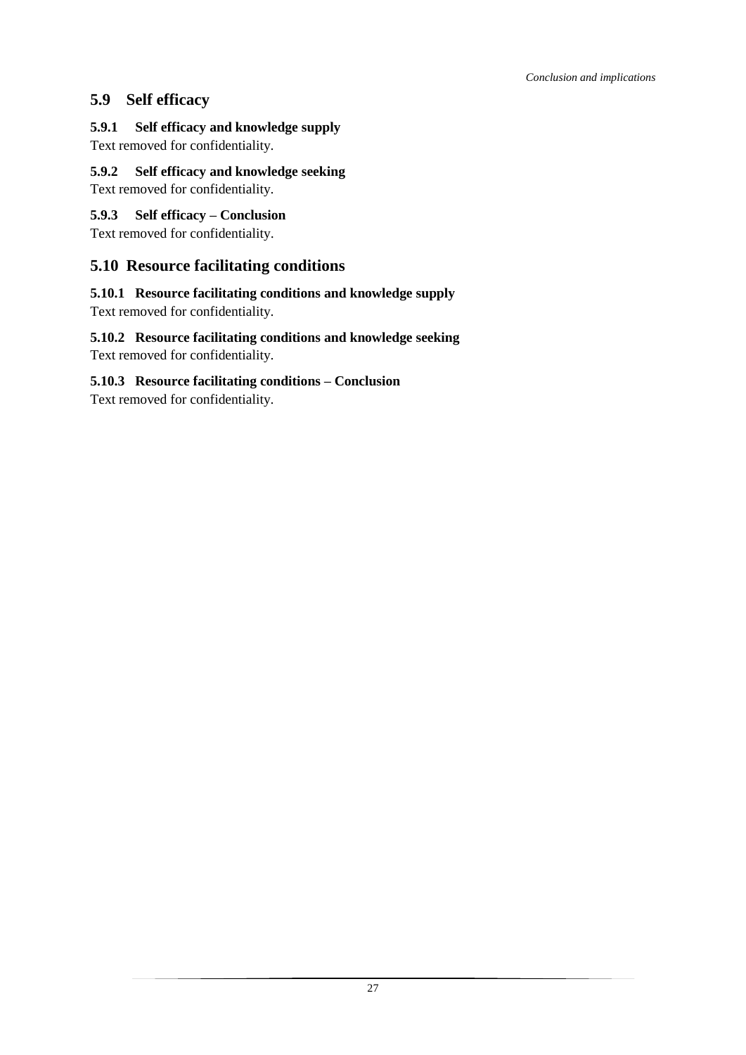## 5.9 Self efficacy

### 5.9.1 Self efficacy and knowledge supply

Text removed for confidentiality.

### 5.9.2 Self efficacy and knowledge seeking

Text removed for confidentiality.

### 5.9.3 Self efficacy – Conclusion

Text removed for confidentiality.

## 5.10 Resource facilitating conditions

### 5.10.1 Resource facilitating conditions and knowledge supply

Text removed for confidentiality.

### 5.10.2 Resource facilitating conditions and knowledge seeking

Text removed for confidentiality.

### 5.10.3 Resource facilitating conditions – Conclusion

Text removed for confidentiality.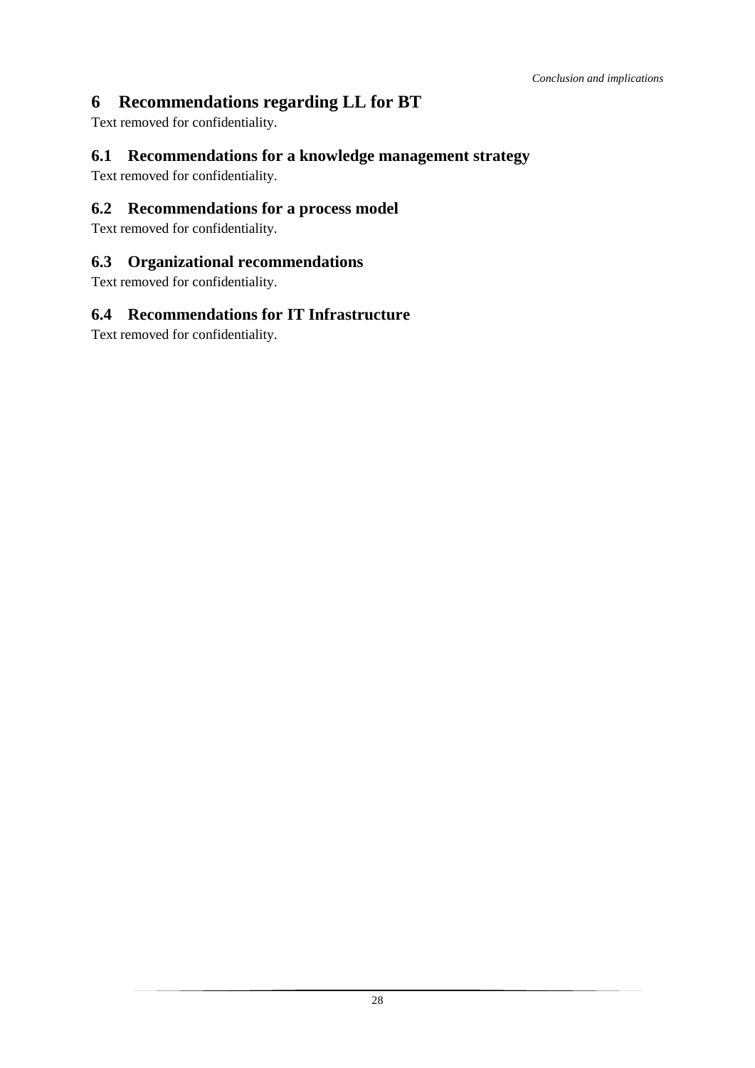# 6 Recommendations regarding LL for BT

Text removed for confidentiality.

## 6.1 Recommendations for a knowledge management strategy

Text removed for confidentiality.

## 6.2 Recommendations for a process model

Text removed for confidentiality.

## 6.3 Organizational recommendations

Text removed for confidentiality.

## 6.4 Recommendations for IT Infrastructure

Text removed for confidentiality.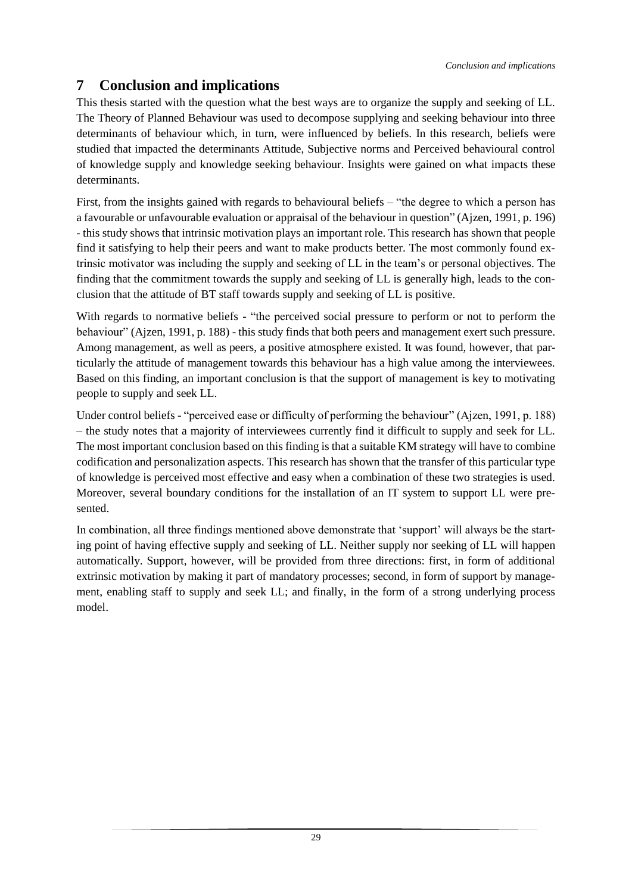# 7 Conclusion and implications

This thesis started with the question what the best ways are to organize the supply and seeking of LL. The Theory of Planned Behaviour was used to decompose supplying and seeking behaviour into three determinants of behaviour which, in turn, were influenced by beliefs. In this research, beliefs were studied that impacted the determinants Attitude, Subjective norms and Perceived behavioural control of knowledge supply and knowledge seeking behaviour. Insights were gained on what impacts these determinants.

First, from the insights gained with regards to behavioural beliefs – "the degree to which a person has a favourable or unfavourable evaluation or appraisal of the behaviour in question" (Ajzen, 1991, p. 196) - this study shows that intrinsic motivation plays an important role. This research has shown that people find it satisfying to help their peers and want to make products better. The most commonly found extrinsic motivator was including the supply and seeking of LL in the team's or personal objectives. The finding that the commitment towards the supply and seeking of LL is generally high, leads to the conclusion that the attitude of BT staff towards supply and seeking of LL is positive.

With regards to normative beliefs - "the perceived social pressure to perform or not to perform the behaviour" (Ajzen, 1991, p. 188) - this study finds that both peers and management exert such pressure. Among management, as well as peers, a positive atmosphere existed. It was found, however, that particularly the attitude of management towards this behaviour has a high value among the interviewees. Based on this finding, an important conclusion is that the support of management is key to motivating people to supply and seek LL.

Under control beliefs - "perceived ease or difficulty of performing the behaviour" (Ajzen, 1991, p. 188) – the study notes that a majority of interviewees currently find it difficult to supply and seek for LL. The most important conclusion based on this finding is that a suitable KM strategy will have to combine codification and personalization aspects. This research has shown that the transfer of this particular type of knowledge is perceived most effective and easy when a combination of these two strategies is used. Moreover, several boundary conditions for the installation of an IT system to support LL were presented.

In combination, all three findings mentioned above demonstrate that 'support' will always be the starting point of having effective supply and seeking of LL. Neither supply nor seeking of LL will happen automatically. Support, however, will be provided from three directions: first, in form of additional extrinsic motivation by making it part of mandatory processes; second, in form of support by management, enabling staff to supply and seek LL; and finally, in the form of a strong underlying process model.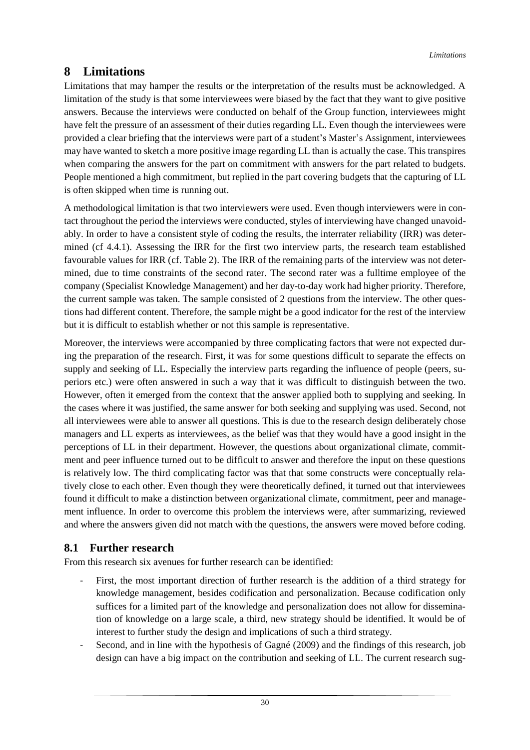# 8 Limitations

Limitations that may hamper the results or the interpretation of the results must be acknowledged. A limitation of the study is that some interviewees were biased by the fact that they want to give positive answers. Because the interviews were conducted on behalf of the Group function, interviewees might have felt the pressure of an assessment of their duties regarding LL. Even though the interviewees were provided a clear briefing that the interviews were part of a student's Master's Assignment, interviewees may have wanted to sketch a more positive image regarding LL than is actually the case. This transpires when comparing the answers for the part on commitment with answers for the part related to budgets. People mentioned a high commitment, but replied in the part covering budgets that the capturing of LL is often skipped when time is running out.

A methodological limitation is that two interviewers were used. Even though interviewers were in contact throughout the period the interviews were conducted, styles of interviewing have changed unavoidably. In order to have a consistent style of coding the results, the interrater reliability (IRR) was determined (cf 4.4.1). Assessing the IRR for the first two interview parts, the research team established favourable values for IRR (cf. Table 2). The IRR of the remaining parts of the interview was not determined, due to time constraints of the second rater. The second rater was a fulltime employee of the company (Specialist Knowledge Management) and her day-to-day work had higher priority. Therefore, the current sample was taken. The sample consisted of 2 questions from the interview. The other questions had different content. Therefore, the sample might be a good indicator for the rest of the interview but it is difficult to establish whether or not this sample is representative.

Moreover, the interviews were accompanied by three complicating factors that were not expected during the preparation of the research. First, it was for some questions difficult to separate the effects on supply and seeking of LL. Especially the interview parts regarding the influence of people (peers, superiors etc.) were often answered in such a way that it was difficult to distinguish between the two. However, often it emerged from the context that the answer applied both to supplying and seeking. In the cases where it was justified, the same answer for both seeking and supplying was used. Second, not all interviewees were able to answer all questions. This is due to the research design deliberately chose managers and LL experts as interviewees, as the belief was that they would have a good insight in the perceptions of LL in their department. However, the questions about organizational climate, commitment and peer influence turned out to be difficult to answer and therefore the input on these questions is relatively low. The third complicating factor was that that some constructs were conceptually relatively close to each other. Even though they were theoretically defined, it turned out that interviewees found it difficult to make a distinction between organizational climate, commitment, peer and management influence. In order to overcome this problem the interviews were, after summarizing, reviewed and where the answers given did not match with the questions, the answers were moved before coding.

## 8.1 Further research

From this research six avenues for further research can be identified:

- First, the most important direction of further research is the addition of a third strategy for knowledge management, besides codification and personalization. Because codification only suffices for a limited part of the knowledge and personalization does not allow for dissemination of knowledge on a large scale, a third, new strategy should be identified. It would be of interest to further study the design and implications of such a third strategy.
- Second, and in line with the hypothesis of Gagné (2009) and the findings of this research, job design can have a big impact on the contribution and seeking of LL. The current research sug-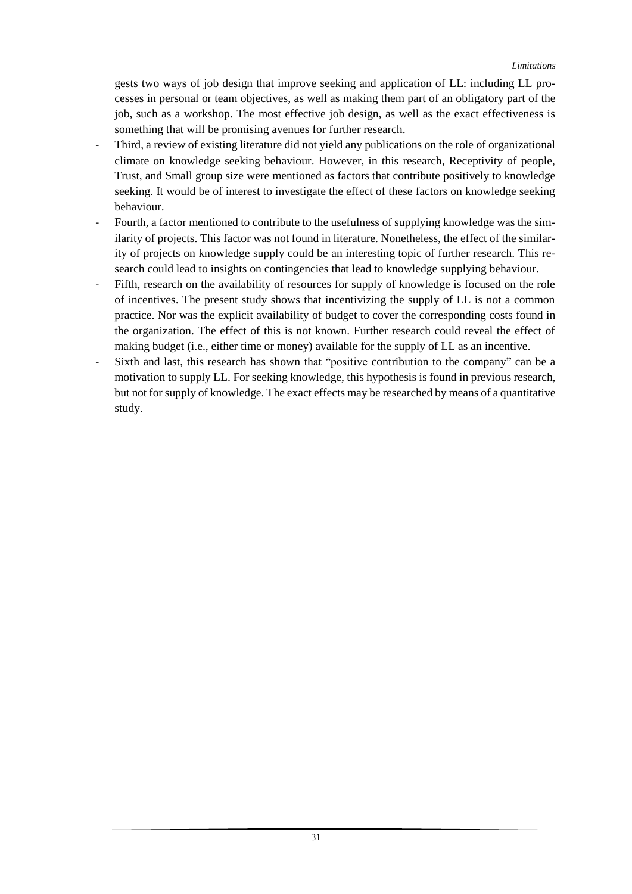gests two ways of job design that improve seeking and application of LL: including LL processes in personal or team objectives, as well as making them part of an obligatory part of the job, such as a workshop. The most effective job design, as well as the exact effectiveness is something that will be promising avenues for further research.

- Third, a review of existing literature did not yield any publications on the role of organizational climate on knowledge seeking behaviour. However, in this research, Receptivity of people, Trust, and Small group size were mentioned as factors that contribute positively to knowledge seeking. It would be of interest to investigate the effect of these factors on knowledge seeking behaviour.
- Fourth, a factor mentioned to contribute to the usefulness of supplying knowledge was the similarity of projects. This factor was not found in literature. Nonetheless, the effect of the similarity of projects on knowledge supply could be an interesting topic of further research. This research could lead to insights on contingencies that lead to knowledge supplying behaviour.
- Fifth, research on the availability of resources for supply of knowledge is focused on the role of incentives. The present study shows that incentivizing the supply of LL is not a common practice. Nor was the explicit availability of budget to cover the corresponding costs found in the organization. The effect of this is not known. Further research could reveal the effect of making budget (i.e., either time or money) available for the supply of LL as an incentive.
- Sixth and last, this research has shown that "positive contribution to the company" can be a motivation to supply LL. For seeking knowledge, this hypothesis is found in previous research, but not for supply of knowledge. The exact effects may be researched by means of a quantitative study.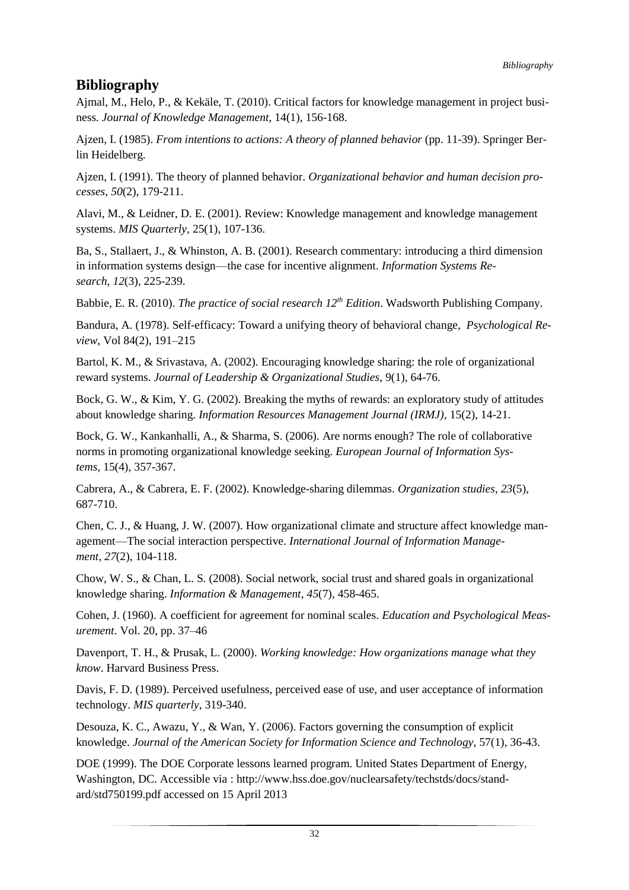## Bibliography

Ajmal, M., Helo, P., & Kekäle, T. (2010). Critical factors for knowledge management in project business. *Journal of Knowledge Management*, 14(1), 156-168.

Ajzen, I. (1985). *From intentions to actions: A theory of planned behavior* (pp. 11-39). Springer Berlin Heidelberg.

Ajzen, I. (1991). The theory of planned behavior. *Organizational behavior and human decision processes*, *50*(2), 179-211.

Alavi, M., & Leidner, D. E. (2001). Review: Knowledge management and knowledge management systems. *MIS Quarterly*, 25(1), 107-136.

Ba, S., Stallaert, J., & Whinston, A. B. (2001). Research commentary: introducing a third dimension in information systems design—the case for incentive alignment. *Information Systems Research*, *12*(3), 225-239.

Babbie, E. R. (2010). *The practice of social research 12th Edition*. Wadsworth Publishing Company.

Bandura, A. (1978). Self-efficacy: Toward a unifying theory of behavioral change, *Psychological Review*, Vol 84(2), 191–215

Bartol, K. M., & Srivastava, A. (2002). Encouraging knowledge sharing: the role of organizational reward systems. *Journal of Leadership & Organizational Studies*, 9(1), 64-76.

Bock, G. W., & Kim, Y. G. (2002). Breaking the myths of rewards: an exploratory study of attitudes about knowledge sharing. *Information Resources Management Journal (IRMJ)*, 15(2), 14-21.

Bock, G. W., Kankanhalli, A., & Sharma, S. (2006). Are norms enough? The role of collaborative norms in promoting organizational knowledge seeking. *European Journal of Information Systems*, 15(4), 357-367.

Cabrera, A., & Cabrera, E. F. (2002). Knowledge-sharing dilemmas. *Organization studies*, *23*(5), 687-710.

Chen, C. J., & Huang, J. W. (2007). How organizational climate and structure affect knowledge management—The social interaction perspective. *International Journal of Information Management*, *27*(2), 104-118.

Chow, W. S., & Chan, L. S. (2008). Social network, social trust and shared goals in organizational knowledge sharing. *Information & Management*, *45*(7), 458-465.

Cohen, J. (1960). A coefficient for agreement for nominal scales. *Education and Psychological Measurement*. Vol. 20, pp. 37–46

Davenport, T. H., & Prusak, L. (2000). *Working knowledge: How organizations manage what they know*. Harvard Business Press.

Davis, F. D. (1989). Perceived usefulness, perceived ease of use, and user acceptance of information technology. *MIS quarterly*, 319-340.

Desouza, K. C., Awazu, Y., & Wan, Y. (2006). Factors governing the consumption of explicit knowledge. *Journal of the American Society for Information Science and Technology*, 57(1), 36-43.

DOE (1999). The DOE Corporate lessons learned program. United States Department of Energy, Washington, DC. Accessible via : http://www.hss.doe.gov/nuclearsafety/techstds/docs/standard/std750199.pdf accessed on 15 April 2013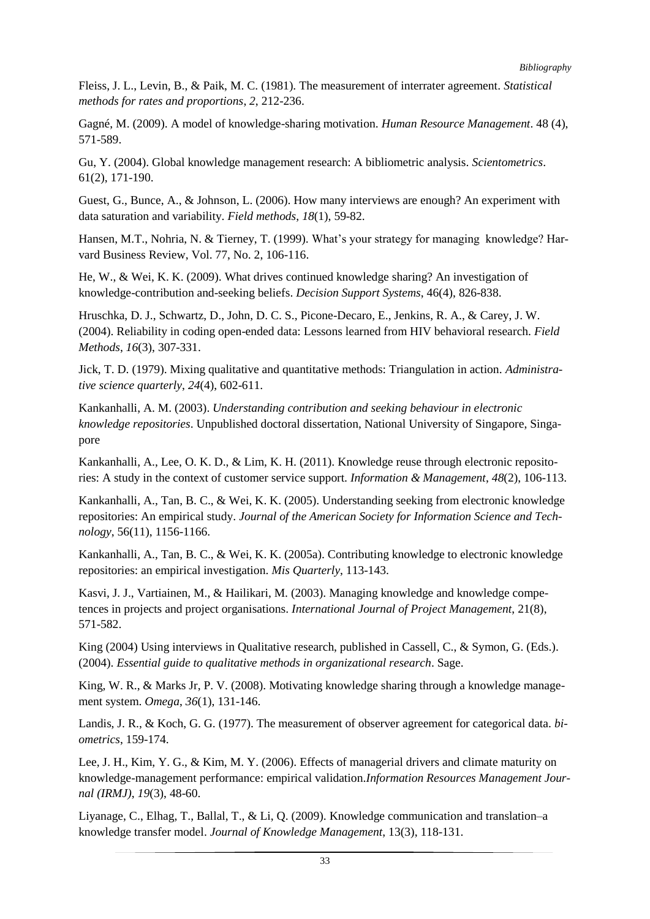Fleiss, J. L., Levin, B., & Paik, M. C. (1981). The measurement of interrater agreement. *Statistical methods for rates and proportions*, *2*, 212-236.

Gagné, M. (2009). A model of knowledge-sharing motivation. *Human Resource Management*. 48 (4), 571-589.

Gu, Y. (2004). Global knowledge management research: A bibliometric analysis. *Scientometrics*. 61(2), 171-190.

Guest, G., Bunce, A., & Johnson, L. (2006). How many interviews are enough? An experiment with data saturation and variability. *Field methods*, *18*(1), 59-82.

Hansen, M.T., Nohria, N. & Tierney, T. (1999). What's your strategy for managing knowledge? Harvard Business Review, Vol. 77, No. 2, 106-116.

He, W., & Wei, K. K. (2009). What drives continued knowledge sharing? An investigation of knowledge-contribution and-seeking beliefs. *Decision Support Systems*, 46(4), 826-838.

Hruschka, D. J., Schwartz, D., John, D. C. S., Picone-Decaro, E., Jenkins, R. A., & Carey, J. W. (2004). Reliability in coding open-ended data: Lessons learned from HIV behavioral research. *Field Methods*, *16*(3), 307-331.

Jick, T. D. (1979). Mixing qualitative and quantitative methods: Triangulation in action. *Administrative science quarterly*, *24*(4), 602-611.

Kankanhalli, A. M. (2003). *Understanding contribution and seeking behaviour in electronic knowledge repositories*. Unpublished doctoral dissertation, National University of Singapore, Singapore

Kankanhalli, A., Lee, O. K. D., & Lim, K. H. (2011). Knowledge reuse through electronic repositories: A study in the context of customer service support. *Information & Management*, *48*(2), 106-113.

Kankanhalli, A., Tan, B. C., & Wei, K. K. (2005). Understanding seeking from electronic knowledge repositories: An empirical study. *Journal of the American Society for Information Science and Technology*, 56(11), 1156-1166.

Kankanhalli, A., Tan, B. C., & Wei, K. K. (2005a). Contributing knowledge to electronic knowledge repositories: an empirical investigation. *Mis Quarterly*, 113-143.

Kasvi, J. J., Vartiainen, M., & Hailikari, M. (2003). Managing knowledge and knowledge competences in projects and project organisations. *International Journal of Project Management*, 21(8), 571-582.

King (2004) Using interviews in Qualitative research, published in Cassell, C., & Symon, G. (Eds.). (2004). *Essential guide to qualitative methods in organizational research*. Sage.

King, W. R., & Marks Jr, P. V. (2008). Motivating knowledge sharing through a knowledge management system. *Omega*, *36*(1), 131-146.

Landis, J. R., & Koch, G. G. (1977). The measurement of observer agreement for categorical data. *biometrics*, 159-174.

Lee, J. H., Kim, Y. G., & Kim, M. Y. (2006). Effects of managerial drivers and climate maturity on knowledge-management performance: empirical validation.*Information Resources Management Journal (IRMJ)*, *19*(3), 48-60.

Liyanage, C., Elhag, T., Ballal, T., & Li, Q. (2009). Knowledge communication and translation–a knowledge transfer model. *Journal of Knowledge Management*, 13(3), 118-131.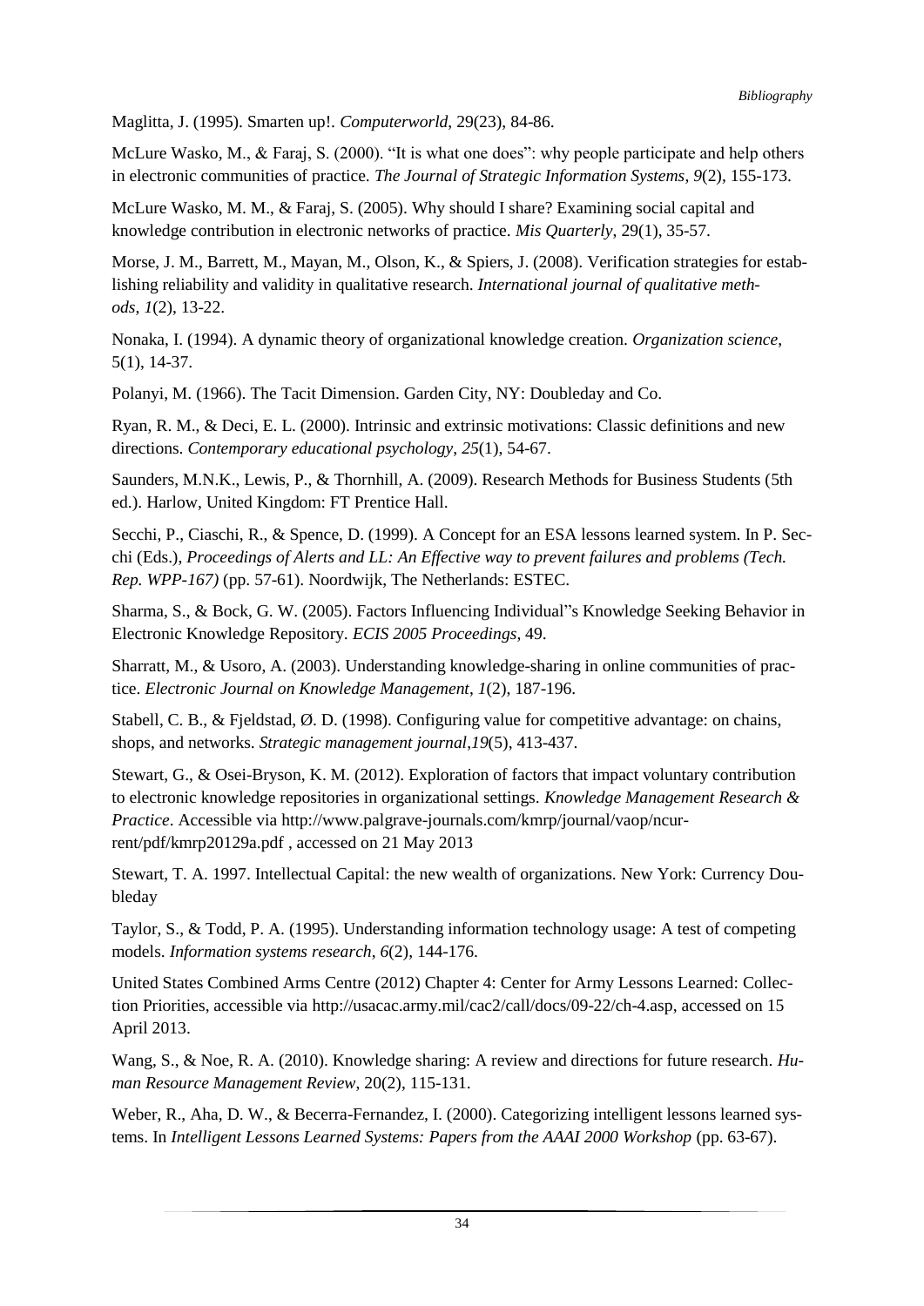Maglitta, J. (1995). Smarten up!. *Computerworld*, 29(23), 84-86.

McLure Wasko, M., & Faraj, S. (2000). "It is what one does": why people participate and help others in electronic communities of practice. *The Journal of Strategic Information Systems*, *9*(2), 155-173.

McLure Wasko, M. M., & Faraj, S. (2005). Why should I share? Examining social capital and knowledge contribution in electronic networks of practice. *Mis Quarterly*, 29(1), 35-57.

Morse, J. M., Barrett, M., Mayan, M., Olson, K., & Spiers, J. (2008). Verification strategies for establishing reliability and validity in qualitative research. *International journal of qualitative methods*, *1*(2), 13-22.

Nonaka, I. (1994). A dynamic theory of organizational knowledge creation. *Organization science*, 5(1), 14-37.

Polanyi, M. (1966). The Tacit Dimension. Garden City, NY: Doubleday and Co.

Ryan, R. M., & Deci, E. L. (2000). Intrinsic and extrinsic motivations: Classic definitions and new directions. *Contemporary educational psychology*, *25*(1), 54-67.

Saunders, M.N.K., Lewis, P., & Thornhill, A. (2009). Research Methods for Business Students (5th ed.). Harlow, United Kingdom: FT Prentice Hall.

Secchi, P., Ciaschi, R., & Spence, D. (1999). A Concept for an ESA lessons learned system. In P. Secchi (Eds.), *Proceedings of Alerts and LL: An Effective way to prevent failures and problems (Tech. Rep. WPP-167)* (pp. 57-61). Noordwijk, The Netherlands: ESTEC.

Sharma, S., & Bock, G. W. (2005). Factors Influencing Individual"s Knowledge Seeking Behavior in Electronic Knowledge Repository. *ECIS 2005 Proceedings*, 49.

Sharratt, M., & Usoro, A. (2003). Understanding knowledge-sharing in online communities of practice. *Electronic Journal on Knowledge Management*, *1*(2), 187-196.

Stabell, C. B., & Fjeldstad, Ø. D. (1998). Configuring value for competitive advantage: on chains, shops, and networks. *Strategic management journal*,*19*(5), 413-437.

Stewart, G., & Osei-Bryson, K. M. (2012). Exploration of factors that impact voluntary contribution to electronic knowledge repositories in organizational settings. *Knowledge Management Research & Practice*. Accessible via http://www.palgrave-journals.com/kmrp/journal/vaop/ncurrent/pdf/kmrp20129a.pdf , accessed on 21 May 2013

Stewart, T. A. 1997. Intellectual Capital: the new wealth of organizations. New York: Currency Doubleday

Taylor, S., & Todd, P. A. (1995). Understanding information technology usage: A test of competing models. *Information systems research*, *6*(2), 144-176.

United States Combined Arms Centre (2012) Chapter 4: Center for Army Lessons Learned: Collection Priorities, accessible via http://usacac.army.mil/cac2/call/docs/09-22/ch-4.asp, accessed on 15 April 2013.

Wang, S., & Noe, R. A. (2010). Knowledge sharing: A review and directions for future research. *Human Resource Management Review*, 20(2), 115-131.

Weber, R., Aha, D. W., & Becerra-Fernandez, I. (2000). Categorizing intelligent lessons learned systems. In *Intelligent Lessons Learned Systems: Papers from the AAAI 2000 Workshop* (pp. 63-67).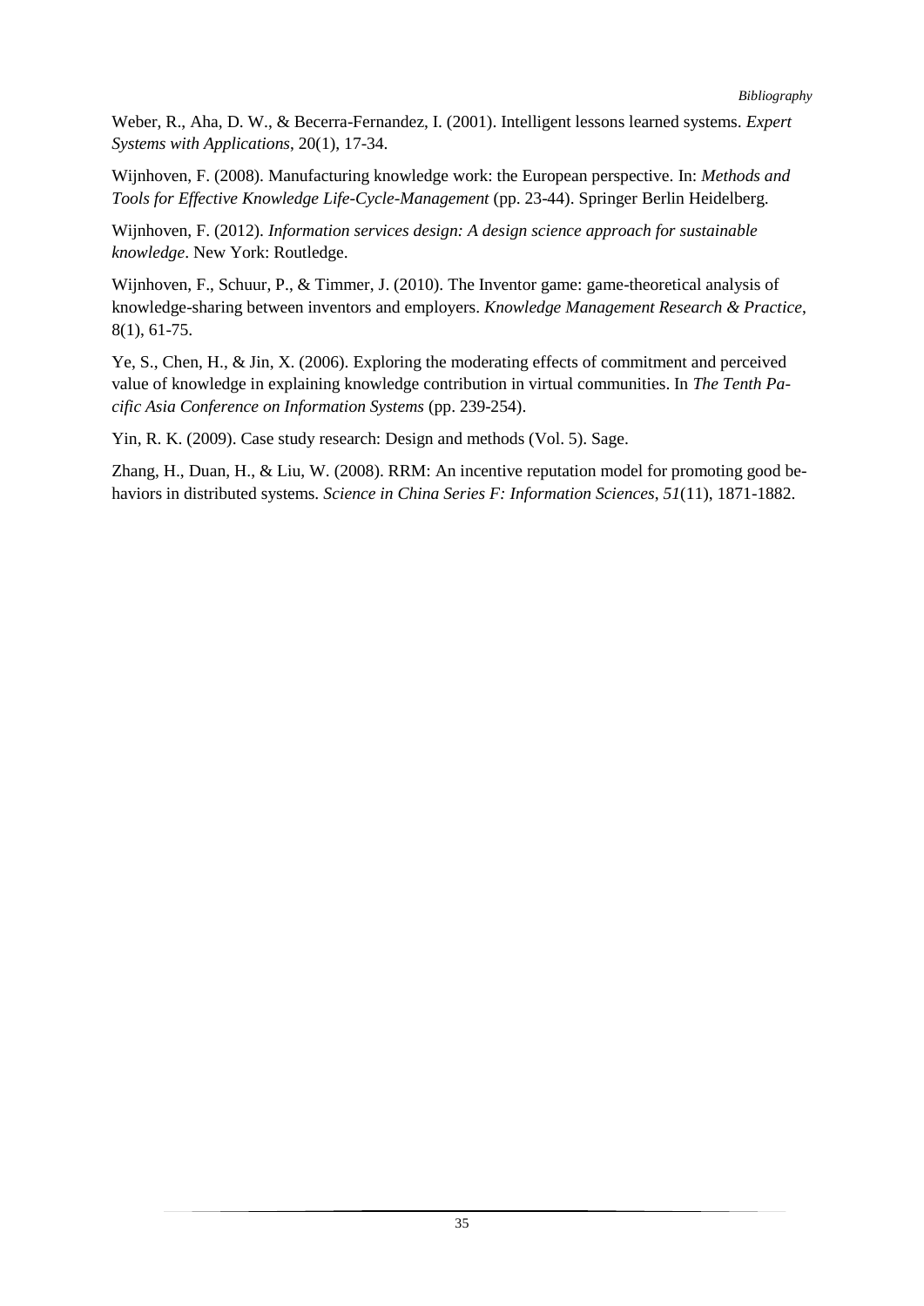Weber, R., Aha, D. W., & Becerra-Fernandez, I. (2001). Intelligent lessons learned systems. *Expert Systems with Applications*, 20(1), 17-34.

Wijnhoven, F. (2008). Manufacturing knowledge work: the European perspective. In: *Methods and Tools for Effective Knowledge Life-Cycle-Management* (pp. 23-44). Springer Berlin Heidelberg.

Wijnhoven, F. (2012). *Information services design: A design science approach for sustainable knowledge*. New York: Routledge.

Wijnhoven, F., Schuur, P., & Timmer, J. (2010). The Inventor game: game-theoretical analysis of knowledge-sharing between inventors and employers. *Knowledge Management Research & Practice*, 8(1), 61-75.

Ye, S., Chen, H., & Jin, X. (2006). Exploring the moderating effects of commitment and perceived value of knowledge in explaining knowledge contribution in virtual communities. In *The Tenth Pacific Asia Conference on Information Systems* (pp. 239-254).

Yin, R. K. (2009). Case study research: Design and methods (Vol. 5). Sage.

Zhang, H., Duan, H., & Liu, W. (2008). RRM: An incentive reputation model for promoting good behaviors in distributed systems. *Science in China Series F: Information Sciences*, *51*(11), 1871-1882.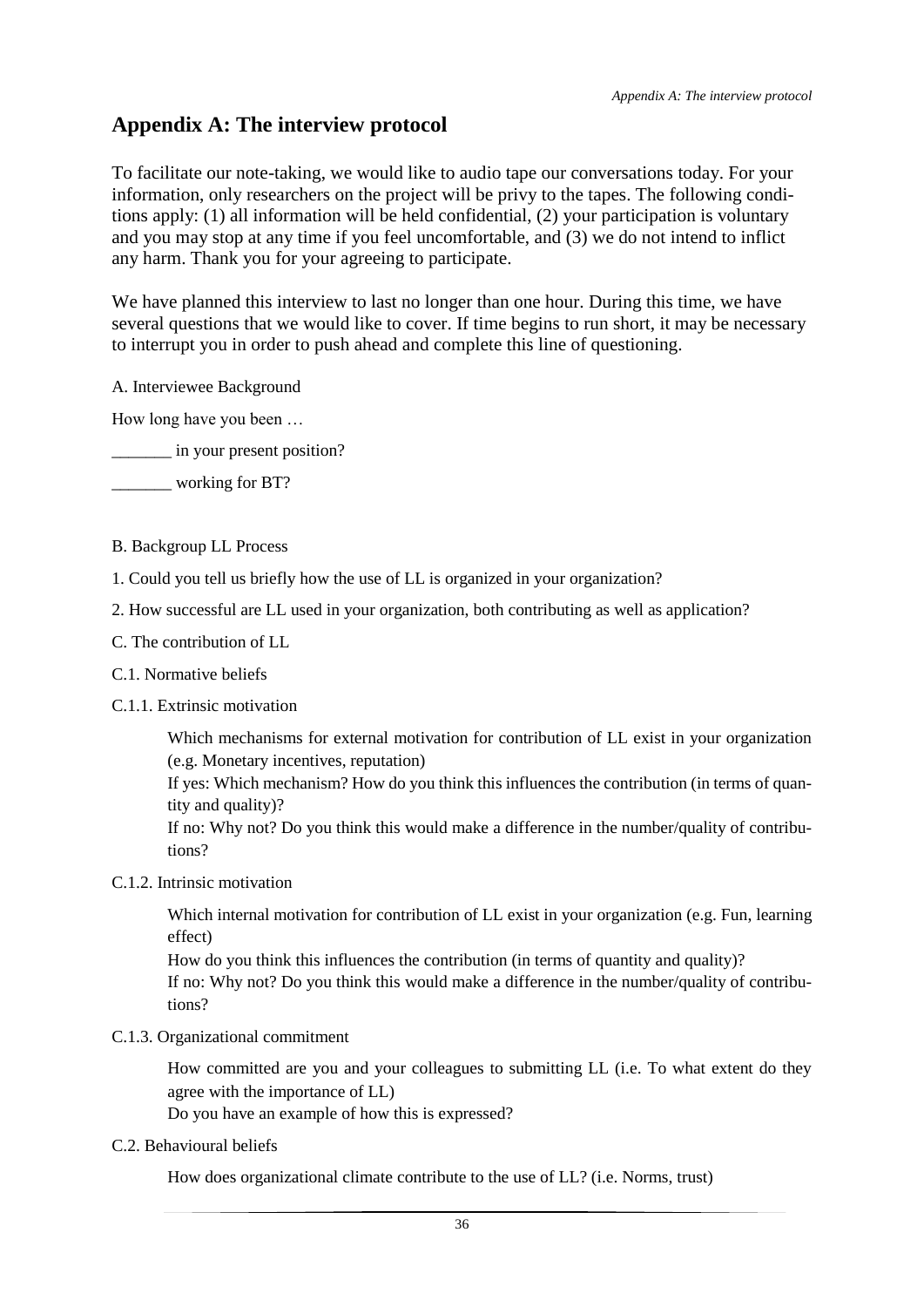# Appendix A: The interview protocol

To facilitate our note-taking, we would like to audio tape our conversations today. For your information, only researchers on the project will be privy to the tapes. The following conditions apply: (1) all information will be held confidential, (2) your participation is voluntary and you may stop at any time if you feel uncomfortable, and (3) we do not intend to inflict any harm. Thank you for your agreeing to participate.

We have planned this interview to last no longer than one hour. During this time, we have several questions that we would like to cover. If time begins to run short, it may be necessary to interrupt you in order to push ahead and complete this line of questioning.

A. Interviewee Background

How long have you been …

_______ in your present position?

_______ working for BT?

B. Backgroup LL Process

1. Could you tell us briefly how the use of LL is organized in your organization?

2. How successful are LL used in your organization, both contributing as well as application?

C. The contribution of LL

C.1. Normative beliefs

C.1.1. Extrinsic motivation

> Which mechanisms for external motivation for contribution of LL exist in your organization (e.g. Monetary incentives, reputation)
> If yes: Which mechanism? How do you think this influences the contribution (in terms of quantity and quality)?
> If no: Why not? Do you think this would make a difference in the number/quality of contributions?

C.1.2. Intrinsic motivation

> Which internal motivation for contribution of LL exist in your organization (e.g. Fun, learning effect)
> How do you think this influences the contribution (in terms of quantity and quality)?
> If no: Why not? Do you think this would make a difference in the number/quality of contributions?

C.1.3. Organizational commitment

> How committed are you and your colleagues to submitting LL (i.e. To what extent do they agree with the importance of LL)
> Do you have an example of how this is expressed?

C.2. Behavioural beliefs

> How does organizational climate contribute to the use of LL? (i.e. Norms, trust)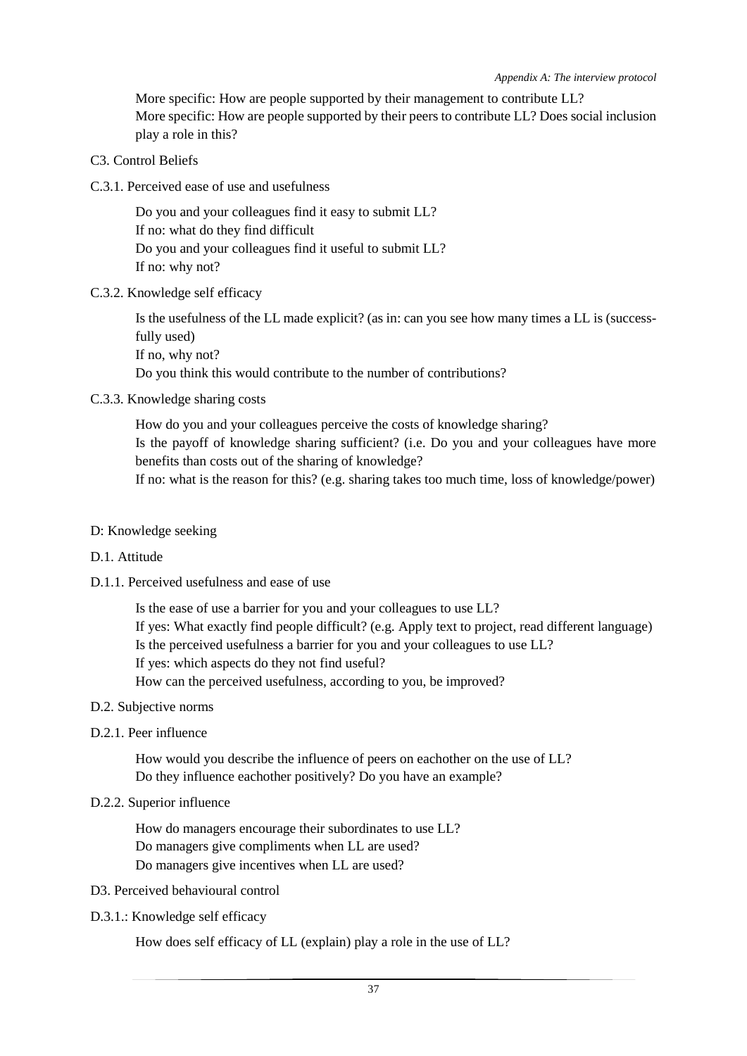More specific: How are people supported by their management to contribute LL?
More specific: How are people supported by their peers to contribute LL? Does social inclusion play a role in this?

C3. Control Beliefs

C.3.1. Perceived ease of use and usefulness

Do you and your colleagues find it easy to submit LL?
If no: what do they find difficult
Do you and your colleagues find it useful to submit LL?
If no: why not?

C.3.2. Knowledge self efficacy

Is the usefulness of the LL made explicit? (as in: can you see how many times a LL is (successfully used)
If no, why not?
Do you think this would contribute to the number of contributions?

C.3.3. Knowledge sharing costs

How do you and your colleagues perceive the costs of knowledge sharing?
Is the payoff of knowledge sharing sufficient? (i.e. Do you and your colleagues have more benefits than costs out of the sharing of knowledge?
If no: what is the reason for this? (e.g. sharing takes too much time, loss of knowledge/power)

D: Knowledge seeking

D.1. Attitude

D.1.1. Perceived usefulness and ease of use

Is the ease of use a barrier for you and your colleagues to use LL?
If yes: What exactly find people difficult? (e.g. Apply text to project, read different language)
Is the perceived usefulness a barrier for you and your colleagues to use LL?
If yes: which aspects do they not find useful?
How can the perceived usefulness, according to you, be improved?

D.2. Subjective norms

D.2.1. Peer influence

How would you describe the influence of peers on eachother on the use of LL?
Do they influence eachother positively? Do you have an example?

D.2.2. Superior influence

How do managers encourage their subordinates to use LL?
Do managers give compliments when LL are used?
Do managers give incentives when LL are used?

D3. Perceived behavioural control

D.3.1.: Knowledge self efficacy

How does self efficacy of LL (explain) play a role in the use of LL?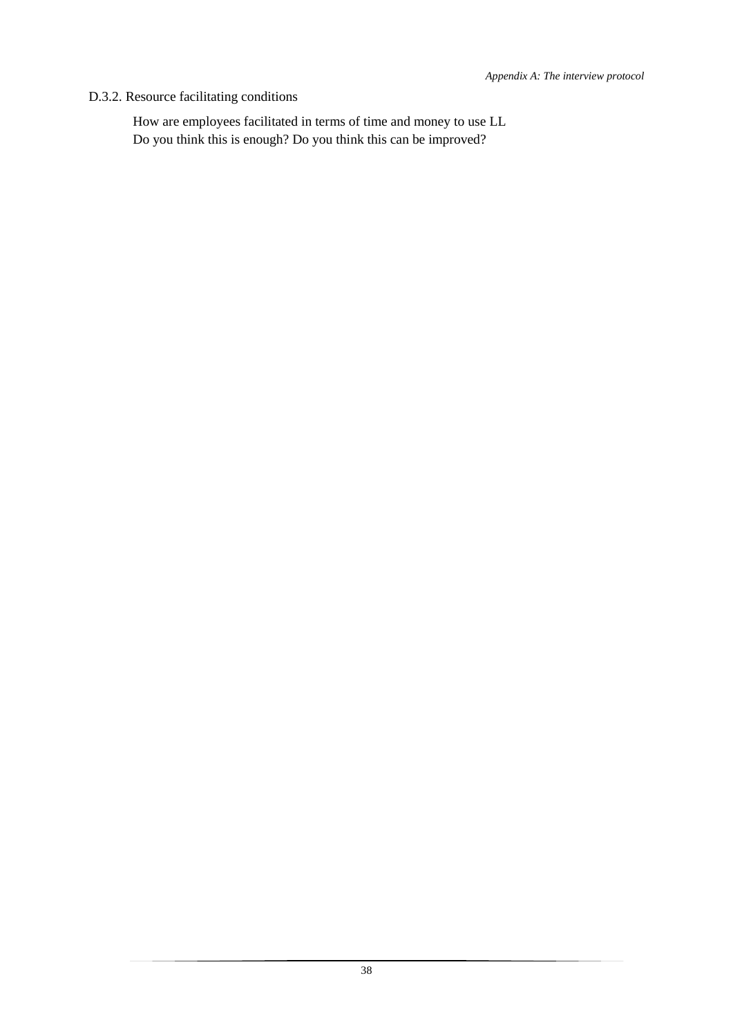D.3.2. Resource facilitating conditions

How are employees facilitated in terms of time and money to use LL
Do you think this is enough? Do you think this can be improved?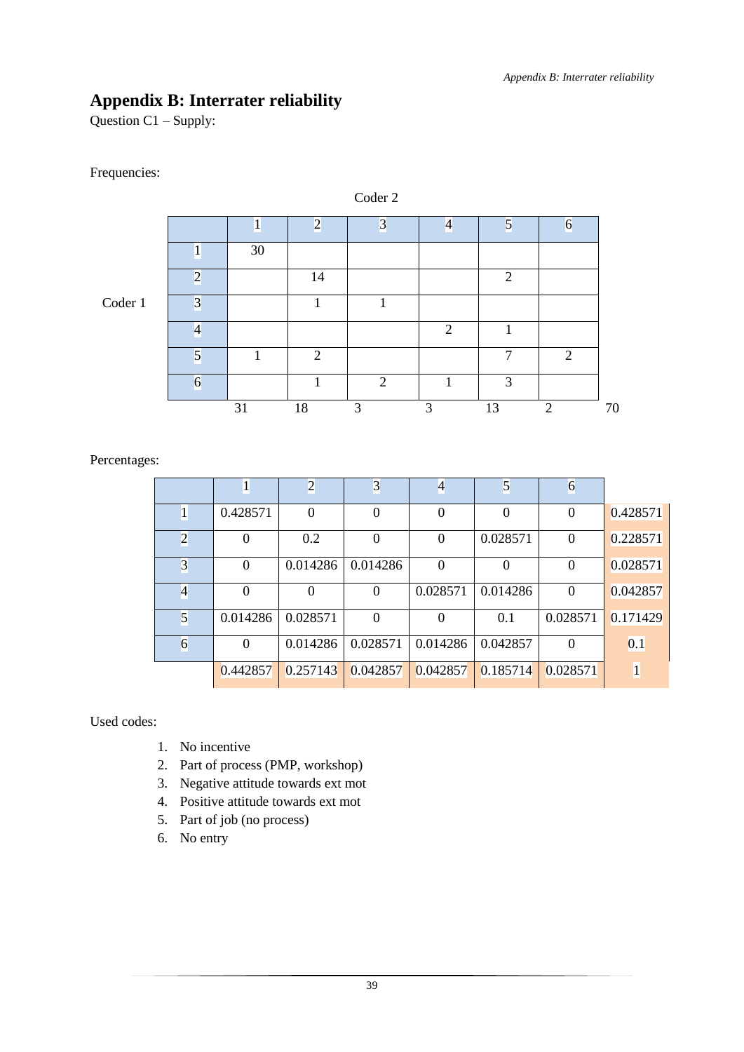# Appendix B: Interrater reliability

Question C1 – Supply:

Frequencies:

| | | Coder 2 | | | | | | |
|---|---|---|---|---|---|---|---|---|
| | | 1 | 2 | 3 | 4 | 5 | 6 | |
| Coder 1 | 1 | 30 | | | | | | |
| | 2 | | 14 | | | 2 | | |
| | 3 | | 1 | 1 | | | | |
| | 4 | | | | 2 | 1 | | |
| | 5 | 1 | 2 | | | 7 | 2 | |
| | 6 | | 1 | 2 | 1 | 3 | | |
| | | 31 | 18 | 3 | 3 | 13 | 2 | 70 |

Percentages:

| | 1 | 2 | 3 | 4 | 5 | 6 | |
|---|---|---|---|---|---|---|---|
| 1 | 0.428571 | 0 | 0 | 0 | 0 | 0 | 0.428571 |
| 2 | 0 | 0.2 | 0 | 0 | 0.028571 | 0 | 0.228571 |
| 3 | 0 | 0.014286 | 0.014286 | 0 | 0 | 0 | 0.028571 |
| 4 | 0 | 0 | 0 | 0.028571 | 0.014286 | 0 | 0.042857 |
| 5 | 0.014286 | 0.028571 | 0 | 0 | 0.1 | 0.028571 | 0.171429 |
| 6 | 0 | 0.014286 | 0.028571 | 0.014286 | 0.042857 | 0 | 0.1 |
| | 0.442857 | 0.257143 | 0.042857 | 0.042857 | 0.185714 | 0.028571 | 1 |

Used codes:

1. No incentive
2. Part of process (PMP, workshop)
3. Negative attitude towards ext mot
4. Positive attitude towards ext mot
5. Part of job (no process)
6. No entry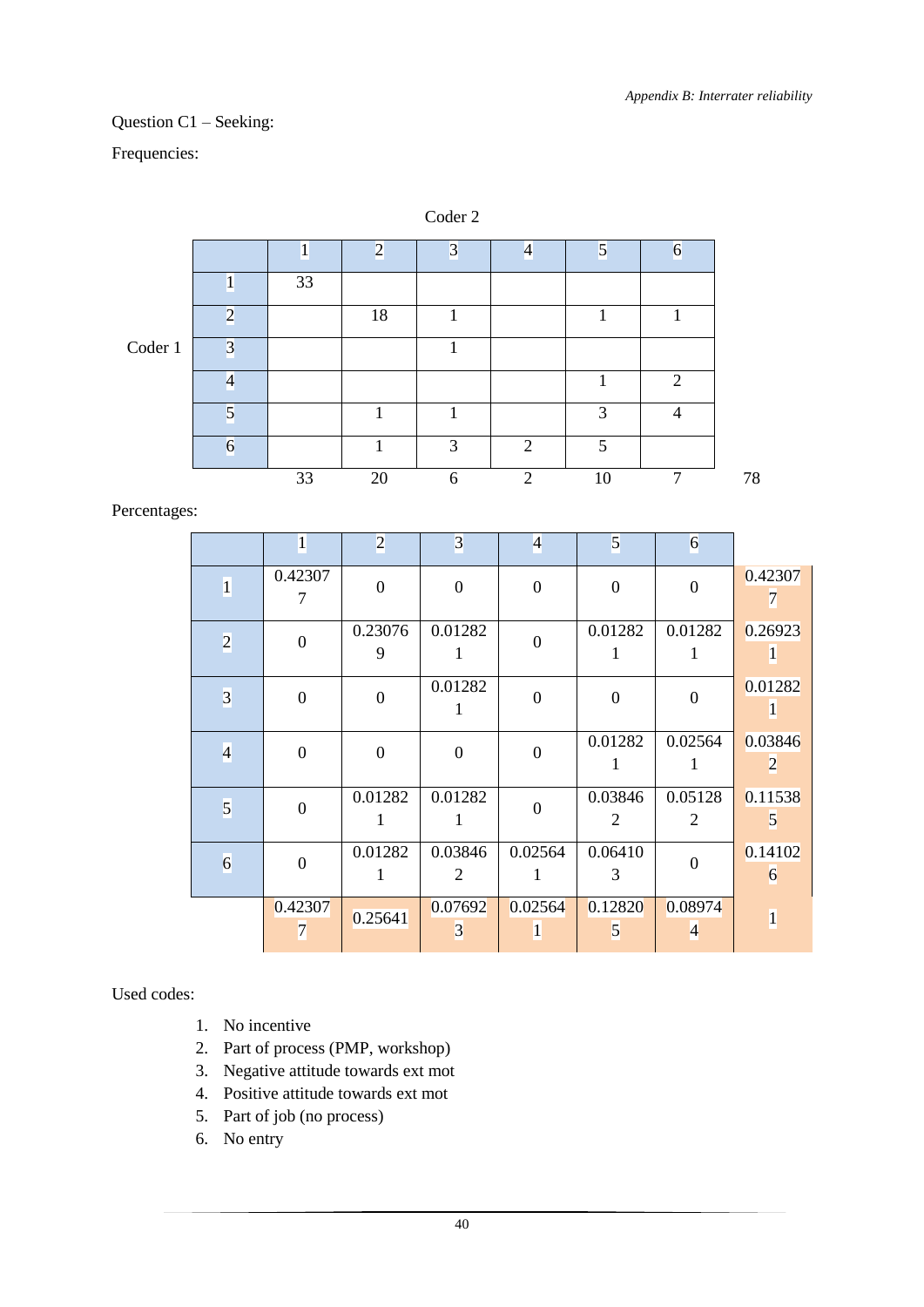Question C1 – Seeking:

Frequencies:

Coder 2

| | | 1 | 2 | 3 | 4 | 5 | 6 | |
|---|---|---|---|---|---|---|---|---|
| Coder 1 | 1 | 33 | | | | | | |
| | 2 | | 18 | 1 | | 1 | 1 | |
| | 3 | | | 1 | | | | |
| | 4 | | | | | 1 | 2 | |
| | 5 | | 1 | 1 | | 3 | 4 | |
| | 6 | | 1 | 3 | 2 | 5 | | |
| | | 33 | 20 | 6 | 2 | 10 | 7 | 78 |

Percentages:

| | 1 | 2 | 3 | 4 | 5 | 6 | |
|---|---|---|---|---|---|---|---|
| 1 | 0.423077 | 0 | 0 | 0 | 0 | 0 | 0.423077 |
| 2 | 0 | 0.230769 | 0.012821 | 0 | 0.012821 | 0.012821 | 0.269231 |
| 3 | 0 | 0 | 0.012821 | 0 | 0 | 0 | 0.012821 |
| 4 | 0 | 0 | 0 | 0 | 0.012821 | 0.025641 | 0.038462 |
| 5 | 0 | 0.012821 | 0.012821 | 0 | 0.038462 | 0.051282 | 0.115385 |
| 6 | 0 | 0.012821 | 0.038462 | 0.025641 | 0.064103 | 0 | 0.141026 |
| | 0.423077 | 0.25641 | 0.076923 | 0.025641 | 0.128205 | 0.089744 | 1 |

Used codes:

1. No incentive
2. Part of process (PMP, workshop)
3. Negative attitude towards ext mot
4. Positive attitude towards ext mot
5. Part of job (no process)
6. No entry